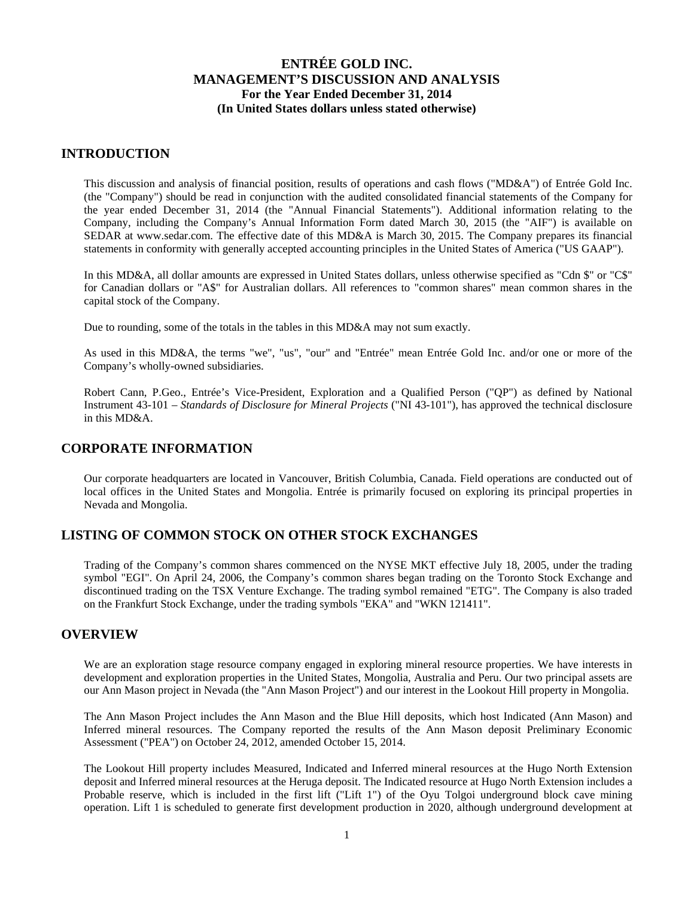# ENTRÉE GOLD INC.
# MANAGEMENT'S DISCUSSION AND ANALYSIS
**For the Year Ended December 31, 2014**
**(In United States dollars unless stated otherwise)**

## INTRODUCTION

This discussion and analysis of financial position, results of operations and cash flows ("MD&A") of Entrée Gold Inc. (the "Company") should be read in conjunction with the audited consolidated financial statements of the Company for the year ended December 31, 2014 (the "Annual Financial Statements"). Additional information relating to the Company, including the Company's Annual Information Form dated March 30, 2015 (the "AIF") is available on SEDAR at www.sedar.com. The effective date of this MD&A is March 30, 2015. The Company prepares its financial statements in conformity with generally accepted accounting principles in the United States of America ("US GAAP").

In this MD&A, all dollar amounts are expressed in United States dollars, unless otherwise specified as "Cdn $" or "C$" for Canadian dollars or "A$" for Australian dollars. All references to "common shares" mean common shares in the capital stock of the Company.

Due to rounding, some of the totals in the tables in this MD&A may not sum exactly.

As used in this MD&A, the terms "we", "us", "our" and "Entrée" mean Entrée Gold Inc. and/or one or more of the Company's wholly-owned subsidiaries.

Robert Cann, P.Geo., Entrée's Vice-President, Exploration and a Qualified Person ("QP") as defined by National Instrument 43-101 – *Standards of Disclosure for Mineral Projects* ("NI 43-101"), has approved the technical disclosure in this MD&A.

## CORPORATE INFORMATION

Our corporate headquarters are located in Vancouver, British Columbia, Canada. Field operations are conducted out of local offices in the United States and Mongolia. Entrée is primarily focused on exploring its principal properties in Nevada and Mongolia.

## LISTING OF COMMON STOCK ON OTHER STOCK EXCHANGES

Trading of the Company's common shares commenced on the NYSE MKT effective July 18, 2005, under the trading symbol "EGI". On April 24, 2006, the Company's common shares began trading on the Toronto Stock Exchange and discontinued trading on the TSX Venture Exchange. The trading symbol remained "ETG". The Company is also traded on the Frankfurt Stock Exchange, under the trading symbols "EKA" and "WKN 121411".

## OVERVIEW

We are an exploration stage resource company engaged in exploring mineral resource properties. We have interests in development and exploration properties in the United States, Mongolia, Australia and Peru. Our two principal assets are our Ann Mason project in Nevada (the "Ann Mason Project") and our interest in the Lookout Hill property in Mongolia.

The Ann Mason Project includes the Ann Mason and the Blue Hill deposits, which host Indicated (Ann Mason) and Inferred mineral resources. The Company reported the results of the Ann Mason deposit Preliminary Economic Assessment ("PEA") on October 24, 2012, amended October 15, 2014.

The Lookout Hill property includes Measured, Indicated and Inferred mineral resources at the Hugo North Extension deposit and Inferred mineral resources at the Heruga deposit. The Indicated resource at Hugo North Extension includes a Probable reserve, which is included in the first lift ("Lift 1") of the Oyu Tolgoi underground block cave mining operation. Lift 1 is scheduled to generate first development production in 2020, although underground development at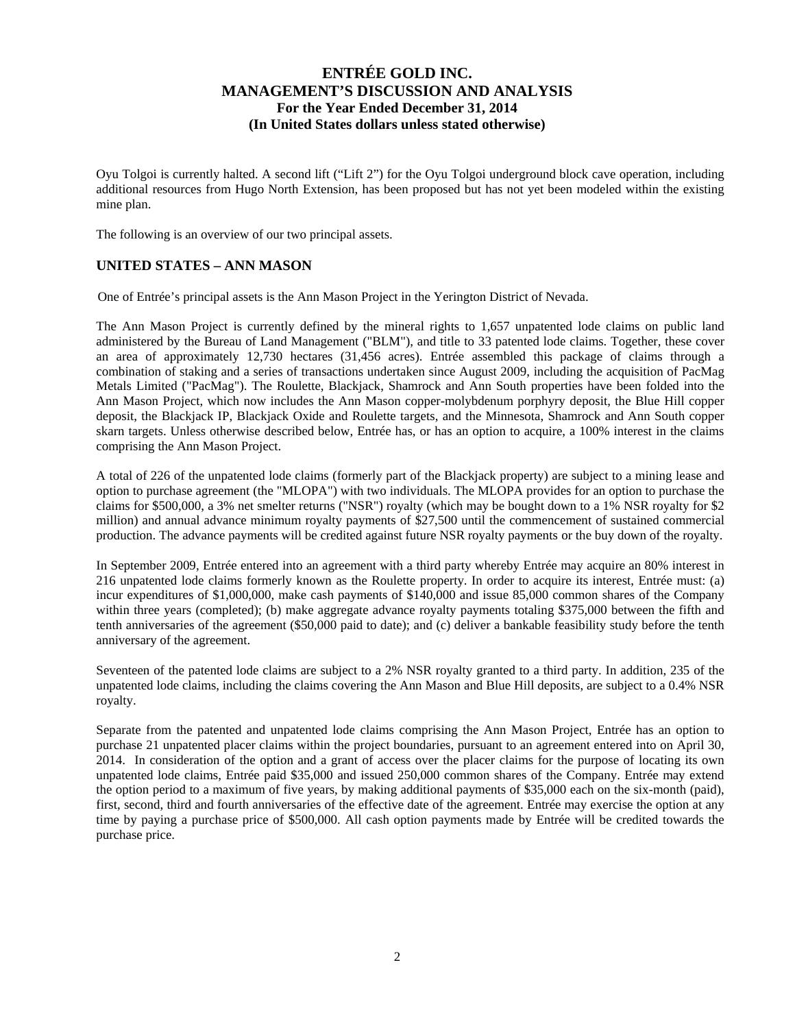Oyu Tolgoi is currently halted. A second lift ("Lift 2") for the Oyu Tolgoi underground block cave operation, including additional resources from Hugo North Extension, has been proposed but has not yet been modeled within the existing mine plan.

The following is an overview of our two principal assets.

## UNITED STATES – ANN MASON

One of Entrée's principal assets is the Ann Mason Project in the Yerington District of Nevada.

The Ann Mason Project is currently defined by the mineral rights to 1,657 unpatented lode claims on public land administered by the Bureau of Land Management ("BLM"), and title to 33 patented lode claims. Together, these cover an area of approximately 12,730 hectares (31,456 acres). Entrée assembled this package of claims through a combination of staking and a series of transactions undertaken since August 2009, including the acquisition of PacMag Metals Limited ("PacMag"). The Roulette, Blackjack, Shamrock and Ann South properties have been folded into the Ann Mason Project, which now includes the Ann Mason copper-molybdenum porphyry deposit, the Blue Hill copper deposit, the Blackjack IP, Blackjack Oxide and Roulette targets, and the Minnesota, Shamrock and Ann South copper skarn targets. Unless otherwise described below, Entrée has, or has an option to acquire, a 100% interest in the claims comprising the Ann Mason Project.

A total of 226 of the unpatented lode claims (formerly part of the Blackjack property) are subject to a mining lease and option to purchase agreement (the "MLOPA") with two individuals. The MLOPA provides for an option to purchase the claims for $500,000, a 3% net smelter returns ("NSR") royalty (which may be bought down to a 1% NSR royalty for $2 million) and annual advance minimum royalty payments of $27,500 until the commencement of sustained commercial production. The advance payments will be credited against future NSR royalty payments or the buy down of the royalty.

In September 2009, Entrée entered into an agreement with a third party whereby Entrée may acquire an 80% interest in 216 unpatented lode claims formerly known as the Roulette property. In order to acquire its interest, Entrée must: (a) incur expenditures of $1,000,000, make cash payments of $140,000 and issue 85,000 common shares of the Company within three years (completed); (b) make aggregate advance royalty payments totaling $375,000 between the fifth and tenth anniversaries of the agreement ($50,000 paid to date); and (c) deliver a bankable feasibility study before the tenth anniversary of the agreement.

Seventeen of the patented lode claims are subject to a 2% NSR royalty granted to a third party. In addition, 235 of the unpatented lode claims, including the claims covering the Ann Mason and Blue Hill deposits, are subject to a 0.4% NSR royalty.

Separate from the patented and unpatented lode claims comprising the Ann Mason Project, Entrée has an option to purchase 21 unpatented placer claims within the project boundaries, pursuant to an agreement entered into on April 30, 2014. In consideration of the option and a grant of access over the placer claims for the purpose of locating its own unpatented lode claims, Entrée paid $35,000 and issued 250,000 common shares of the Company. Entrée may extend the option period to a maximum of five years, by making additional payments of $35,000 each on the six-month (paid), first, second, third and fourth anniversaries of the effective date of the agreement. Entrée may exercise the option at any time by paying a purchase price of $500,000. All cash option payments made by Entrée will be credited towards the purchase price.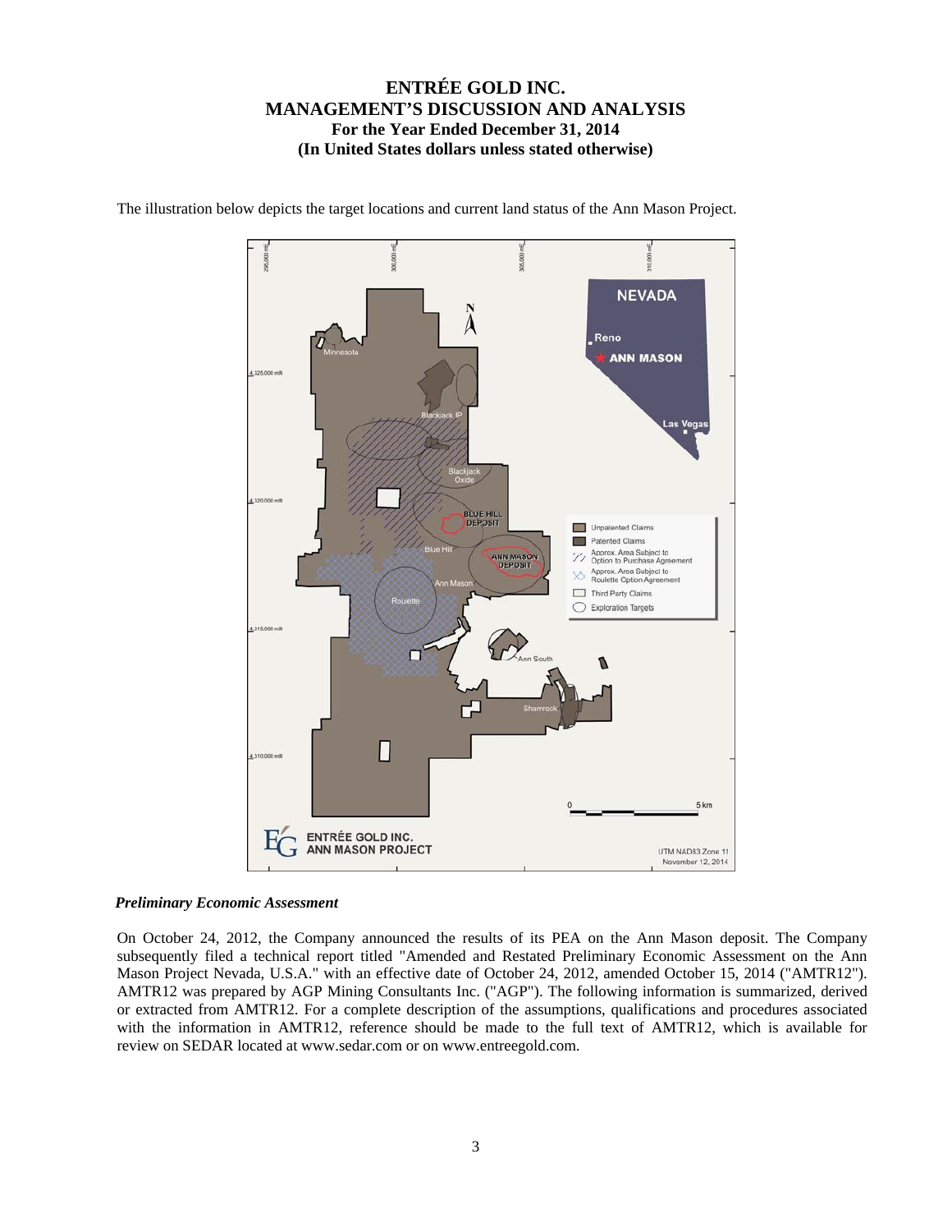The illustration below depicts the target locations and current land status of the Ann Mason Project.

### *Preliminary Economic Assessment*

On October 24, 2012, the Company announced the results of its PEA on the Ann Mason deposit. The Company subsequently filed a technical report titled "Amended and Restated Preliminary Economic Assessment on the Ann Mason Project Nevada, U.S.A." with an effective date of October 24, 2012, amended October 15, 2014 ("AMTR12"). AMTR12 was prepared by AGP Mining Consultants Inc. ("AGP"). The following information is summarized, derived or extracted from AMTR12. For a complete description of the assumptions, qualifications and procedures associated with the information in AMTR12, reference should be made to the full text of AMTR12, which is available for review on SEDAR located at www.sedar.com or on www.entreegold.com.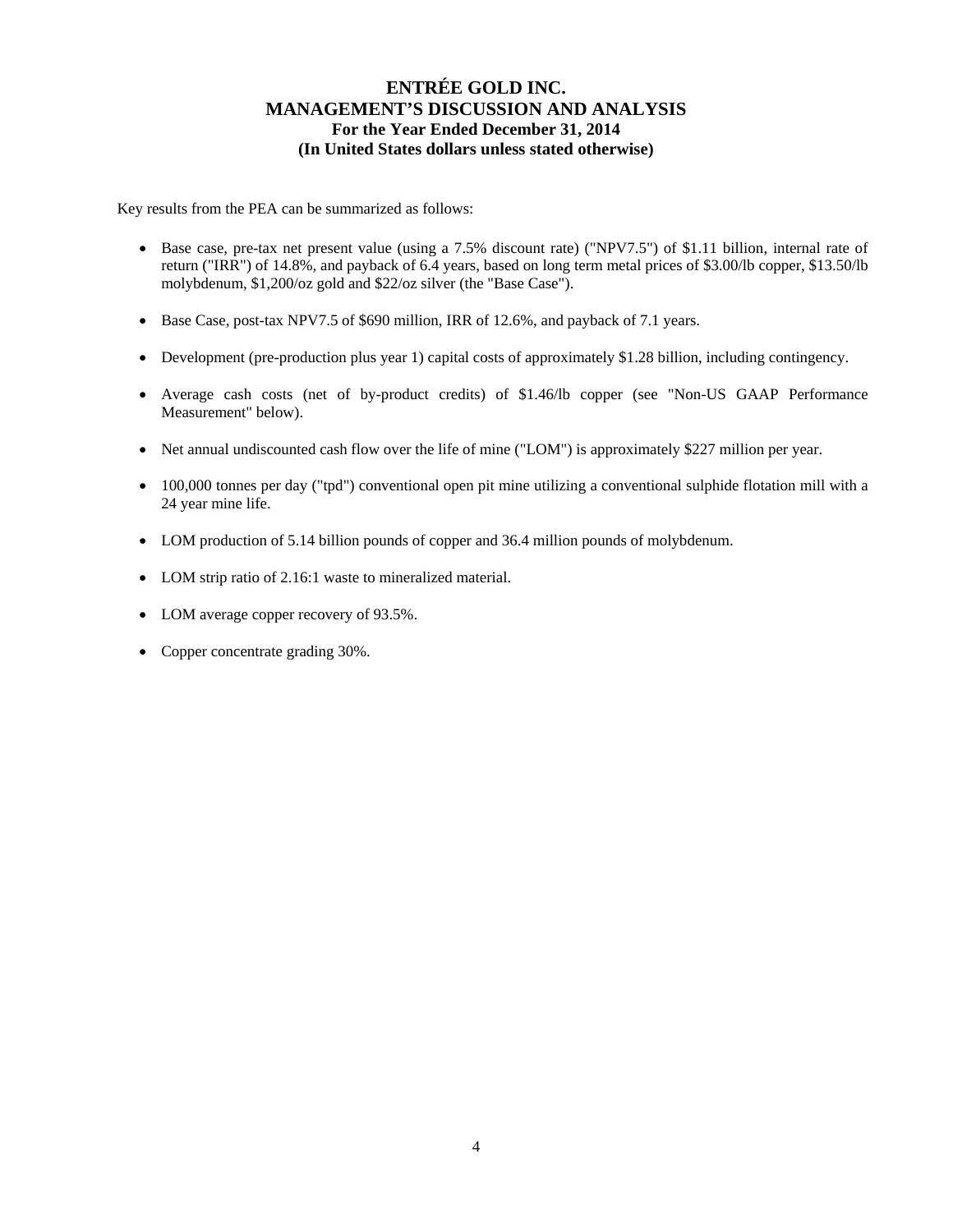Key results from the PEA can be summarized as follows:

- Base case, pre-tax net present value (using a 7.5% discount rate) ("NPV7.5") of $1.11 billion, internal rate of return ("IRR") of 14.8%, and payback of 6.4 years, based on long term metal prices of $3.00/lb copper, $13.50/lb molybdenum, $1,200/oz gold and $22/oz silver (the "Base Case").
- Base Case, post-tax NPV7.5 of $690 million, IRR of 12.6%, and payback of 7.1 years.
- Development (pre-production plus year 1) capital costs of approximately $1.28 billion, including contingency.
- Average cash costs (net of by-product credits) of $1.46/lb copper (see "Non-US GAAP Performance Measurement" below).
- Net annual undiscounted cash flow over the life of mine ("LOM") is approximately $227 million per year.
- 100,000 tonnes per day ("tpd") conventional open pit mine utilizing a conventional sulphide flotation mill with a 24 year mine life.
- LOM production of 5.14 billion pounds of copper and 36.4 million pounds of molybdenum.
- LOM strip ratio of 2.16:1 waste to mineralized material.
- LOM average copper recovery of 93.5%.
- Copper concentrate grading 30%.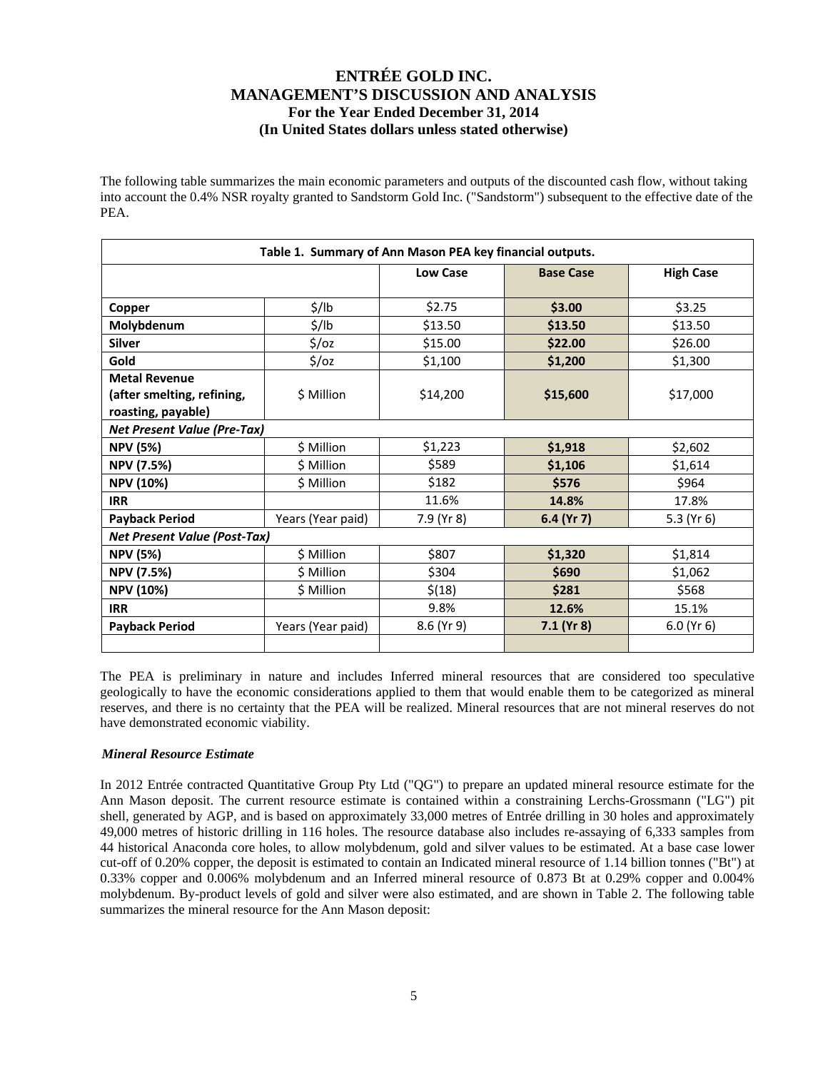The following table summarizes the main economic parameters and outputs of the discounted cash flow, without taking into account the 0.4% NSR royalty granted to Sandstorm Gold Inc. ("Sandstorm") subsequent to the effective date of the PEA.

| **Table 1. Summary of Ann Mason PEA key financial outputs.** | | | | |
|---|---|---|---|---|
| | | **Low Case** | **Base Case** | **High Case** |
| **Copper** | $/lb | $2.75 | **$3.00** | $3.25 |
| **Molybdenum** | $/lb | $13.50 | **$13.50** | $13.50 |
| **Silver** | $/oz | $15.00 | **$22.00** | $26.00 |
| **Gold** | $/oz | $1,100 | **$1,200** | $1,300 |
| **Metal Revenue (after smelting, refining, roasting, payable)** | $ Million | $14,200 | **$15,600** | $17,000 |
| ***Net Present Value (Pre-Tax)*** | | | | |
| **NPV (5%)** | $ Million | $1,223 | **$1,918** | $2,602 |
| **NPV (7.5%)** | $ Million | $589 | **$1,106** | $1,614 |
| **NPV (10%)** | $ Million | $182 | **$576** | $964 |
| **IRR** | | 11.6% | **14.8%** | 17.8% |
| **Payback Period** | Years (Year paid) | 7.9 (Yr 8) | **6.4 (Yr 7)** | 5.3 (Yr 6) |
| ***Net Present Value (Post-Tax)*** | | | | |
| **NPV (5%)** | $ Million | $807 | **$1,320** | $1,814 |
| **NPV (7.5%)** | $ Million | $304 | **$690** | $1,062 |
| **NPV (10%)** | $ Million | $(18) | **$281** | $568 |
| **IRR** | | 9.8% | **12.6%** | 15.1% |
| **Payback Period** | Years (Year paid) | 8.6 (Yr 9) | **7.1 (Yr 8)** | 6.0 (Yr 6) |

The PEA is preliminary in nature and includes Inferred mineral resources that are considered too speculative geologically to have the economic considerations applied to them that would enable them to be categorized as mineral reserves, and there is no certainty that the PEA will be realized. Mineral resources that are not mineral reserves do not have demonstrated economic viability.

***Mineral Resource Estimate***

In 2012 Entrée contracted Quantitative Group Pty Ltd ("QG") to prepare an updated mineral resource estimate for the Ann Mason deposit. The current resource estimate is contained within a constraining Lerchs-Grossmann ("LG") pit shell, generated by AGP, and is based on approximately 33,000 metres of Entrée drilling in 30 holes and approximately 49,000 metres of historic drilling in 116 holes. The resource database also includes re-assaying of 6,333 samples from 44 historical Anaconda core holes, to allow molybdenum, gold and silver values to be estimated. At a base case lower cut-off of 0.20% copper, the deposit is estimated to contain an Indicated mineral resource of 1.14 billion tonnes ("Bt") at 0.33% copper and 0.006% molybdenum and an Inferred mineral resource of 0.873 Bt at 0.29% copper and 0.004% molybdenum. By-product levels of gold and silver were also estimated, and are shown in Table 2. The following table summarizes the mineral resource for the Ann Mason deposit: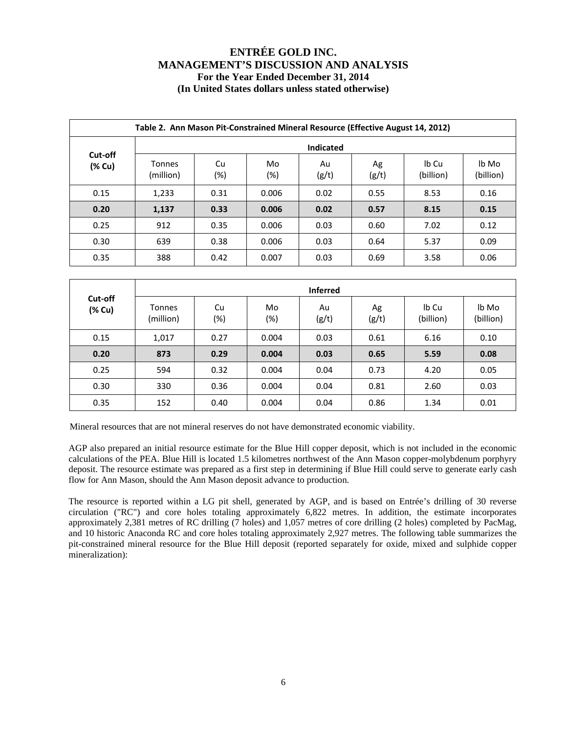**Table 2. Ann Mason Pit-Constrained Mineral Resource (Effective August 14, 2012)**

| Cut-off (% Cu) | Indicated | | | | | | |
|---|---|---|---|---|---|---|---|
| | Tonnes (million) | Cu (%) | Mo (%) | Au (g/t) | Ag (g/t) | lb Cu (billion) | lb Mo (billion) |
| 0.15 | 1,233 | 0.31 | 0.006 | 0.02 | 0.55 | 8.53 | 0.16 |
| **0.20** | **1,137** | **0.33** | **0.006** | **0.02** | **0.57** | **8.15** | **0.15** |
| 0.25 | 912 | 0.35 | 0.006 | 0.03 | 0.60 | 7.02 | 0.12 |
| 0.30 | 639 | 0.38 | 0.006 | 0.03 | 0.64 | 5.37 | 0.09 |
| 0.35 | 388 | 0.42 | 0.007 | 0.03 | 0.69 | 3.58 | 0.06 |

| Cut-off (% Cu) | Inferred | | | | | | |
|---|---|---|---|---|---|---|---|
| | Tonnes (million) | Cu (%) | Mo (%) | Au (g/t) | Ag (g/t) | lb Cu (billion) | lb Mo (billion) |
| 0.15 | 1,017 | 0.27 | 0.004 | 0.03 | 0.61 | 6.16 | 0.10 |
| **0.20** | **873** | **0.29** | **0.004** | **0.03** | **0.65** | **5.59** | **0.08** |
| 0.25 | 594 | 0.32 | 0.004 | 0.04 | 0.73 | 4.20 | 0.05 |
| 0.30 | 330 | 0.36 | 0.004 | 0.04 | 0.81 | 2.60 | 0.03 |
| 0.35 | 152 | 0.40 | 0.004 | 0.04 | 0.86 | 1.34 | 0.01 |

Mineral resources that are not mineral reserves do not have demonstrated economic viability.

AGP also prepared an initial resource estimate for the Blue Hill copper deposit, which is not included in the economic calculations of the PEA. Blue Hill is located 1.5 kilometres northwest of the Ann Mason copper-molybdenum porphyry deposit. The resource estimate was prepared as a first step in determining if Blue Hill could serve to generate early cash flow for Ann Mason, should the Ann Mason deposit advance to production.

The resource is reported within a LG pit shell, generated by AGP, and is based on Entrée's drilling of 30 reverse circulation ("RC") and core holes totaling approximately 6,822 metres. In addition, the estimate incorporates approximately 2,381 metres of RC drilling (7 holes) and 1,057 metres of core drilling (2 holes) completed by PacMag, and 10 historic Anaconda RC and core holes totaling approximately 2,927 metres. The following table summarizes the pit-constrained mineral resource for the Blue Hill deposit (reported separately for oxide, mixed and sulphide copper mineralization):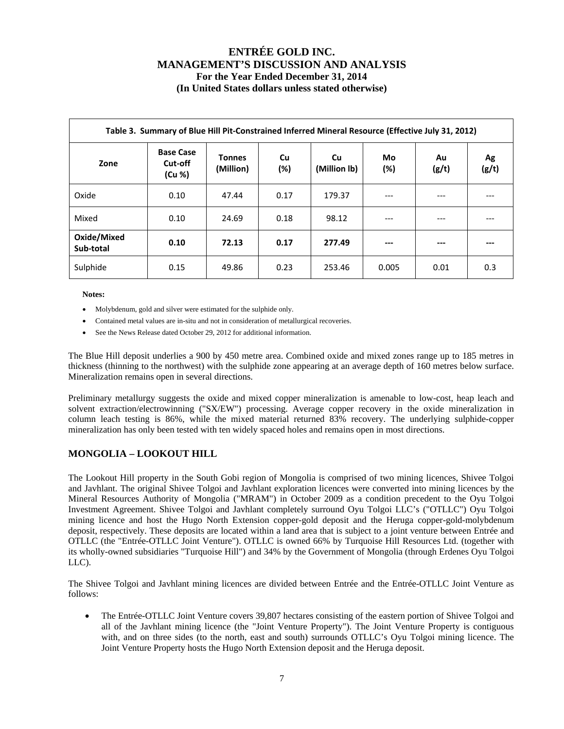| Table 3. Summary of Blue Hill Pit-Constrained Inferred Mineral Resource (Effective July 31, 2012) | | | | | | | |
|---|---|---|---|---|---|---|---|
| **Zone** | **Base Case Cut-off (Cu %)** | **Tonnes (Million)** | **Cu (%)** | **Cu (Million lb)** | **Mo (%)** | **Au (g/t)** | **Ag (g/t)** |
| Oxide | 0.10 | 47.44 | 0.17 | 179.37 | --- | --- | --- |
| Mixed | 0.10 | 24.69 | 0.18 | 98.12 | --- | --- | --- |
| **Oxide/Mixed Sub-total** | **0.10** | **72.13** | **0.17** | **277.49** | **---** | **---** | **---** |
| Sulphide | 0.15 | 49.86 | 0.23 | 253.46 | 0.005 | 0.01 | 0.3 |

**Notes:**

- Molybdenum, gold and silver were estimated for the sulphide only.
- Contained metal values are in-situ and not in consideration of metallurgical recoveries.
- See the News Release dated October 29, 2012 for additional information.

The Blue Hill deposit underlies a 900 by 450 metre area. Combined oxide and mixed zones range up to 185 metres in thickness (thinning to the northwest) with the sulphide zone appearing at an average depth of 160 metres below surface. Mineralization remains open in several directions.

Preliminary metallurgy suggests the oxide and mixed copper mineralization is amenable to low-cost, heap leach and solvent extraction/electrowinning ("SX/EW") processing. Average copper recovery in the oxide mineralization in column leach testing is 86%, while the mixed material returned 83% recovery. The underlying sulphide-copper mineralization has only been tested with ten widely spaced holes and remains open in most directions.

## MONGOLIA – LOOKOUT HILL

The Lookout Hill property in the South Gobi region of Mongolia is comprised of two mining licences, Shivee Tolgoi and Javhlant. The original Shivee Tolgoi and Javhlant exploration licences were converted into mining licences by the Mineral Resources Authority of Mongolia ("MRAM") in October 2009 as a condition precedent to the Oyu Tolgoi Investment Agreement. Shivee Tolgoi and Javhlant completely surround Oyu Tolgoi LLC's ("OTLLC") Oyu Tolgoi mining licence and host the Hugo North Extension copper-gold deposit and the Heruga copper-gold-molybdenum deposit, respectively. These deposits are located within a land area that is subject to a joint venture between Entrée and OTLLC (the "Entrée-OTLLC Joint Venture"). OTLLC is owned 66% by Turquoise Hill Resources Ltd. (together with its wholly-owned subsidiaries "Turquoise Hill") and 34% by the Government of Mongolia (through Erdenes Oyu Tolgoi LLC).

The Shivee Tolgoi and Javhlant mining licences are divided between Entrée and the Entrée-OTLLC Joint Venture as follows:

- The Entrée-OTLLC Joint Venture covers 39,807 hectares consisting of the eastern portion of Shivee Tolgoi and all of the Javhlant mining licence (the "Joint Venture Property"). The Joint Venture Property is contiguous with, and on three sides (to the north, east and south) surrounds OTLLC's Oyu Tolgoi mining licence. The Joint Venture Property hosts the Hugo North Extension deposit and the Heruga deposit.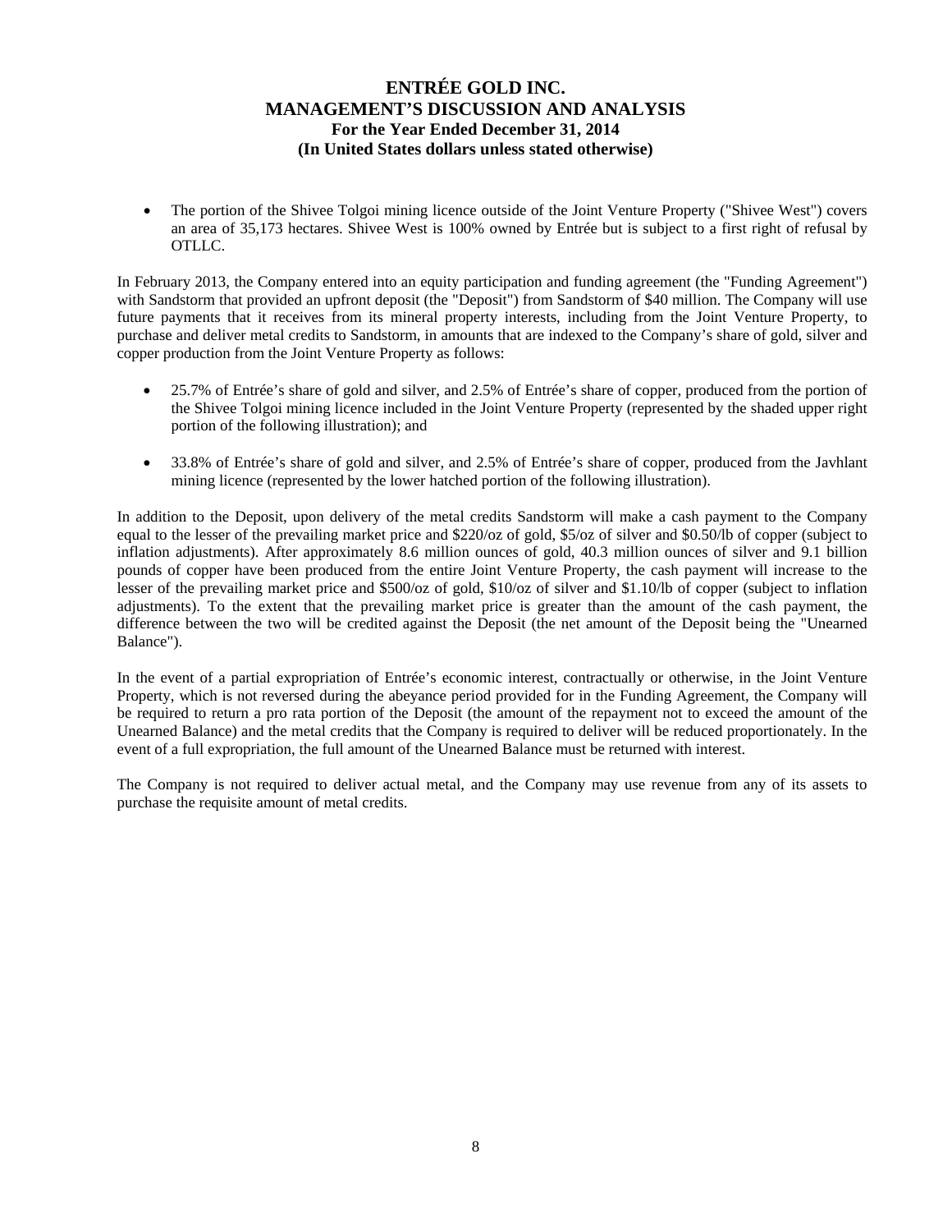- The portion of the Shivee Tolgoi mining licence outside of the Joint Venture Property ("Shivee West") covers an area of 35,173 hectares. Shivee West is 100% owned by Entrée but is subject to a first right of refusal by OTLLC.

In February 2013, the Company entered into an equity participation and funding agreement (the "Funding Agreement") with Sandstorm that provided an upfront deposit (the "Deposit") from Sandstorm of $40 million. The Company will use future payments that it receives from its mineral property interests, including from the Joint Venture Property, to purchase and deliver metal credits to Sandstorm, in amounts that are indexed to the Company's share of gold, silver and copper production from the Joint Venture Property as follows:

- 25.7% of Entrée's share of gold and silver, and 2.5% of Entrée's share of copper, produced from the portion of the Shivee Tolgoi mining licence included in the Joint Venture Property (represented by the shaded upper right portion of the following illustration); and
- 33.8% of Entrée's share of gold and silver, and 2.5% of Entrée's share of copper, produced from the Javhlant mining licence (represented by the lower hatched portion of the following illustration).

In addition to the Deposit, upon delivery of the metal credits Sandstorm will make a cash payment to the Company equal to the lesser of the prevailing market price and $220/oz of gold, $5/oz of silver and $0.50/lb of copper (subject to inflation adjustments). After approximately 8.6 million ounces of gold, 40.3 million ounces of silver and 9.1 billion pounds of copper have been produced from the entire Joint Venture Property, the cash payment will increase to the lesser of the prevailing market price and $500/oz of gold, $10/oz of silver and $1.10/lb of copper (subject to inflation adjustments). To the extent that the prevailing market price is greater than the amount of the cash payment, the difference between the two will be credited against the Deposit (the net amount of the Deposit being the "Unearned Balance").

In the event of a partial expropriation of Entrée's economic interest, contractually or otherwise, in the Joint Venture Property, which is not reversed during the abeyance period provided for in the Funding Agreement, the Company will be required to return a pro rata portion of the Deposit (the amount of the repayment not to exceed the amount of the Unearned Balance) and the metal credits that the Company is required to deliver will be reduced proportionately. In the event of a full expropriation, the full amount of the Unearned Balance must be returned with interest.

The Company is not required to deliver actual metal, and the Company may use revenue from any of its assets to purchase the requisite amount of metal credits.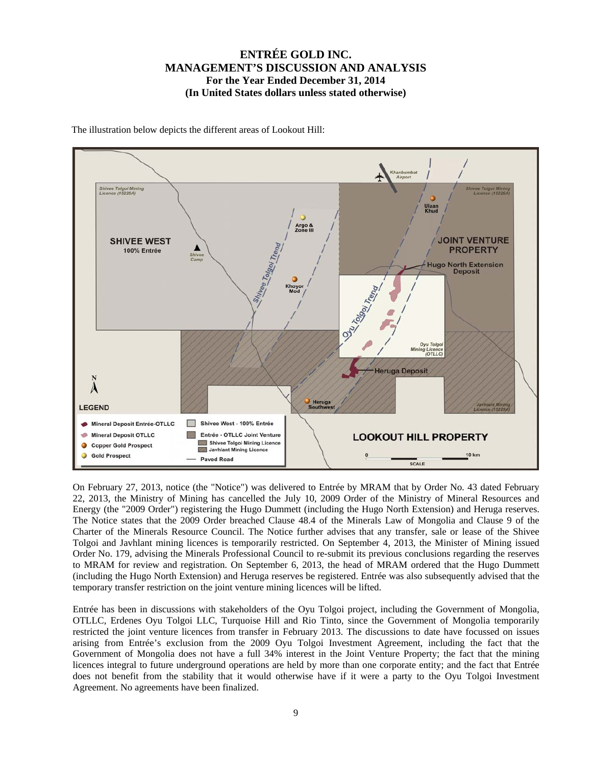The illustration below depicts the different areas of Lookout Hill:

On February 27, 2013, notice (the "Notice") was delivered to Entrée by MRAM that by Order No. 43 dated February 22, 2013, the Ministry of Mining has cancelled the July 10, 2009 Order of the Ministry of Mineral Resources and Energy (the "2009 Order") registering the Hugo Dummett (including the Hugo North Extension) and Heruga reserves. The Notice states that the 2009 Order breached Clause 48.4 of the Minerals Law of Mongolia and Clause 9 of the Charter of the Minerals Resource Council. The Notice further advises that any transfer, sale or lease of the Shivee Tolgoi and Javhlant mining licences is temporarily restricted. On September 4, 2013, the Minister of Mining issued Order No. 179, advising the Minerals Professional Council to re-submit its previous conclusions regarding the reserves to MRAM for review and registration. On September 6, 2013, the head of MRAM ordered that the Hugo Dummett (including the Hugo North Extension) and Heruga reserves be registered. Entrée was also subsequently advised that the temporary transfer restriction on the joint venture mining licences will be lifted.

Entrée has been in discussions with stakeholders of the Oyu Tolgoi project, including the Government of Mongolia, OTLLC, Erdenes Oyu Tolgoi LLC, Turquoise Hill and Rio Tinto, since the Government of Mongolia temporarily restricted the joint venture licences from transfer in February 2013. The discussions to date have focussed on issues arising from Entrée's exclusion from the 2009 Oyu Tolgoi Investment Agreement, including the fact that the Government of Mongolia does not have a full 34% interest in the Joint Venture Property; the fact that the mining licences integral to future underground operations are held by more than one corporate entity; and the fact that Entrée does not benefit from the stability that it would otherwise have if it were a party to the Oyu Tolgoi Investment Agreement. No agreements have been finalized.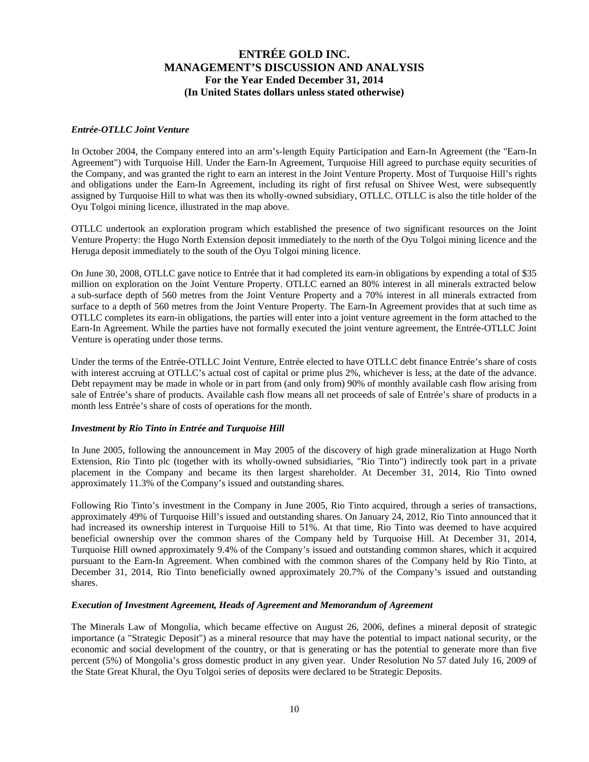### *Entrée-OTLLC Joint Venture*

In October 2004, the Company entered into an arm's-length Equity Participation and Earn-In Agreement (the "Earn-In Agreement") with Turquoise Hill. Under the Earn-In Agreement, Turquoise Hill agreed to purchase equity securities of the Company, and was granted the right to earn an interest in the Joint Venture Property. Most of Turquoise Hill's rights and obligations under the Earn-In Agreement, including its right of first refusal on Shivee West, were subsequently assigned by Turquoise Hill to what was then its wholly-owned subsidiary, OTLLC. OTLLC is also the title holder of the Oyu Tolgoi mining licence, illustrated in the map above.

OTLLC undertook an exploration program which established the presence of two significant resources on the Joint Venture Property: the Hugo North Extension deposit immediately to the north of the Oyu Tolgoi mining licence and the Heruga deposit immediately to the south of the Oyu Tolgoi mining licence.

On June 30, 2008, OTLLC gave notice to Entrée that it had completed its earn-in obligations by expending a total of $35 million on exploration on the Joint Venture Property. OTLLC earned an 80% interest in all minerals extracted below a sub-surface depth of 560 metres from the Joint Venture Property and a 70% interest in all minerals extracted from surface to a depth of 560 metres from the Joint Venture Property. The Earn-In Agreement provides that at such time as OTLLC completes its earn-in obligations, the parties will enter into a joint venture agreement in the form attached to the Earn-In Agreement. While the parties have not formally executed the joint venture agreement, the Entrée-OTLLC Joint Venture is operating under those terms.

Under the terms of the Entrée-OTLLC Joint Venture, Entrée elected to have OTLLC debt finance Entrée's share of costs with interest accruing at OTLLC's actual cost of capital or prime plus 2%, whichever is less, at the date of the advance. Debt repayment may be made in whole or in part from (and only from) 90% of monthly available cash flow arising from sale of Entrée's share of products. Available cash flow means all net proceeds of sale of Entrée's share of products in a month less Entrée's share of costs of operations for the month.

### *Investment by Rio Tinto in Entrée and Turquoise Hill*

In June 2005, following the announcement in May 2005 of the discovery of high grade mineralization at Hugo North Extension, Rio Tinto plc (together with its wholly-owned subsidiaries, "Rio Tinto") indirectly took part in a private placement in the Company and became its then largest shareholder. At December 31, 2014, Rio Tinto owned approximately 11.3% of the Company's issued and outstanding shares.

Following Rio Tinto's investment in the Company in June 2005, Rio Tinto acquired, through a series of transactions, approximately 49% of Turquoise Hill's issued and outstanding shares. On January 24, 2012, Rio Tinto announced that it had increased its ownership interest in Turquoise Hill to 51%. At that time, Rio Tinto was deemed to have acquired beneficial ownership over the common shares of the Company held by Turquoise Hill. At December 31, 2014, Turquoise Hill owned approximately 9.4% of the Company's issued and outstanding common shares, which it acquired pursuant to the Earn-In Agreement. When combined with the common shares of the Company held by Rio Tinto, at December 31, 2014, Rio Tinto beneficially owned approximately 20.7% of the Company's issued and outstanding shares.

### *Execution of Investment Agreement, Heads of Agreement and Memorandum of Agreement*

The Minerals Law of Mongolia, which became effective on August 26, 2006, defines a mineral deposit of strategic importance (a "Strategic Deposit") as a mineral resource that may have the potential to impact national security, or the economic and social development of the country, or that is generating or has the potential to generate more than five percent (5%) of Mongolia's gross domestic product in any given year. Under Resolution No 57 dated July 16, 2009 of the State Great Khural, the Oyu Tolgoi series of deposits were declared to be Strategic Deposits.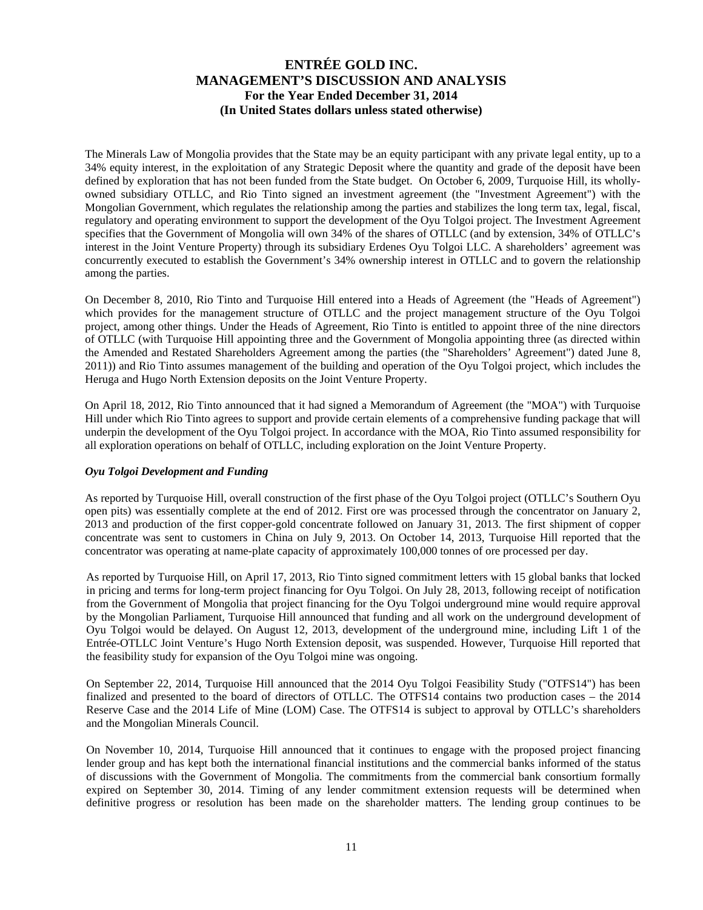The Minerals Law of Mongolia provides that the State may be an equity participant with any private legal entity, up to a 34% equity interest, in the exploitation of any Strategic Deposit where the quantity and grade of the deposit have been defined by exploration that has not been funded from the State budget. On October 6, 2009, Turquoise Hill, its wholly-owned subsidiary OTLLC, and Rio Tinto signed an investment agreement (the "Investment Agreement") with the Mongolian Government, which regulates the relationship among the parties and stabilizes the long term tax, legal, fiscal, regulatory and operating environment to support the development of the Oyu Tolgoi project. The Investment Agreement specifies that the Government of Mongolia will own 34% of the shares of OTLLC (and by extension, 34% of OTLLC's interest in the Joint Venture Property) through its subsidiary Erdenes Oyu Tolgoi LLC. A shareholders' agreement was concurrently executed to establish the Government's 34% ownership interest in OTLLC and to govern the relationship among the parties.

On December 8, 2010, Rio Tinto and Turquoise Hill entered into a Heads of Agreement (the "Heads of Agreement") which provides for the management structure of OTLLC and the project management structure of the Oyu Tolgoi project, among other things. Under the Heads of Agreement, Rio Tinto is entitled to appoint three of the nine directors of OTLLC (with Turquoise Hill appointing three and the Government of Mongolia appointing three (as directed within the Amended and Restated Shareholders Agreement among the parties (the "Shareholders' Agreement") dated June 8, 2011)) and Rio Tinto assumes management of the building and operation of the Oyu Tolgoi project, which includes the Heruga and Hugo North Extension deposits on the Joint Venture Property.

On April 18, 2012, Rio Tinto announced that it had signed a Memorandum of Agreement (the "MOA") with Turquoise Hill under which Rio Tinto agrees to support and provide certain elements of a comprehensive funding package that will underpin the development of the Oyu Tolgoi project. In accordance with the MOA, Rio Tinto assumed responsibility for all exploration operations on behalf of OTLLC, including exploration on the Joint Venture Property.

***Oyu Tolgoi Development and Funding***

As reported by Turquoise Hill, overall construction of the first phase of the Oyu Tolgoi project (OTLLC's Southern Oyu open pits) was essentially complete at the end of 2012. First ore was processed through the concentrator on January 2, 2013 and production of the first copper-gold concentrate followed on January 31, 2013. The first shipment of copper concentrate was sent to customers in China on July 9, 2013. On October 14, 2013, Turquoise Hill reported that the concentrator was operating at name-plate capacity of approximately 100,000 tonnes of ore processed per day.

As reported by Turquoise Hill, on April 17, 2013, Rio Tinto signed commitment letters with 15 global banks that locked in pricing and terms for long-term project financing for Oyu Tolgoi. On July 28, 2013, following receipt of notification from the Government of Mongolia that project financing for the Oyu Tolgoi underground mine would require approval by the Mongolian Parliament, Turquoise Hill announced that funding and all work on the underground development of Oyu Tolgoi would be delayed. On August 12, 2013, development of the underground mine, including Lift 1 of the Entrée-OTLLC Joint Venture's Hugo North Extension deposit, was suspended. However, Turquoise Hill reported that the feasibility study for expansion of the Oyu Tolgoi mine was ongoing.

On September 22, 2014, Turquoise Hill announced that the 2014 Oyu Tolgoi Feasibility Study ("OTFS14") has been finalized and presented to the board of directors of OTLLC. The OTFS14 contains two production cases – the 2014 Reserve Case and the 2014 Life of Mine (LOM) Case. The OTFS14 is subject to approval by OTLLC's shareholders and the Mongolian Minerals Council.

On November 10, 2014, Turquoise Hill announced that it continues to engage with the proposed project financing lender group and has kept both the international financial institutions and the commercial banks informed of the status of discussions with the Government of Mongolia. The commitments from the commercial bank consortium formally expired on September 30, 2014. Timing of any lender commitment extension requests will be determined when definitive progress or resolution has been made on the shareholder matters. The lending group continues to be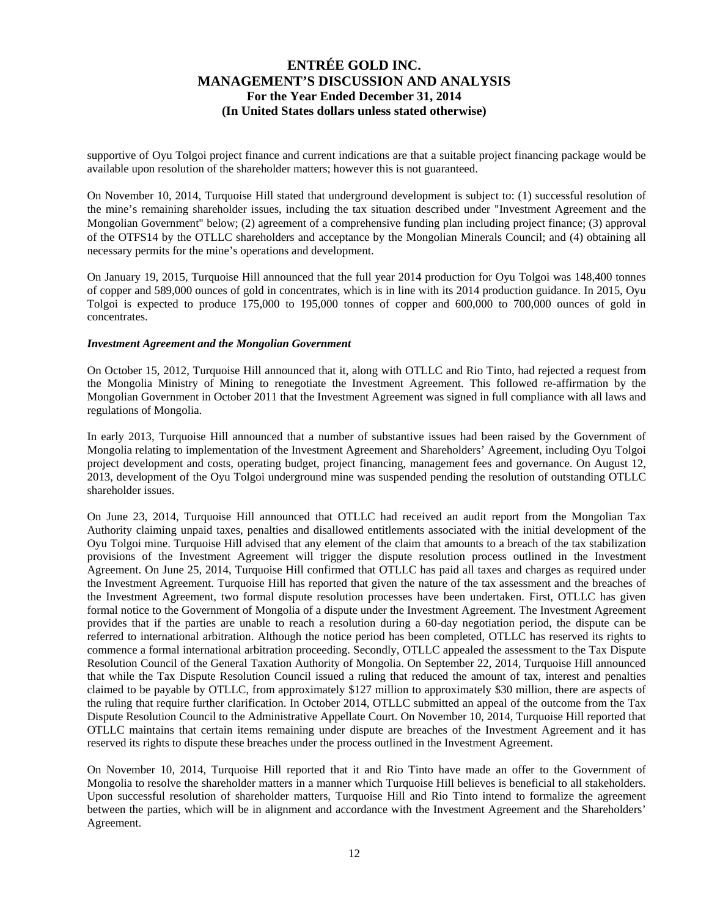supportive of Oyu Tolgoi project finance and current indications are that a suitable project financing package would be available upon resolution of the shareholder matters; however this is not guaranteed.

On November 10, 2014, Turquoise Hill stated that underground development is subject to: (1) successful resolution of the mine's remaining shareholder issues, including the tax situation described under "Investment Agreement and the Mongolian Government" below; (2) agreement of a comprehensive funding plan including project finance; (3) approval of the OTFS14 by the OTLLC shareholders and acceptance by the Mongolian Minerals Council; and (4) obtaining all necessary permits for the mine's operations and development.

On January 19, 2015, Turquoise Hill announced that the full year 2014 production for Oyu Tolgoi was 148,400 tonnes of copper and 589,000 ounces of gold in concentrates, which is in line with its 2014 production guidance. In 2015, Oyu Tolgoi is expected to produce 175,000 to 195,000 tonnes of copper and 600,000 to 700,000 ounces of gold in concentrates.

***Investment Agreement and the Mongolian Government***

On October 15, 2012, Turquoise Hill announced that it, along with OTLLC and Rio Tinto, had rejected a request from the Mongolia Ministry of Mining to renegotiate the Investment Agreement. This followed re-affirmation by the Mongolian Government in October 2011 that the Investment Agreement was signed in full compliance with all laws and regulations of Mongolia.

In early 2013, Turquoise Hill announced that a number of substantive issues had been raised by the Government of Mongolia relating to implementation of the Investment Agreement and Shareholders' Agreement, including Oyu Tolgoi project development and costs, operating budget, project financing, management fees and governance. On August 12, 2013, development of the Oyu Tolgoi underground mine was suspended pending the resolution of outstanding OTLLC shareholder issues.

On June 23, 2014, Turquoise Hill announced that OTLLC had received an audit report from the Mongolian Tax Authority claiming unpaid taxes, penalties and disallowed entitlements associated with the initial development of the Oyu Tolgoi mine. Turquoise Hill advised that any element of the claim that amounts to a breach of the tax stabilization provisions of the Investment Agreement will trigger the dispute resolution process outlined in the Investment Agreement. On June 25, 2014, Turquoise Hill confirmed that OTLLC has paid all taxes and charges as required under the Investment Agreement. Turquoise Hill has reported that given the nature of the tax assessment and the breaches of the Investment Agreement, two formal dispute resolution processes have been undertaken. First, OTLLC has given formal notice to the Government of Mongolia of a dispute under the Investment Agreement. The Investment Agreement provides that if the parties are unable to reach a resolution during a 60-day negotiation period, the dispute can be referred to international arbitration. Although the notice period has been completed, OTLLC has reserved its rights to commence a formal international arbitration proceeding. Secondly, OTLLC appealed the assessment to the Tax Dispute Resolution Council of the General Taxation Authority of Mongolia. On September 22, 2014, Turquoise Hill announced that while the Tax Dispute Resolution Council issued a ruling that reduced the amount of tax, interest and penalties claimed to be payable by OTLLC, from approximately $127 million to approximately $30 million, there are aspects of the ruling that require further clarification. In October 2014, OTLLC submitted an appeal of the outcome from the Tax Dispute Resolution Council to the Administrative Appellate Court. On November 10, 2014, Turquoise Hill reported that OTLLC maintains that certain items remaining under dispute are breaches of the Investment Agreement and it has reserved its rights to dispute these breaches under the process outlined in the Investment Agreement.

On November 10, 2014, Turquoise Hill reported that it and Rio Tinto have made an offer to the Government of Mongolia to resolve the shareholder matters in a manner which Turquoise Hill believes is beneficial to all stakeholders. Upon successful resolution of shareholder matters, Turquoise Hill and Rio Tinto intend to formalize the agreement between the parties, which will be in alignment and accordance with the Investment Agreement and the Shareholders' Agreement.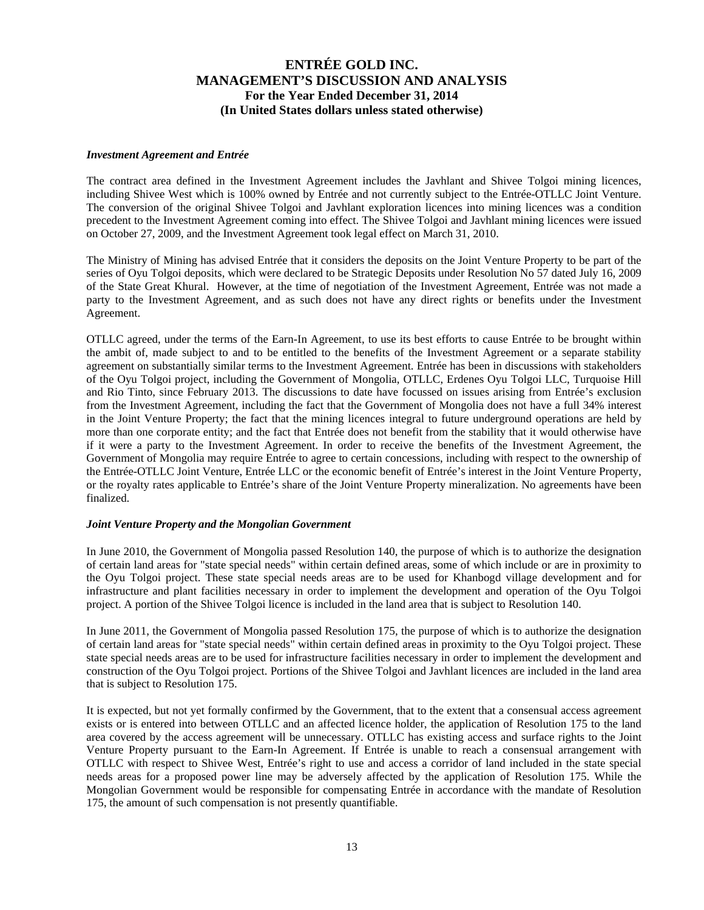### *Investment Agreement and Entrée*

The contract area defined in the Investment Agreement includes the Javhlant and Shivee Tolgoi mining licences, including Shivee West which is 100% owned by Entrée and not currently subject to the Entrée-OTLLC Joint Venture. The conversion of the original Shivee Tolgoi and Javhlant exploration licences into mining licences was a condition precedent to the Investment Agreement coming into effect. The Shivee Tolgoi and Javhlant mining licences were issued on October 27, 2009, and the Investment Agreement took legal effect on March 31, 2010.

The Ministry of Mining has advised Entrée that it considers the deposits on the Joint Venture Property to be part of the series of Oyu Tolgoi deposits, which were declared to be Strategic Deposits under Resolution No 57 dated July 16, 2009 of the State Great Khural. However, at the time of negotiation of the Investment Agreement, Entrée was not made a party to the Investment Agreement, and as such does not have any direct rights or benefits under the Investment Agreement.

OTLLC agreed, under the terms of the Earn-In Agreement, to use its best efforts to cause Entrée to be brought within the ambit of, made subject to and to be entitled to the benefits of the Investment Agreement or a separate stability agreement on substantially similar terms to the Investment Agreement. Entrée has been in discussions with stakeholders of the Oyu Tolgoi project, including the Government of Mongolia, OTLLC, Erdenes Oyu Tolgoi LLC, Turquoise Hill and Rio Tinto, since February 2013. The discussions to date have focussed on issues arising from Entrée's exclusion from the Investment Agreement, including the fact that the Government of Mongolia does not have a full 34% interest in the Joint Venture Property; the fact that the mining licences integral to future underground operations are held by more than one corporate entity; and the fact that Entrée does not benefit from the stability that it would otherwise have if it were a party to the Investment Agreement. In order to receive the benefits of the Investment Agreement, the Government of Mongolia may require Entrée to agree to certain concessions, including with respect to the ownership of the Entrée-OTLLC Joint Venture, Entrée LLC or the economic benefit of Entrée's interest in the Joint Venture Property, or the royalty rates applicable to Entrée's share of the Joint Venture Property mineralization. No agreements have been finalized.

### *Joint Venture Property and the Mongolian Government*

In June 2010, the Government of Mongolia passed Resolution 140, the purpose of which is to authorize the designation of certain land areas for "state special needs" within certain defined areas, some of which include or are in proximity to the Oyu Tolgoi project. These state special needs areas are to be used for Khanbogd village development and for infrastructure and plant facilities necessary in order to implement the development and operation of the Oyu Tolgoi project. A portion of the Shivee Tolgoi licence is included in the land area that is subject to Resolution 140.

In June 2011, the Government of Mongolia passed Resolution 175, the purpose of which is to authorize the designation of certain land areas for "state special needs" within certain defined areas in proximity to the Oyu Tolgoi project. These state special needs areas are to be used for infrastructure facilities necessary in order to implement the development and construction of the Oyu Tolgoi project. Portions of the Shivee Tolgoi and Javhlant licences are included in the land area that is subject to Resolution 175.

It is expected, but not yet formally confirmed by the Government, that to the extent that a consensual access agreement exists or is entered into between OTLLC and an affected licence holder, the application of Resolution 175 to the land area covered by the access agreement will be unnecessary. OTLLC has existing access and surface rights to the Joint Venture Property pursuant to the Earn-In Agreement. If Entrée is unable to reach a consensual arrangement with OTLLC with respect to Shivee West, Entrée's right to use and access a corridor of land included in the state special needs areas for a proposed power line may be adversely affected by the application of Resolution 175. While the Mongolian Government would be responsible for compensating Entrée in accordance with the mandate of Resolution 175, the amount of such compensation is not presently quantifiable.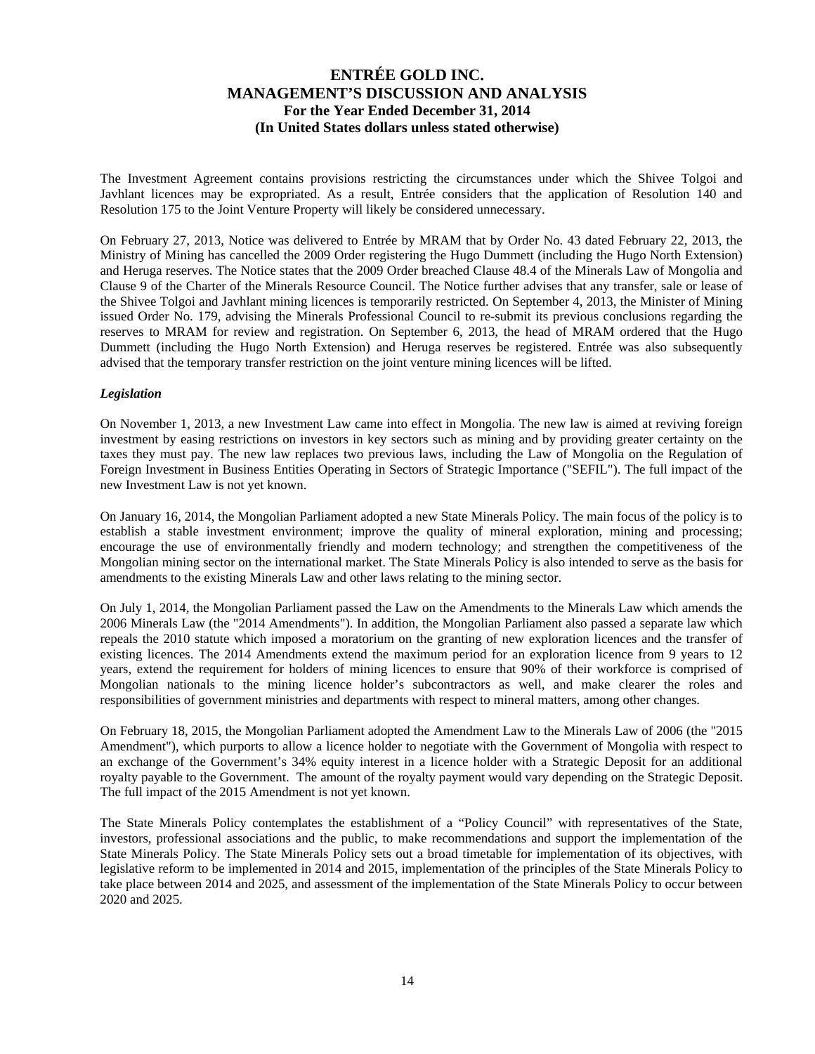The Investment Agreement contains provisions restricting the circumstances under which the Shivee Tolgoi and Javhlant licences may be expropriated. As a result, Entrée considers that the application of Resolution 140 and Resolution 175 to the Joint Venture Property will likely be considered unnecessary.

On February 27, 2013, Notice was delivered to Entrée by MRAM that by Order No. 43 dated February 22, 2013, the Ministry of Mining has cancelled the 2009 Order registering the Hugo Dummett (including the Hugo North Extension) and Heruga reserves. The Notice states that the 2009 Order breached Clause 48.4 of the Minerals Law of Mongolia and Clause 9 of the Charter of the Minerals Resource Council. The Notice further advises that any transfer, sale or lease of the Shivee Tolgoi and Javhlant mining licences is temporarily restricted. On September 4, 2013, the Minister of Mining issued Order No. 179, advising the Minerals Professional Council to re-submit its previous conclusions regarding the reserves to MRAM for review and registration. On September 6, 2013, the head of MRAM ordered that the Hugo Dummett (including the Hugo North Extension) and Heruga reserves be registered. Entrée was also subsequently advised that the temporary transfer restriction on the joint venture mining licences will be lifted.

***Legislation***

On November 1, 2013, a new Investment Law came into effect in Mongolia. The new law is aimed at reviving foreign investment by easing restrictions on investors in key sectors such as mining and by providing greater certainty on the taxes they must pay. The new law replaces two previous laws, including the Law of Mongolia on the Regulation of Foreign Investment in Business Entities Operating in Sectors of Strategic Importance ("SEFIL"). The full impact of the new Investment Law is not yet known.

On January 16, 2014, the Mongolian Parliament adopted a new State Minerals Policy. The main focus of the policy is to establish a stable investment environment; improve the quality of mineral exploration, mining and processing; encourage the use of environmentally friendly and modern technology; and strengthen the competitiveness of the Mongolian mining sector on the international market. The State Minerals Policy is also intended to serve as the basis for amendments to the existing Minerals Law and other laws relating to the mining sector.

On July 1, 2014, the Mongolian Parliament passed the Law on the Amendments to the Minerals Law which amends the 2006 Minerals Law (the "2014 Amendments"). In addition, the Mongolian Parliament also passed a separate law which repeals the 2010 statute which imposed a moratorium on the granting of new exploration licences and the transfer of existing licences. The 2014 Amendments extend the maximum period for an exploration licence from 9 years to 12 years, extend the requirement for holders of mining licences to ensure that 90% of their workforce is comprised of Mongolian nationals to the mining licence holder's subcontractors as well, and make clearer the roles and responsibilities of government ministries and departments with respect to mineral matters, among other changes.

On February 18, 2015, the Mongolian Parliament adopted the Amendment Law to the Minerals Law of 2006 (the "2015 Amendment"), which purports to allow a licence holder to negotiate with the Government of Mongolia with respect to an exchange of the Government's 34% equity interest in a licence holder with a Strategic Deposit for an additional royalty payable to the Government. The amount of the royalty payment would vary depending on the Strategic Deposit. The full impact of the 2015 Amendment is not yet known.

The State Minerals Policy contemplates the establishment of a "Policy Council" with representatives of the State, investors, professional associations and the public, to make recommendations and support the implementation of the State Minerals Policy. The State Minerals Policy sets out a broad timetable for implementation of its objectives, with legislative reform to be implemented in 2014 and 2015, implementation of the principles of the State Minerals Policy to take place between 2014 and 2025, and assessment of the implementation of the State Minerals Policy to occur between 2020 and 2025.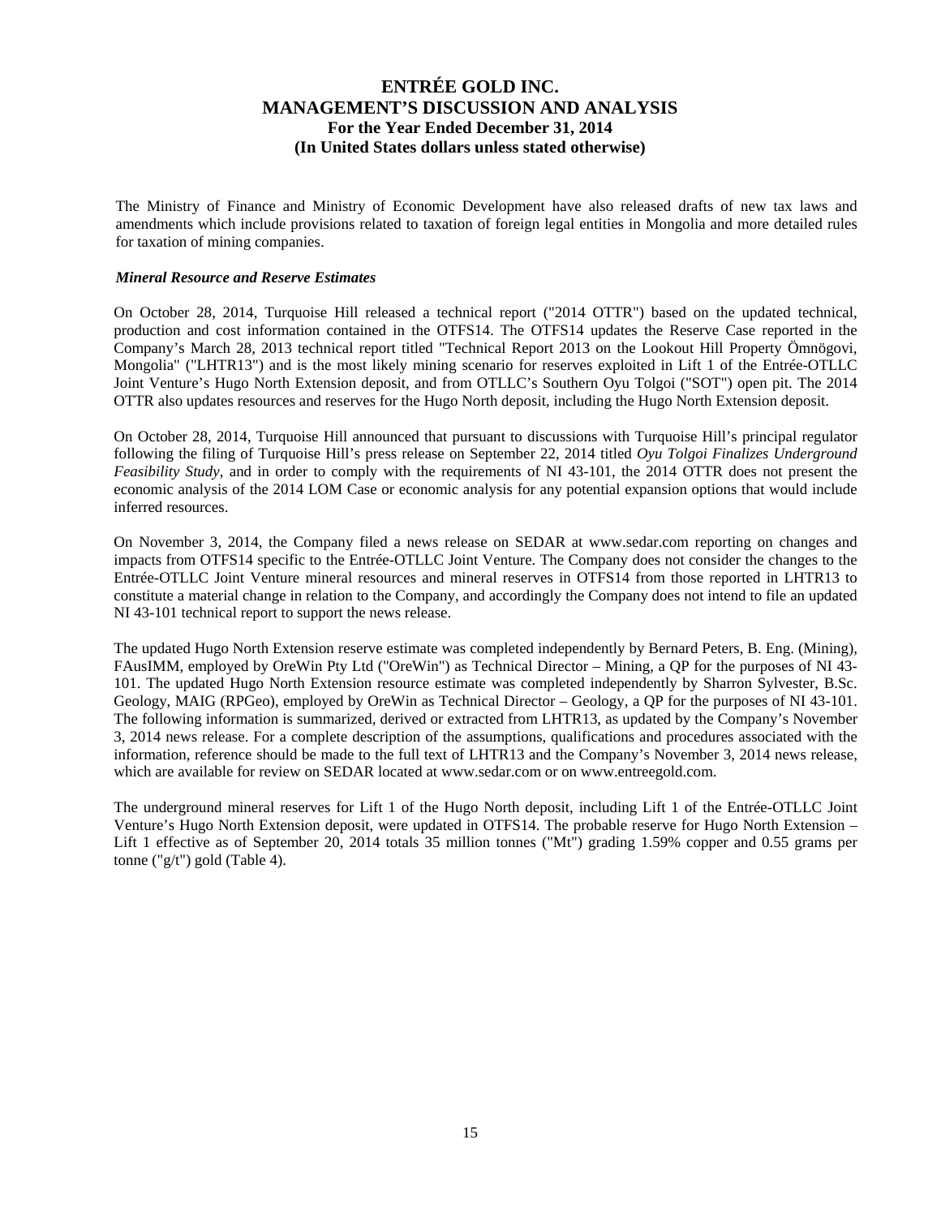The Ministry of Finance and Ministry of Economic Development have also released drafts of new tax laws and amendments which include provisions related to taxation of foreign legal entities in Mongolia and more detailed rules for taxation of mining companies.

***Mineral Resource and Reserve Estimates***

On October 28, 2014, Turquoise Hill released a technical report ("2014 OTTR") based on the updated technical, production and cost information contained in the OTFS14. The OTFS14 updates the Reserve Case reported in the Company's March 28, 2013 technical report titled "Technical Report 2013 on the Lookout Hill Property Ömnögovi, Mongolia" ("LHTR13") and is the most likely mining scenario for reserves exploited in Lift 1 of the Entrée-OTLLC Joint Venture's Hugo North Extension deposit, and from OTLLC's Southern Oyu Tolgoi ("SOT") open pit. The 2014 OTTR also updates resources and reserves for the Hugo North deposit, including the Hugo North Extension deposit.

On October 28, 2014, Turquoise Hill announced that pursuant to discussions with Turquoise Hill's principal regulator following the filing of Turquoise Hill's press release on September 22, 2014 titled *Oyu Tolgoi Finalizes Underground Feasibility Study*, and in order to comply with the requirements of NI 43-101, the 2014 OTTR does not present the economic analysis of the 2014 LOM Case or economic analysis for any potential expansion options that would include inferred resources.

On November 3, 2014, the Company filed a news release on SEDAR at www.sedar.com reporting on changes and impacts from OTFS14 specific to the Entrée-OTLLC Joint Venture. The Company does not consider the changes to the Entrée-OTLLC Joint Venture mineral resources and mineral reserves in OTFS14 from those reported in LHTR13 to constitute a material change in relation to the Company, and accordingly the Company does not intend to file an updated NI 43-101 technical report to support the news release.

The updated Hugo North Extension reserve estimate was completed independently by Bernard Peters, B. Eng. (Mining), FAusIMM, employed by OreWin Pty Ltd ("OreWin") as Technical Director – Mining, a QP for the purposes of NI 43-101. The updated Hugo North Extension resource estimate was completed independently by Sharron Sylvester, B.Sc. Geology, MAIG (RPGeo), employed by OreWin as Technical Director – Geology, a QP for the purposes of NI 43-101. The following information is summarized, derived or extracted from LHTR13, as updated by the Company's November 3, 2014 news release. For a complete description of the assumptions, qualifications and procedures associated with the information, reference should be made to the full text of LHTR13 and the Company's November 3, 2014 news release, which are available for review on SEDAR located at www.sedar.com or on www.entreegold.com.

The underground mineral reserves for Lift 1 of the Hugo North deposit, including Lift 1 of the Entrée-OTLLC Joint Venture's Hugo North Extension deposit, were updated in OTFS14. The probable reserve for Hugo North Extension – Lift 1 effective as of September 20, 2014 totals 35 million tonnes ("Mt") grading 1.59% copper and 0.55 grams per tonne ("g/t") gold (Table 4).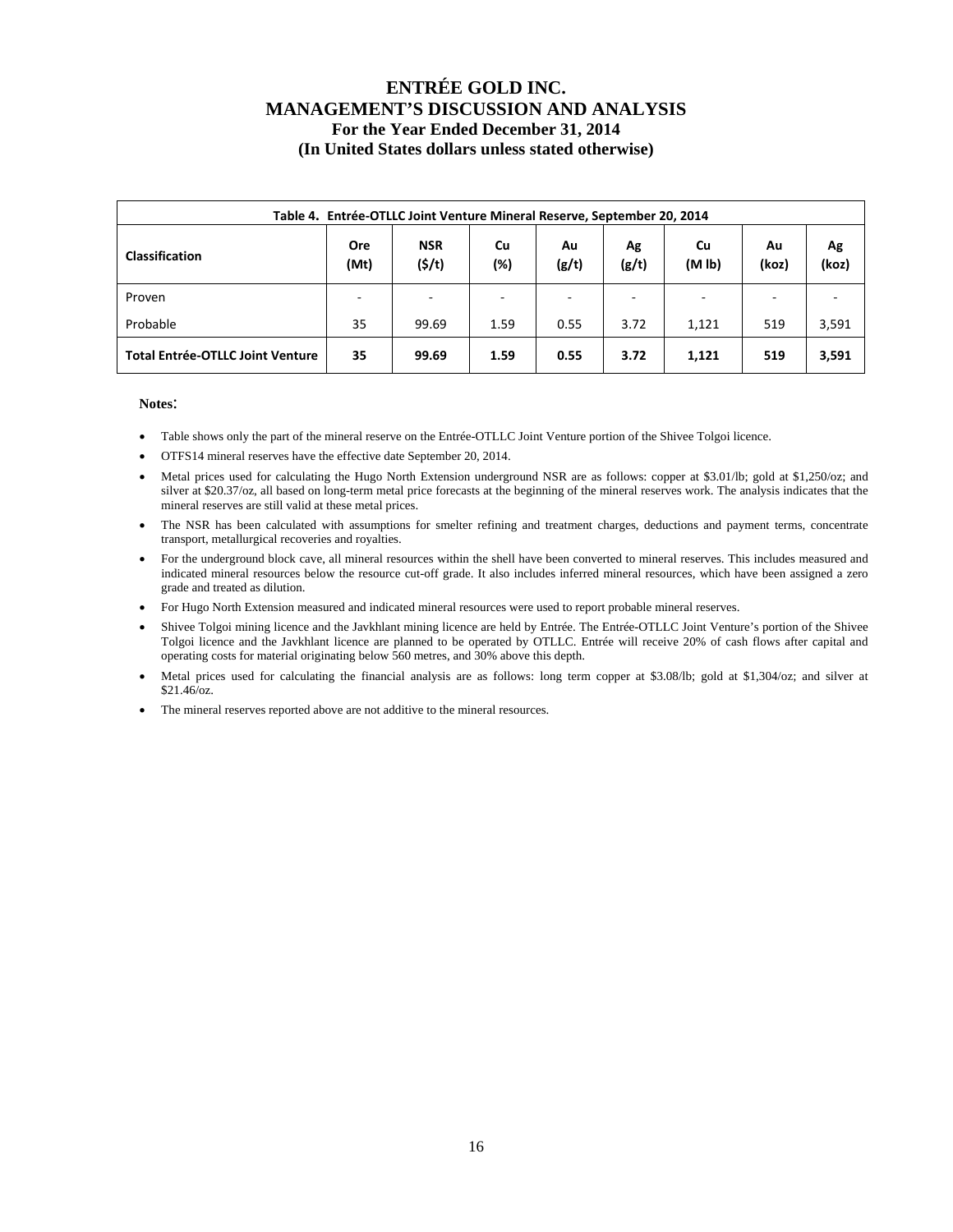| Table 4. Entrée-OTLLC Joint Venture Mineral Reserve, September 20, 2014 | | | | | | | | | |
|---|---|---|---|---|---|---|---|---|---|
| **Classification** | **Ore (Mt)** | **NSR ($/t)** | **Cu (%)** | **Au (g/t)** | **Ag (g/t)** | **Cu (M lb)** | **Au (koz)** | **Ag (koz)** |
| Proven | - | - | - | - | - | - | - | - |
| Probable | 35 | 99.69 | 1.59 | 0.55 | 3.72 | 1,121 | 519 | 3,591 |
| **Total Entrée-OTLLC Joint Venture** | **35** | **99.69** | **1.59** | **0.55** | **3.72** | **1,121** | **519** | **3,591** |

**Notes**:

- Table shows only the part of the mineral reserve on the Entrée-OTLLC Joint Venture portion of the Shivee Tolgoi licence.
- OTFS14 mineral reserves have the effective date September 20, 2014.
- Metal prices used for calculating the Hugo North Extension underground NSR are as follows: copper at $3.01/lb; gold at $1,250/oz; and silver at $20.37/oz, all based on long-term metal price forecasts at the beginning of the mineral reserves work. The analysis indicates that the mineral reserves are still valid at these metal prices.
- The NSR has been calculated with assumptions for smelter refining and treatment charges, deductions and payment terms, concentrate transport, metallurgical recoveries and royalties.
- For the underground block cave, all mineral resources within the shell have been converted to mineral reserves. This includes measured and indicated mineral resources below the resource cut-off grade. It also includes inferred mineral resources, which have been assigned a zero grade and treated as dilution.
- For Hugo North Extension measured and indicated mineral resources were used to report probable mineral reserves.
- Shivee Tolgoi mining licence and the Javkhlant mining licence are held by Entrée. The Entrée-OTLLC Joint Venture's portion of the Shivee Tolgoi licence and the Javkhlant licence are planned to be operated by OTLLC. Entrée will receive 20% of cash flows after capital and operating costs for material originating below 560 metres, and 30% above this depth.
- Metal prices used for calculating the financial analysis are as follows: long term copper at $3.08/lb; gold at $1,304/oz; and silver at $21.46/oz.
- The mineral reserves reported above are not additive to the mineral resources.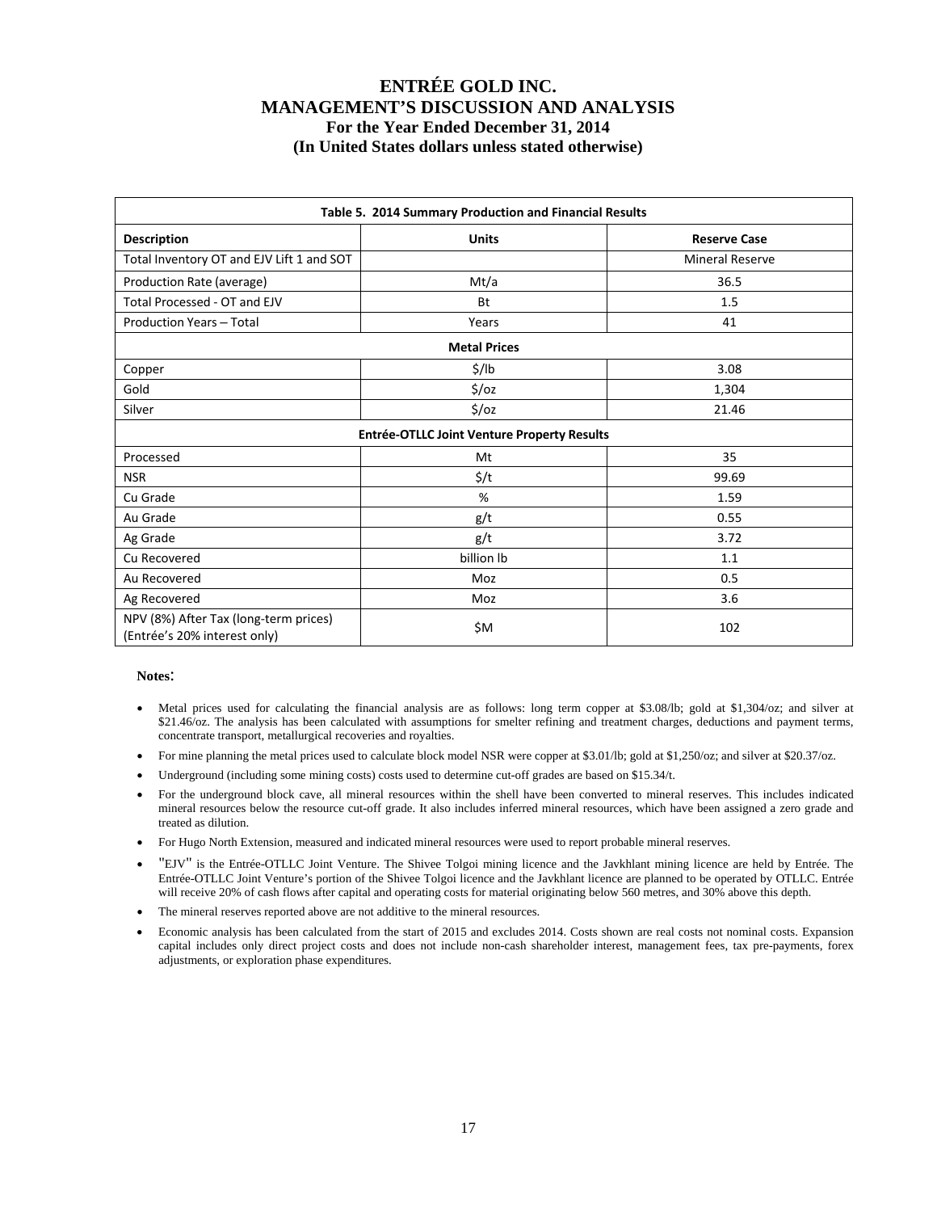| Table 5. 2014 Summary Production and Financial Results | | |
|---|---|---|
| **Description** | **Units** | **Reserve Case** |
| Total Inventory OT and EJV Lift 1 and SOT | | Mineral Reserve |
| Production Rate (average) | Mt/a | 36.5 |
| Total Processed - OT and EJV | Bt | 1.5 |
| Production Years – Total | Years | 41 |
| **Metal Prices** | | |
| Copper | $/lb | 3.08 |
| Gold | $/oz | 1,304 |
| Silver | $/oz | 21.46 |
| **Entrée-OTLLC Joint Venture Property Results** | | |
| Processed | Mt | 35 |
| NSR | $/t | 99.69 |
| Cu Grade | % | 1.59 |
| Au Grade | g/t | 0.55 |
| Ag Grade | g/t | 3.72 |
| Cu Recovered | billion lb | 1.1 |
| Au Recovered | Moz | 0.5 |
| Ag Recovered | Moz | 3.6 |
| NPV (8%) After Tax (long-term prices) (Entrée's 20% interest only) | $M | 102 |

**Notes**:

- Metal prices used for calculating the financial analysis are as follows: long term copper at $3.08/lb; gold at $1,304/oz; and silver at $21.46/oz. The analysis has been calculated with assumptions for smelter refining and treatment charges, deductions and payment terms, concentrate transport, metallurgical recoveries and royalties.
- For mine planning the metal prices used to calculate block model NSR were copper at $3.01/lb; gold at $1,250/oz; and silver at $20.37/oz.
- Underground (including some mining costs) costs used to determine cut-off grades are based on $15.34/t.
- For the underground block cave, all mineral resources within the shell have been converted to mineral reserves. This includes indicated mineral resources below the resource cut-off grade. It also includes inferred mineral resources, which have been assigned a zero grade and treated as dilution.
- For Hugo North Extension, measured and indicated mineral resources were used to report probable mineral reserves.
- "EJV" is the Entrée-OTLLC Joint Venture. The Shivee Tolgoi mining licence and the Javkhlant mining licence are held by Entrée. The Entrée-OTLLC Joint Venture's portion of the Shivee Tolgoi licence and the Javkhlant licence are planned to be operated by OTLLC. Entrée will receive 20% of cash flows after capital and operating costs for material originating below 560 metres, and 30% above this depth.
- The mineral reserves reported above are not additive to the mineral resources.
- Economic analysis has been calculated from the start of 2015 and excludes 2014. Costs shown are real costs not nominal costs. Expansion capital includes only direct project costs and does not include non-cash shareholder interest, management fees, tax pre-payments, forex adjustments, or exploration phase expenditures.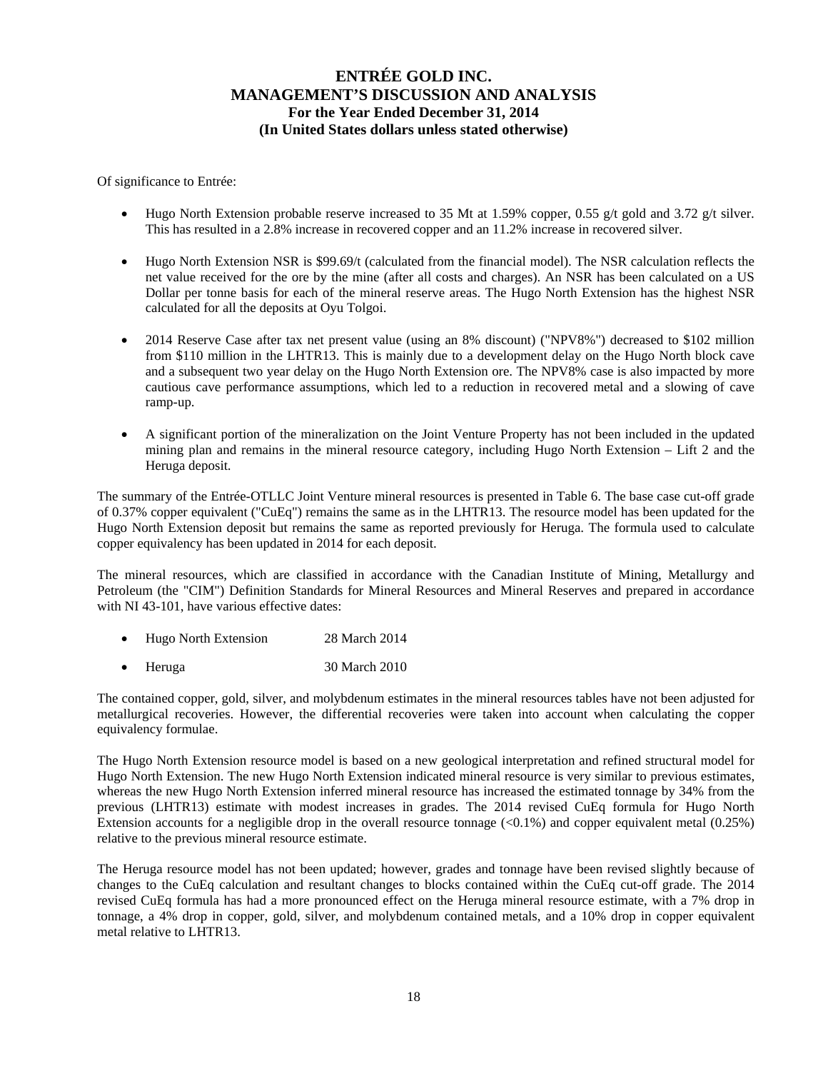Of significance to Entrée:

- Hugo North Extension probable reserve increased to 35 Mt at 1.59% copper, 0.55 g/t gold and 3.72 g/t silver. This has resulted in a 2.8% increase in recovered copper and an 11.2% increase in recovered silver.
- Hugo North Extension NSR is $99.69/t (calculated from the financial model). The NSR calculation reflects the net value received for the ore by the mine (after all costs and charges). An NSR has been calculated on a US Dollar per tonne basis for each of the mineral reserve areas. The Hugo North Extension has the highest NSR calculated for all the deposits at Oyu Tolgoi.
- 2014 Reserve Case after tax net present value (using an 8% discount) ("NPV8%") decreased to $102 million from $110 million in the LHTR13. This is mainly due to a development delay on the Hugo North block cave and a subsequent two year delay on the Hugo North Extension ore. The NPV8% case is also impacted by more cautious cave performance assumptions, which led to a reduction in recovered metal and a slowing of cave ramp-up.
- A significant portion of the mineralization on the Joint Venture Property has not been included in the updated mining plan and remains in the mineral resource category, including Hugo North Extension – Lift 2 and the Heruga deposit.

The summary of the Entrée-OTLLC Joint Venture mineral resources is presented in Table 6. The base case cut-off grade of 0.37% copper equivalent ("CuEq") remains the same as in the LHTR13. The resource model has been updated for the Hugo North Extension deposit but remains the same as reported previously for Heruga. The formula used to calculate copper equivalency has been updated in 2014 for each deposit.

The mineral resources, which are classified in accordance with the Canadian Institute of Mining, Metallurgy and Petroleum (the "CIM") Definition Standards for Mineral Resources and Mineral Reserves and prepared in accordance with NI 43-101, have various effective dates:

- Hugo North Extension 28 March 2014
- Heruga 30 March 2010

The contained copper, gold, silver, and molybdenum estimates in the mineral resources tables have not been adjusted for metallurgical recoveries. However, the differential recoveries were taken into account when calculating the copper equivalency formulae.

The Hugo North Extension resource model is based on a new geological interpretation and refined structural model for Hugo North Extension. The new Hugo North Extension indicated mineral resource is very similar to previous estimates, whereas the new Hugo North Extension inferred mineral resource has increased the estimated tonnage by 34% from the previous (LHTR13) estimate with modest increases in grades. The 2014 revised CuEq formula for Hugo North Extension accounts for a negligible drop in the overall resource tonnage (<0.1%) and copper equivalent metal (0.25%) relative to the previous mineral resource estimate.

The Heruga resource model has not been updated; however, grades and tonnage have been revised slightly because of changes to the CuEq calculation and resultant changes to blocks contained within the CuEq cut-off grade. The 2014 revised CuEq formula has had a more pronounced effect on the Heruga mineral resource estimate, with a 7% drop in tonnage, a 4% drop in copper, gold, silver, and molybdenum contained metals, and a 10% drop in copper equivalent metal relative to LHTR13.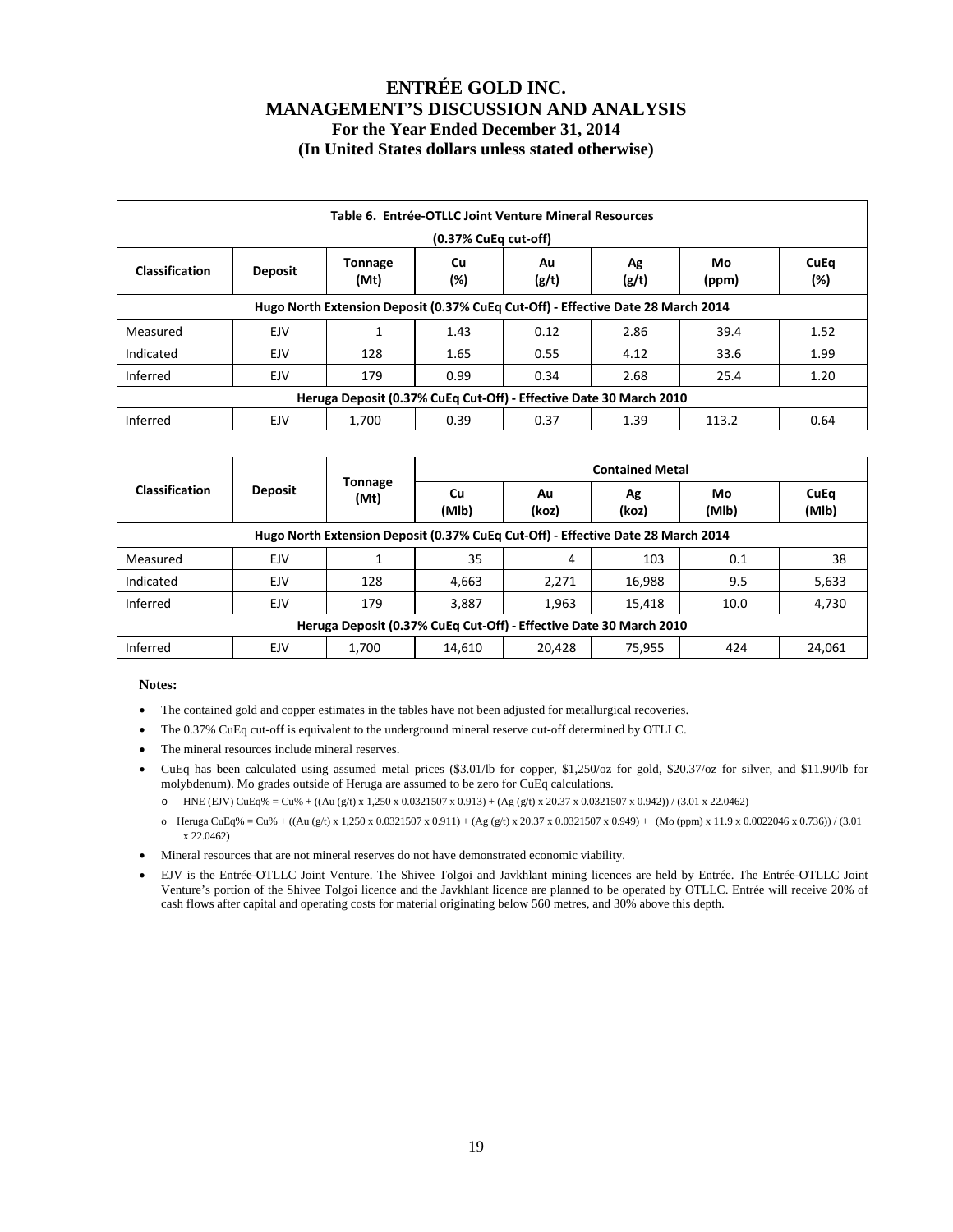| Table 6. Entrée-OTLLC Joint Venture Mineral Resources (0.37% CuEq cut-off) | | | | | | | |
|---|---|---|---|---|---|---|---|
| **Classification** | **Deposit** | **Tonnage (Mt)** | **Cu (%)** | **Au (g/t)** | **Ag (g/t)** | **Mo (ppm)** | **CuEq (%)** |
| **Hugo North Extension Deposit (0.37% CuEq Cut-Off) - Effective Date 28 March 2014** | | | | | | | |
| Measured | EJV | 1 | 1.43 | 0.12 | 2.86 | 39.4 | 1.52 |
| Indicated | EJV | 128 | 1.65 | 0.55 | 4.12 | 33.6 | 1.99 |
| Inferred | EJV | 179 | 0.99 | 0.34 | 2.68 | 25.4 | 1.20 |
| **Heruga Deposit (0.37% CuEq Cut-Off) - Effective Date 30 March 2010** | | | | | | | |
| Inferred | EJV | 1,700 | 0.39 | 0.37 | 1.39 | 113.2 | 0.64 |

| Classification | Deposit | Tonnage (Mt) | Contained Metal | | | | |
|---|---|---|---|---|---|---|---|
| | | | **Cu (Mlb)** | **Au (koz)** | **Ag (koz)** | **Mo (Mlb)** | **CuEq (Mlb)** |
| **Hugo North Extension Deposit (0.37% CuEq Cut-Off) - Effective Date 28 March 2014** | | | | | | | |
| Measured | EJV | 1 | 35 | 4 | 103 | 0.1 | 38 |
| Indicated | EJV | 128 | 4,663 | 2,271 | 16,988 | 9.5 | 5,633 |
| Inferred | EJV | 179 | 3,887 | 1,963 | 15,418 | 10.0 | 4,730 |
| **Heruga Deposit (0.37% CuEq Cut-Off) - Effective Date 30 March 2010** | | | | | | | |
| Inferred | EJV | 1,700 | 14,610 | 20,428 | 75,955 | 424 | 24,061 |

**Notes:**

- The contained gold and copper estimates in the tables have not been adjusted for metallurgical recoveries.
- The 0.37% CuEq cut-off is equivalent to the underground mineral reserve cut-off determined by OTLLC.
- The mineral resources include mineral reserves.
- CuEq has been calculated using assumed metal prices ($3.01/lb for copper, $1,250/oz for gold, $20.37/oz for silver, and $11.90/lb for molybdenum). Mo grades outside of Heruga are assumed to be zero for CuEq calculations.
  - HNE (EJV) CuEq% = Cu% + ((Au (g/t) x 1,250 x 0.0321507 x 0.913) + (Ag (g/t) x 20.37 x 0.0321507 x 0.942)) / (3.01 x 22.0462)
  - Heruga CuEq% = Cu% + ((Au (g/t) x 1,250 x 0.0321507 x 0.911) + (Ag (g/t) x 20.37 x 0.0321507 x 0.949) + (Mo (ppm) x 11.9 x 0.0022046 x 0.736)) / (3.01 x 22.0462)
- Mineral resources that are not mineral reserves do not have demonstrated economic viability.
- EJV is the Entrée-OTLLC Joint Venture. The Shivee Tolgoi and Javkhlant mining licences are held by Entrée. The Entrée-OTLLC Joint Venture's portion of the Shivee Tolgoi licence and the Javkhlant licence are planned to be operated by OTLLC. Entrée will receive 20% of cash flows after capital and operating costs for material originating below 560 metres, and 30% above this depth.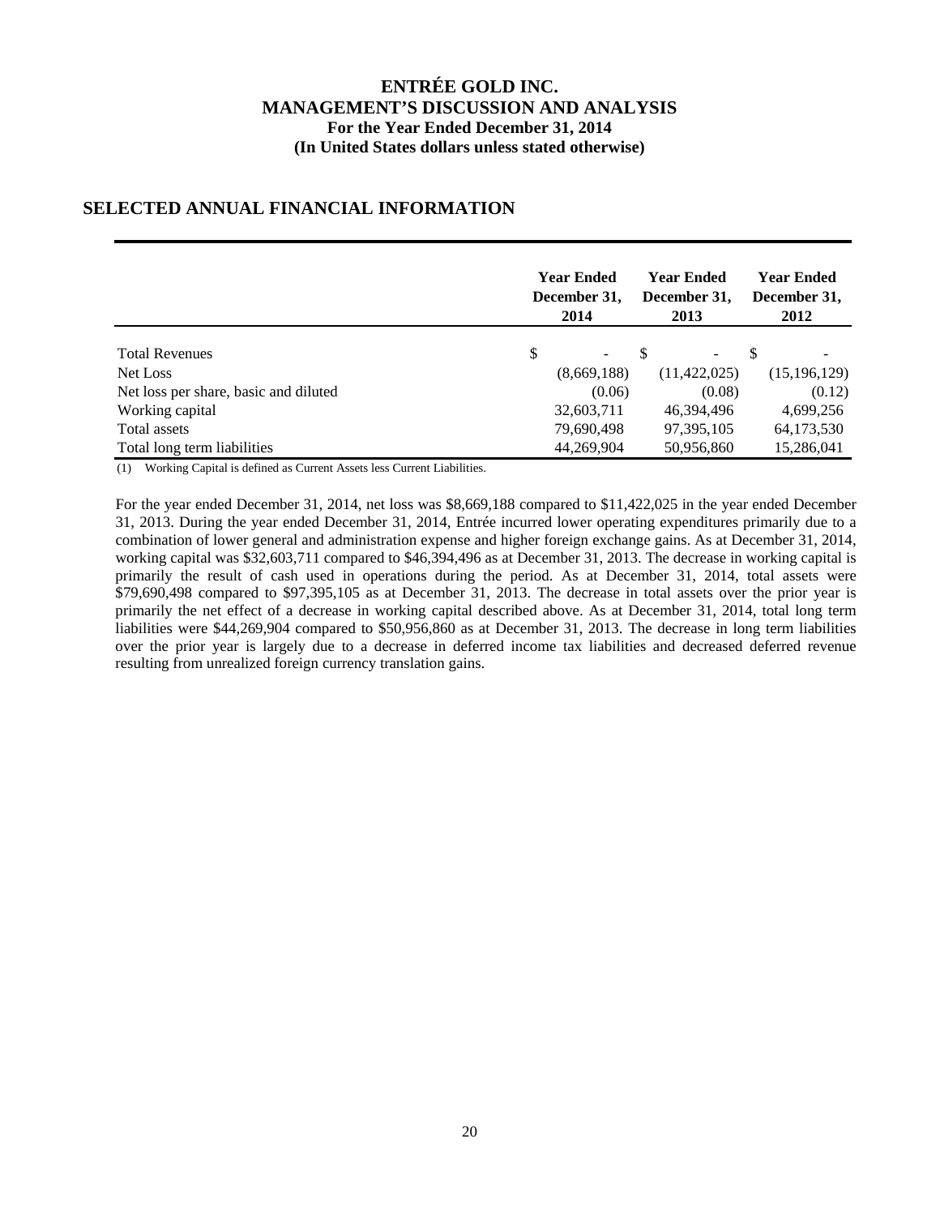## SELECTED ANNUAL FINANCIAL INFORMATION

| | Year Ended December 31, 2014 | Year Ended December 31, 2013 | Year Ended December 31, 2012 |
|---|---|---|---|
| Total Revenues | $ - | $ - | $ - |
| Net Loss | (8,669,188) | (11,422,025) | (15,196,129) |
| Net loss per share, basic and diluted | (0.06) | (0.08) | (0.12) |
| Working capital | 32,603,711 | 46,394,496 | 4,699,256 |
| Total assets | 79,690,498 | 97,395,105 | 64,173,530 |
| Total long term liabilities | 44,269,904 | 50,956,860 | 15,286,041 |

(1) Working Capital is defined as Current Assets less Current Liabilities.

For the year ended December 31, 2014, net loss was $8,669,188 compared to $11,422,025 in the year ended December 31, 2013. During the year ended December 31, 2014, Entrée incurred lower operating expenditures primarily due to a combination of lower general and administration expense and higher foreign exchange gains. As at December 31, 2014, working capital was $32,603,711 compared to $46,394,496 as at December 31, 2013. The decrease in working capital is primarily the result of cash used in operations during the period. As at December 31, 2014, total assets were $79,690,498 compared to $97,395,105 as at December 31, 2013. The decrease in total assets over the prior year is primarily the net effect of a decrease in working capital described above. As at December 31, 2014, total long term liabilities were $44,269,904 compared to $50,956,860 as at December 31, 2013. The decrease in long term liabilities over the prior year is largely due to a decrease in deferred income tax liabilities and decreased deferred revenue resulting from unrealized foreign currency translation gains.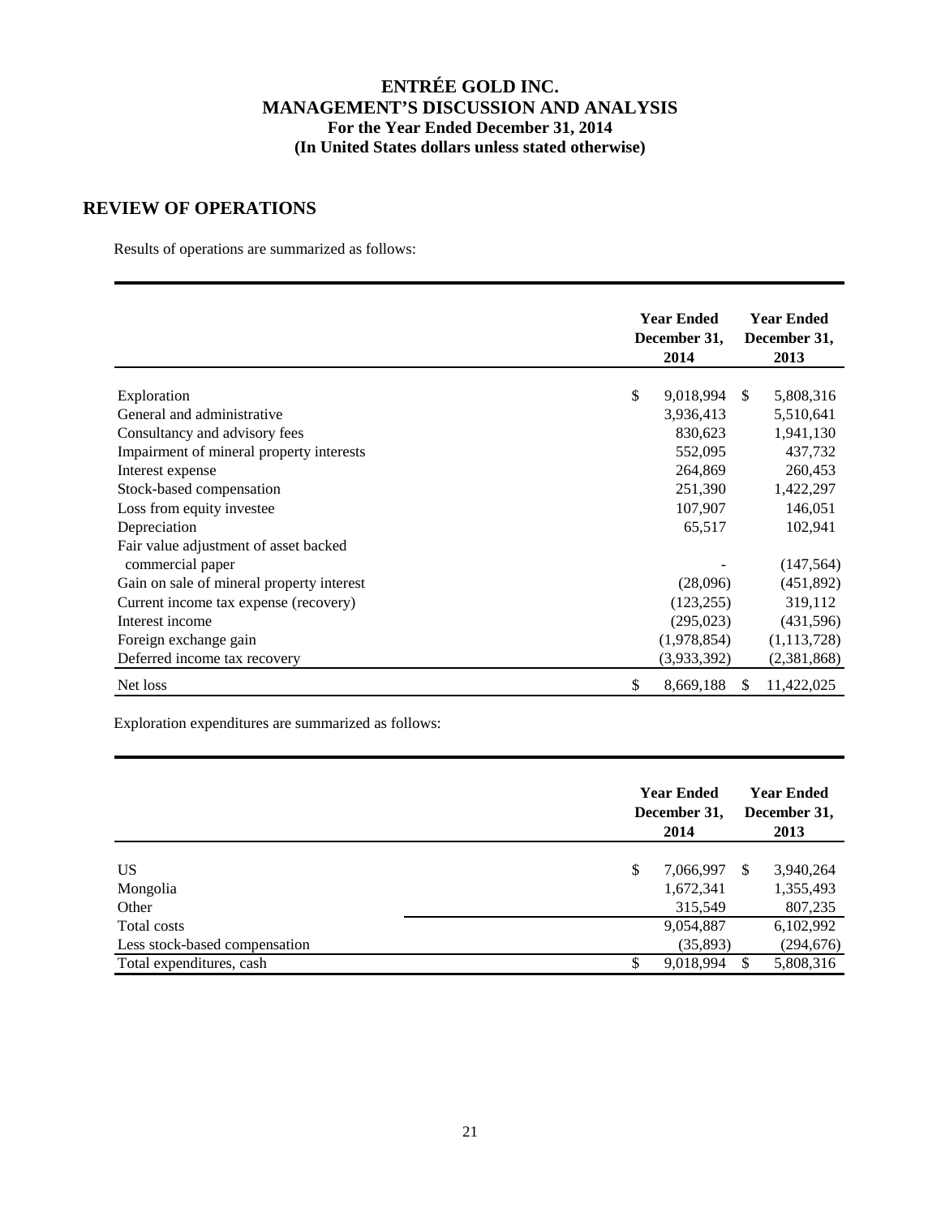# ENTRÉE GOLD INC.
## MANAGEMENT'S DISCUSSION AND ANALYSIS
### For the Year Ended December 31, 2014
### (In United States dollars unless stated otherwise)

## REVIEW OF OPERATIONS

Results of operations are summarized as follows:

| | Year Ended December 31, 2014 | Year Ended December 31, 2013 |
|---|---|---|
| Exploration | $ 9,018,994 | $ 5,808,316 |
| General and administrative | 3,936,413 | 5,510,641 |
| Consultancy and advisory fees | 830,623 | 1,941,130 |
| Impairment of mineral property interests | 552,095 | 437,732 |
| Interest expense | 264,869 | 260,453 |
| Stock-based compensation | 251,390 | 1,422,297 |
| Loss from equity investee | 107,907 | 146,051 |
| Depreciation | 65,517 | 102,941 |
| Fair value adjustment of asset backed commercial paper | - | (147,564) |
| Gain on sale of mineral property interest | (28,096) | (451,892) |
| Current income tax expense (recovery) | (123,255) | 319,112 |
| Interest income | (295,023) | (431,596) |
| Foreign exchange gain | (1,978,854) | (1,113,728) |
| Deferred income tax recovery | (3,933,392) | (2,381,868) |
| Net loss | $ 8,669,188 | $ 11,422,025 |

Exploration expenditures are summarized as follows:

| | Year Ended December 31, 2014 | Year Ended December 31, 2013 |
|---|---|---|
| US | $ 7,066,997 | $ 3,940,264 |
| Mongolia | 1,672,341 | 1,355,493 |
| Other | 315,549 | 807,235 |
| Total costs | 9,054,887 | 6,102,992 |
| Less stock-based compensation | (35,893) | (294,676) |
| Total expenditures, cash | $ 9,018,994 | $ 5,808,316 |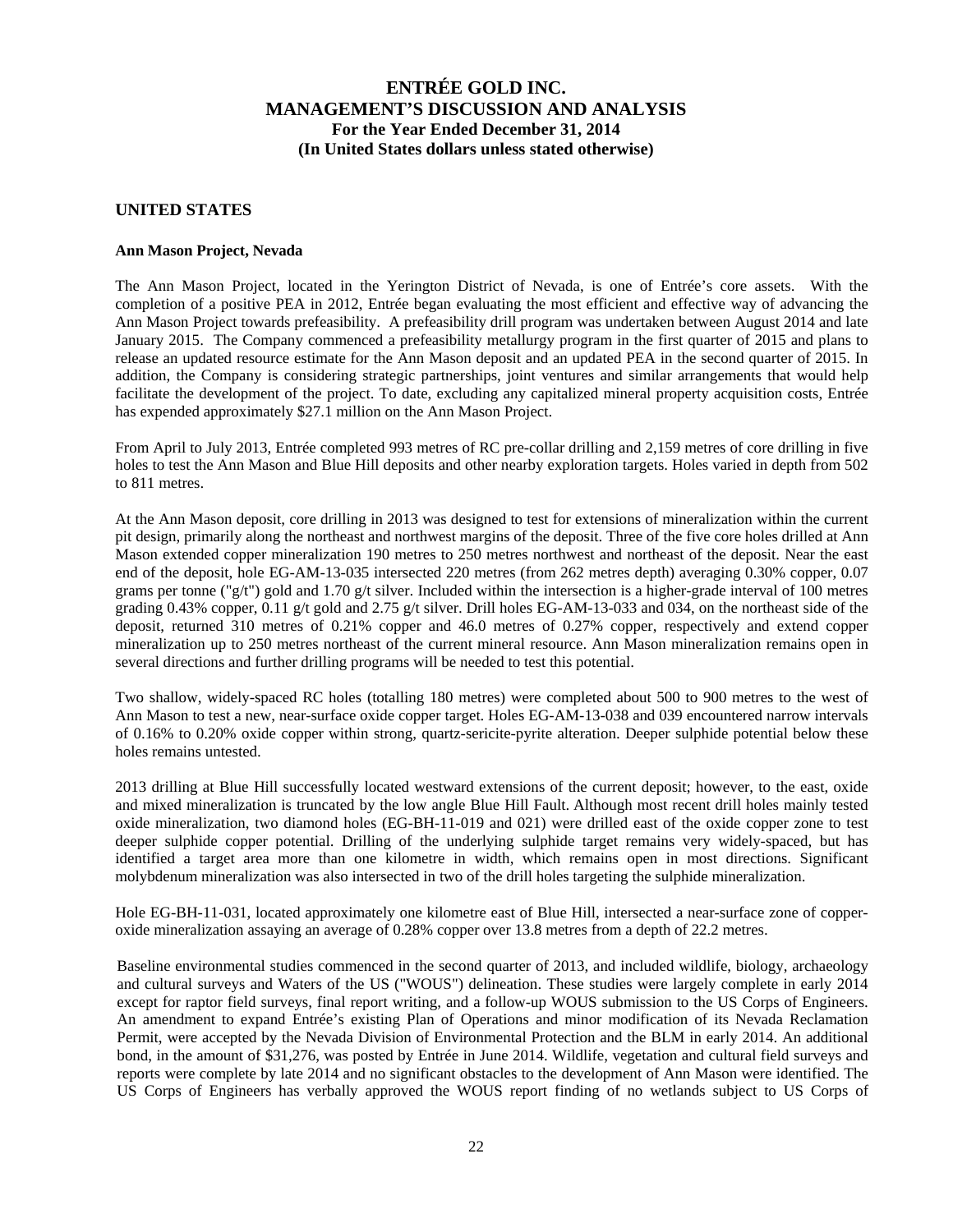## UNITED STATES

### Ann Mason Project, Nevada

The Ann Mason Project, located in the Yerington District of Nevada, is one of Entrée's core assets. With the completion of a positive PEA in 2012, Entrée began evaluating the most efficient and effective way of advancing the Ann Mason Project towards prefeasibility. A prefeasibility drill program was undertaken between August 2014 and late January 2015. The Company commenced a prefeasibility metallurgy program in the first quarter of 2015 and plans to release an updated resource estimate for the Ann Mason deposit and an updated PEA in the second quarter of 2015. In addition, the Company is considering strategic partnerships, joint ventures and similar arrangements that would help facilitate the development of the project. To date, excluding any capitalized mineral property acquisition costs, Entrée has expended approximately $27.1 million on the Ann Mason Project.

From April to July 2013, Entrée completed 993 metres of RC pre-collar drilling and 2,159 metres of core drilling in five holes to test the Ann Mason and Blue Hill deposits and other nearby exploration targets. Holes varied in depth from 502 to 811 metres.

At the Ann Mason deposit, core drilling in 2013 was designed to test for extensions of mineralization within the current pit design, primarily along the northeast and northwest margins of the deposit. Three of the five core holes drilled at Ann Mason extended copper mineralization 190 metres to 250 metres northwest and northeast of the deposit. Near the east end of the deposit, hole EG-AM-13-035 intersected 220 metres (from 262 metres depth) averaging 0.30% copper, 0.07 grams per tonne ("g/t") gold and 1.70 g/t silver. Included within the intersection is a higher-grade interval of 100 metres grading 0.43% copper, 0.11 g/t gold and 2.75 g/t silver. Drill holes EG-AM-13-033 and 034, on the northeast side of the deposit, returned 310 metres of 0.21% copper and 46.0 metres of 0.27% copper, respectively and extend copper mineralization up to 250 metres northeast of the current mineral resource. Ann Mason mineralization remains open in several directions and further drilling programs will be needed to test this potential.

Two shallow, widely-spaced RC holes (totalling 180 metres) were completed about 500 to 900 metres to the west of Ann Mason to test a new, near-surface oxide copper target. Holes EG-AM-13-038 and 039 encountered narrow intervals of 0.16% to 0.20% oxide copper within strong, quartz-sericite-pyrite alteration. Deeper sulphide potential below these holes remains untested.

2013 drilling at Blue Hill successfully located westward extensions of the current deposit; however, to the east, oxide and mixed mineralization is truncated by the low angle Blue Hill Fault. Although most recent drill holes mainly tested oxide mineralization, two diamond holes (EG-BH-11-019 and 021) were drilled east of the oxide copper zone to test deeper sulphide copper potential. Drilling of the underlying sulphide target remains very widely-spaced, but has identified a target area more than one kilometre in width, which remains open in most directions. Significant molybdenum mineralization was also intersected in two of the drill holes targeting the sulphide mineralization.

Hole EG-BH-11-031, located approximately one kilometre east of Blue Hill, intersected a near-surface zone of copper-oxide mineralization assaying an average of 0.28% copper over 13.8 metres from a depth of 22.2 metres.

Baseline environmental studies commenced in the second quarter of 2013, and included wildlife, biology, archaeology and cultural surveys and Waters of the US ("WOUS") delineation. These studies were largely complete in early 2014 except for raptor field surveys, final report writing, and a follow-up WOUS submission to the US Corps of Engineers. An amendment to expand Entrée's existing Plan of Operations and minor modification of its Nevada Reclamation Permit, were accepted by the Nevada Division of Environmental Protection and the BLM in early 2014. An additional bond, in the amount of $31,276, was posted by Entrée in June 2014. Wildlife, vegetation and cultural field surveys and reports were complete by late 2014 and no significant obstacles to the development of Ann Mason were identified. The US Corps of Engineers has verbally approved the WOUS report finding of no wetlands subject to US Corps of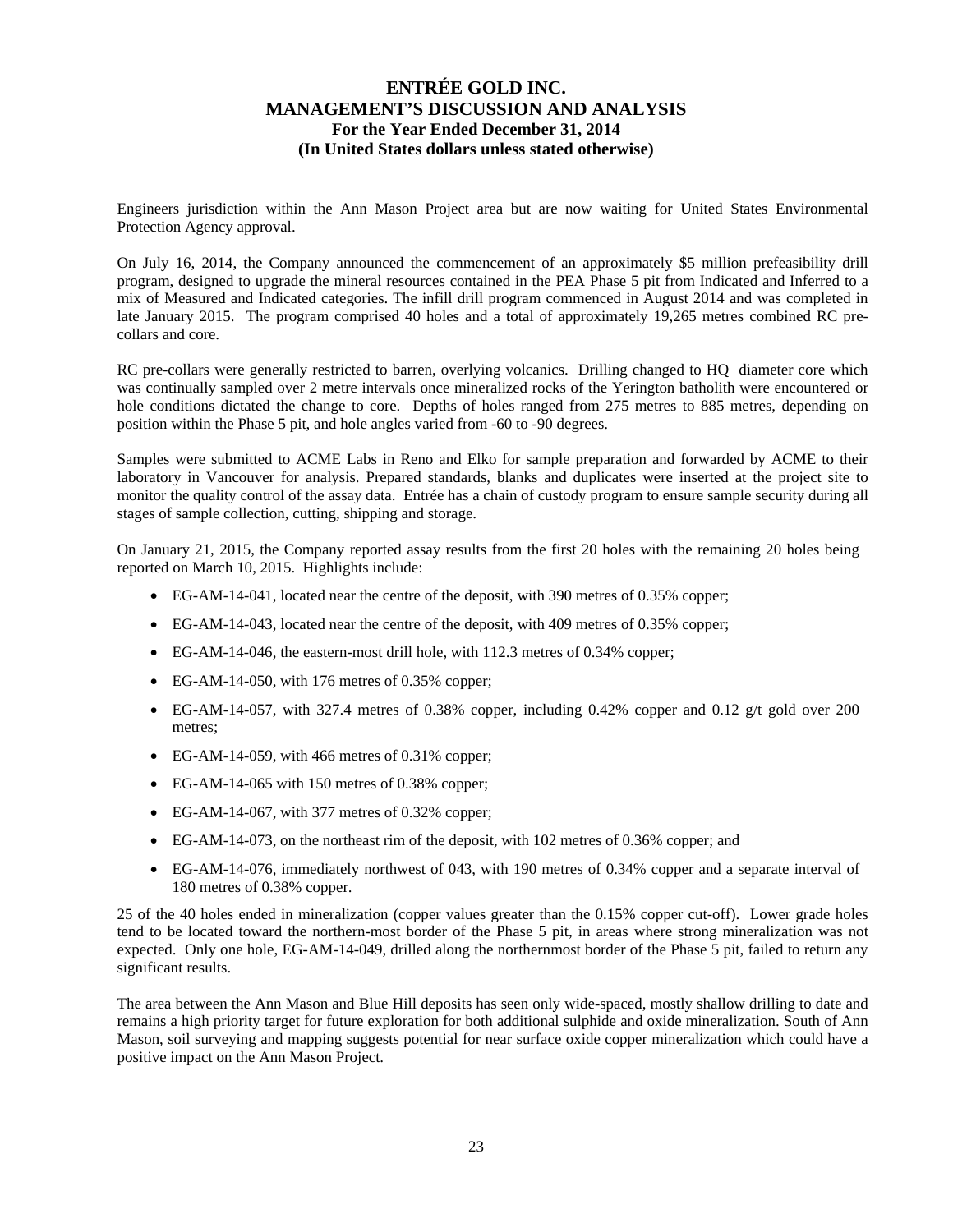Engineers jurisdiction within the Ann Mason Project area but are now waiting for United States Environmental Protection Agency approval.

On July 16, 2014, the Company announced the commencement of an approximately $5 million prefeasibility drill program, designed to upgrade the mineral resources contained in the PEA Phase 5 pit from Indicated and Inferred to a mix of Measured and Indicated categories. The infill drill program commenced in August 2014 and was completed in late January 2015. The program comprised 40 holes and a total of approximately 19,265 metres combined RC pre-collars and core.

RC pre-collars were generally restricted to barren, overlying volcanics. Drilling changed to HQ diameter core which was continually sampled over 2 metre intervals once mineralized rocks of the Yerington batholith were encountered or hole conditions dictated the change to core. Depths of holes ranged from 275 metres to 885 metres, depending on position within the Phase 5 pit, and hole angles varied from -60 to -90 degrees.

Samples were submitted to ACME Labs in Reno and Elko for sample preparation and forwarded by ACME to their laboratory in Vancouver for analysis. Prepared standards, blanks and duplicates were inserted at the project site to monitor the quality control of the assay data. Entrée has a chain of custody program to ensure sample security during all stages of sample collection, cutting, shipping and storage.

On January 21, 2015, the Company reported assay results from the first 20 holes with the remaining 20 holes being reported on March 10, 2015. Highlights include:

- EG-AM-14-041, located near the centre of the deposit, with 390 metres of 0.35% copper;
- EG-AM-14-043, located near the centre of the deposit, with 409 metres of 0.35% copper;
- EG-AM-14-046, the eastern-most drill hole, with 112.3 metres of 0.34% copper;
- EG-AM-14-050, with 176 metres of 0.35% copper;
- EG-AM-14-057, with 327.4 metres of 0.38% copper, including 0.42% copper and 0.12 g/t gold over 200 metres;
- EG-AM-14-059, with 466 metres of 0.31% copper;
- EG-AM-14-065 with 150 metres of 0.38% copper;
- EG-AM-14-067, with 377 metres of 0.32% copper;
- EG-AM-14-073, on the northeast rim of the deposit, with 102 metres of 0.36% copper; and
- EG-AM-14-076, immediately northwest of 043, with 190 metres of 0.34% copper and a separate interval of 180 metres of 0.38% copper.

25 of the 40 holes ended in mineralization (copper values greater than the 0.15% copper cut-off). Lower grade holes tend to be located toward the northern-most border of the Phase 5 pit, in areas where strong mineralization was not expected. Only one hole, EG-AM-14-049, drilled along the northernmost border of the Phase 5 pit, failed to return any significant results.

The area between the Ann Mason and Blue Hill deposits has seen only wide-spaced, mostly shallow drilling to date and remains a high priority target for future exploration for both additional sulphide and oxide mineralization. South of Ann Mason, soil surveying and mapping suggests potential for near surface oxide copper mineralization which could have a positive impact on the Ann Mason Project.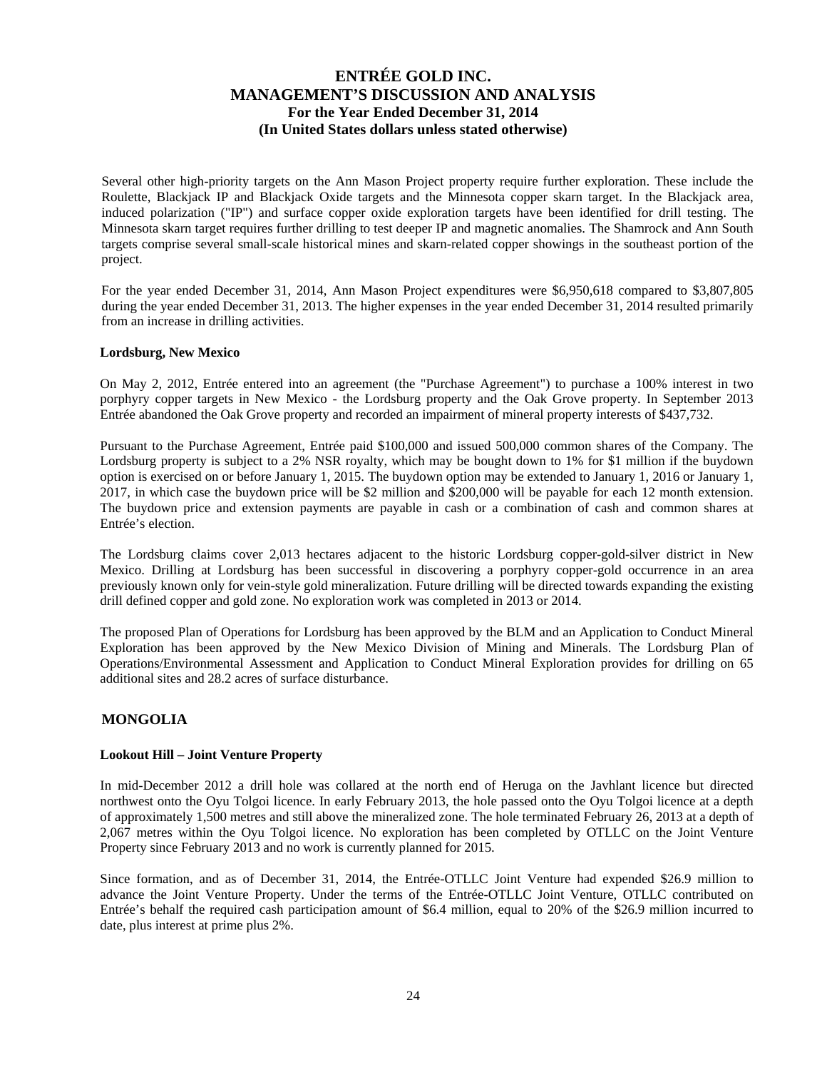Several other high-priority targets on the Ann Mason Project property require further exploration. These include the Roulette, Blackjack IP and Blackjack Oxide targets and the Minnesota copper skarn target. In the Blackjack area, induced polarization ("IP") and surface copper oxide exploration targets have been identified for drill testing. The Minnesota skarn target requires further drilling to test deeper IP and magnetic anomalies. The Shamrock and Ann South targets comprise several small-scale historical mines and skarn-related copper showings in the southeast portion of the project.

For the year ended December 31, 2014, Ann Mason Project expenditures were $6,950,618 compared to $3,807,805 during the year ended December 31, 2013. The higher expenses in the year ended December 31, 2014 resulted primarily from an increase in drilling activities.

**Lordsburg, New Mexico**

On May 2, 2012, Entrée entered into an agreement (the "Purchase Agreement") to purchase a 100% interest in two porphyry copper targets in New Mexico - the Lordsburg property and the Oak Grove property. In September 2013 Entrée abandoned the Oak Grove property and recorded an impairment of mineral property interests of $437,732.

Pursuant to the Purchase Agreement, Entrée paid $100,000 and issued 500,000 common shares of the Company. The Lordsburg property is subject to a 2% NSR royalty, which may be bought down to 1% for $1 million if the buydown option is exercised on or before January 1, 2015. The buydown option may be extended to January 1, 2016 or January 1, 2017, in which case the buydown price will be $2 million and $200,000 will be payable for each 12 month extension. The buydown price and extension payments are payable in cash or a combination of cash and common shares at Entrée's election.

The Lordsburg claims cover 2,013 hectares adjacent to the historic Lordsburg copper-gold-silver district in New Mexico. Drilling at Lordsburg has been successful in discovering a porphyry copper-gold occurrence in an area previously known only for vein-style gold mineralization. Future drilling will be directed towards expanding the existing drill defined copper and gold zone. No exploration work was completed in 2013 or 2014.

The proposed Plan of Operations for Lordsburg has been approved by the BLM and an Application to Conduct Mineral Exploration has been approved by the New Mexico Division of Mining and Minerals. The Lordsburg Plan of Operations/Environmental Assessment and Application to Conduct Mineral Exploration provides for drilling on 65 additional sites and 28.2 acres of surface disturbance.

## MONGOLIA

**Lookout Hill – Joint Venture Property**

In mid-December 2012 a drill hole was collared at the north end of Heruga on the Javhlant licence but directed northwest onto the Oyu Tolgoi licence. In early February 2013, the hole passed onto the Oyu Tolgoi licence at a depth of approximately 1,500 metres and still above the mineralized zone. The hole terminated February 26, 2013 at a depth of 2,067 metres within the Oyu Tolgoi licence. No exploration has been completed by OTLLC on the Joint Venture Property since February 2013 and no work is currently planned for 2015.

Since formation, and as of December 31, 2014, the Entrée-OTLLC Joint Venture had expended $26.9 million to advance the Joint Venture Property. Under the terms of the Entrée-OTLLC Joint Venture, OTLLC contributed on Entrée's behalf the required cash participation amount of $6.4 million, equal to 20% of the $26.9 million incurred to date, plus interest at prime plus 2%.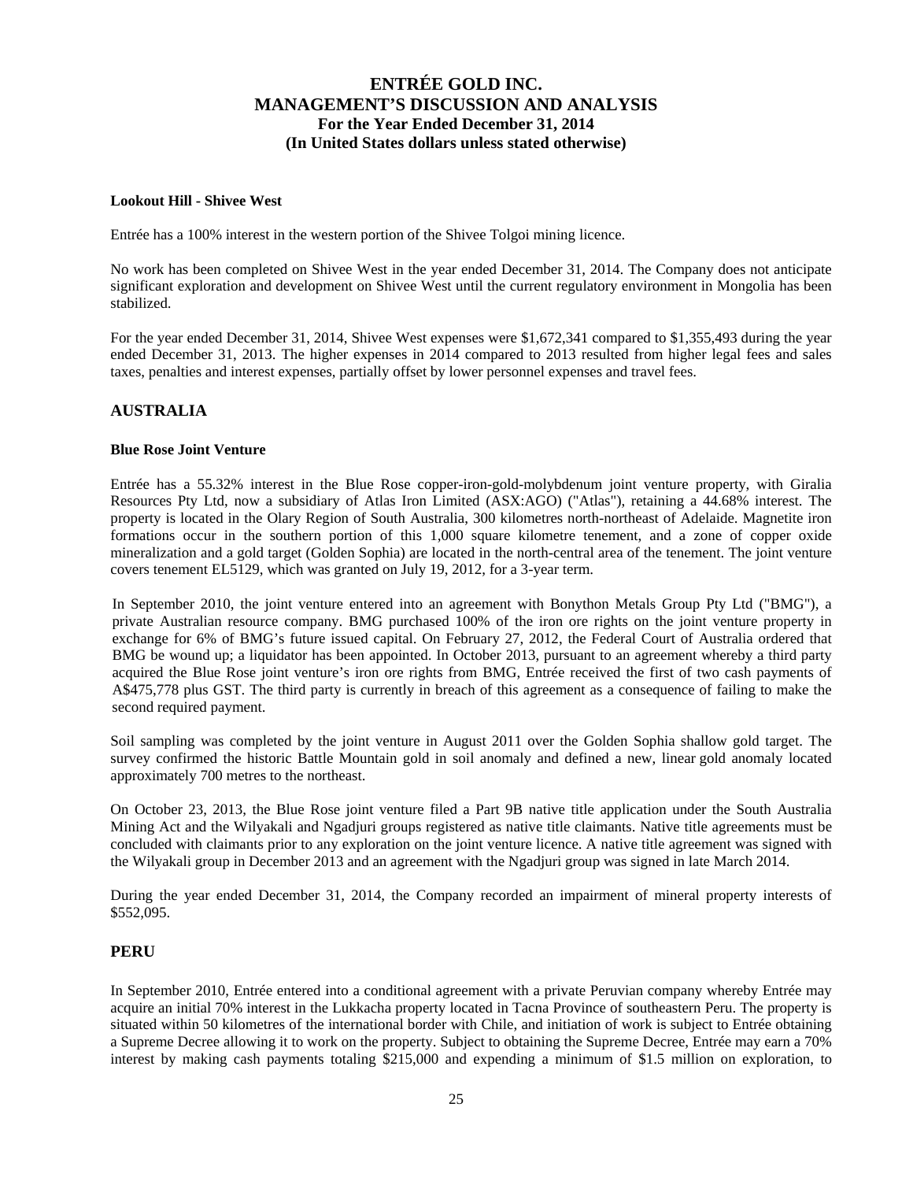### Lookout Hill - Shivee West

Entrée has a 100% interest in the western portion of the Shivee Tolgoi mining licence.

No work has been completed on Shivee West in the year ended December 31, 2014. The Company does not anticipate significant exploration and development on Shivee West until the current regulatory environment in Mongolia has been stabilized.

For the year ended December 31, 2014, Shivee West expenses were $1,672,341 compared to $1,355,493 during the year ended December 31, 2013. The higher expenses in 2014 compared to 2013 resulted from higher legal fees and sales taxes, penalties and interest expenses, partially offset by lower personnel expenses and travel fees.

## AUSTRALIA

### Blue Rose Joint Venture

Entrée has a 55.32% interest in the Blue Rose copper-iron-gold-molybdenum joint venture property, with Giralia Resources Pty Ltd, now a subsidiary of Atlas Iron Limited (ASX:AGO) ("Atlas"), retaining a 44.68% interest. The property is located in the Olary Region of South Australia, 300 kilometres north-northeast of Adelaide. Magnetite iron formations occur in the southern portion of this 1,000 square kilometre tenement, and a zone of copper oxide mineralization and a gold target (Golden Sophia) are located in the north-central area of the tenement. The joint venture covers tenement EL5129, which was granted on July 19, 2012, for a 3-year term.

In September 2010, the joint venture entered into an agreement with Bonython Metals Group Pty Ltd ("BMG"), a private Australian resource company. BMG purchased 100% of the iron ore rights on the joint venture property in exchange for 6% of BMG's future issued capital. On February 27, 2012, the Federal Court of Australia ordered that BMG be wound up; a liquidator has been appointed. In October 2013, pursuant to an agreement whereby a third party acquired the Blue Rose joint venture's iron ore rights from BMG, Entrée received the first of two cash payments of A$475,778 plus GST. The third party is currently in breach of this agreement as a consequence of failing to make the second required payment.

Soil sampling was completed by the joint venture in August 2011 over the Golden Sophia shallow gold target. The survey confirmed the historic Battle Mountain gold in soil anomaly and defined a new, linear gold anomaly located approximately 700 metres to the northeast.

On October 23, 2013, the Blue Rose joint venture filed a Part 9B native title application under the South Australia Mining Act and the Wilyakali and Ngadjuri groups registered as native title claimants. Native title agreements must be concluded with claimants prior to any exploration on the joint venture licence. A native title agreement was signed with the Wilyakali group in December 2013 and an agreement with the Ngadjuri group was signed in late March 2014.

During the year ended December 31, 2014, the Company recorded an impairment of mineral property interests of $552,095.

## PERU

In September 2010, Entrée entered into a conditional agreement with a private Peruvian company whereby Entrée may acquire an initial 70% interest in the Lukkacha property located in Tacna Province of southeastern Peru. The property is situated within 50 kilometres of the international border with Chile, and initiation of work is subject to Entrée obtaining a Supreme Decree allowing it to work on the property. Subject to obtaining the Supreme Decree, Entrée may earn a 70% interest by making cash payments totaling $215,000 and expending a minimum of $1.5 million on exploration, to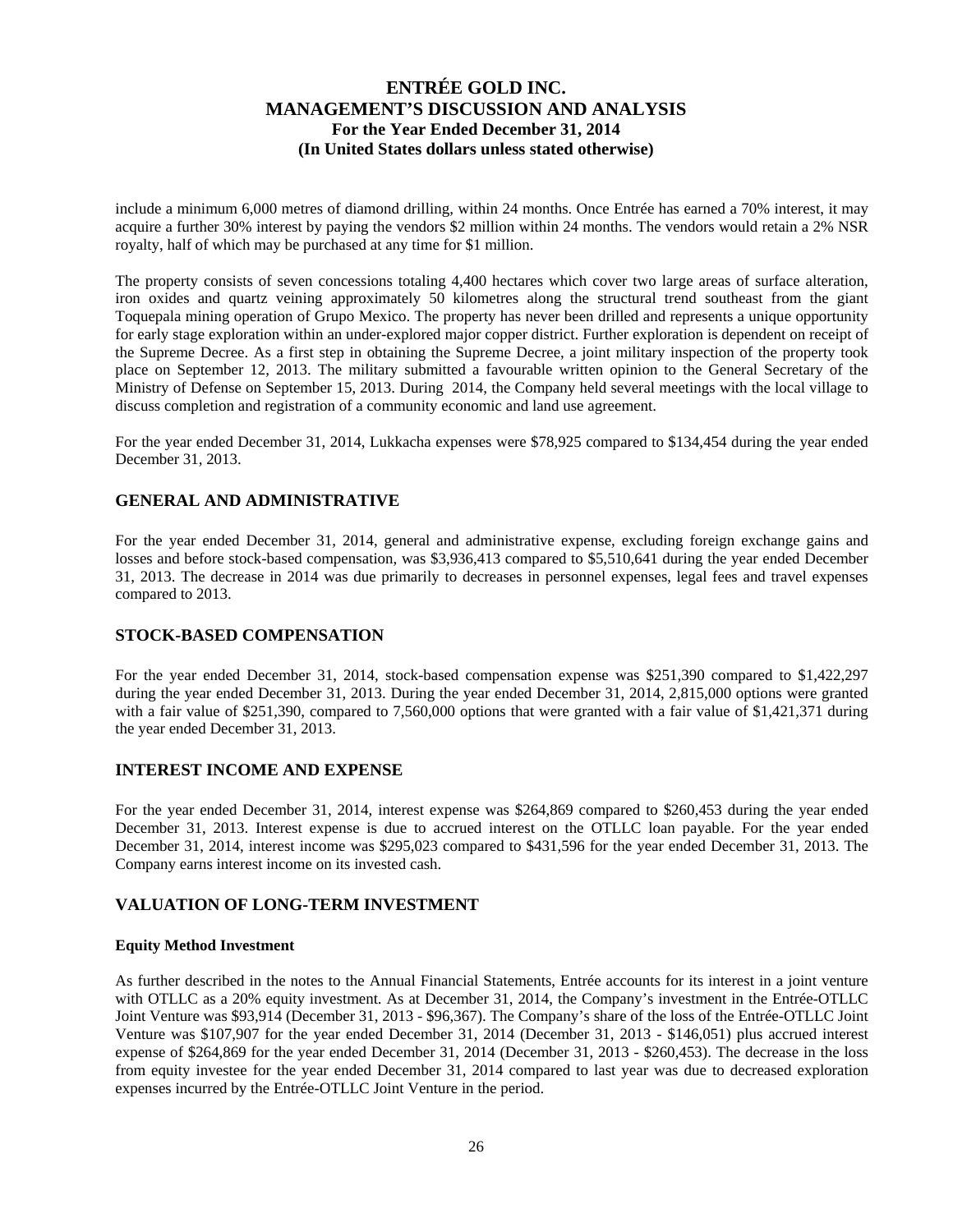include a minimum 6,000 metres of diamond drilling, within 24 months. Once Entrée has earned a 70% interest, it may acquire a further 30% interest by paying the vendors $2 million within 24 months. The vendors would retain a 2% NSR royalty, half of which may be purchased at any time for $1 million.

The property consists of seven concessions totaling 4,400 hectares which cover two large areas of surface alteration, iron oxides and quartz veining approximately 50 kilometres along the structural trend southeast from the giant Toquepala mining operation of Grupo Mexico. The property has never been drilled and represents a unique opportunity for early stage exploration within an under-explored major copper district. Further exploration is dependent on receipt of the Supreme Decree. As a first step in obtaining the Supreme Decree, a joint military inspection of the property took place on September 12, 2013. The military submitted a favourable written opinion to the General Secretary of the Ministry of Defense on September 15, 2013. During 2014, the Company held several meetings with the local village to discuss completion and registration of a community economic and land use agreement.

For the year ended December 31, 2014, Lukkacha expenses were $78,925 compared to $134,454 during the year ended December 31, 2013.

## GENERAL AND ADMINISTRATIVE

For the year ended December 31, 2014, general and administrative expense, excluding foreign exchange gains and losses and before stock-based compensation, was $3,936,413 compared to $5,510,641 during the year ended December 31, 2013. The decrease in 2014 was due primarily to decreases in personnel expenses, legal fees and travel expenses compared to 2013.

## STOCK-BASED COMPENSATION

For the year ended December 31, 2014, stock-based compensation expense was $251,390 compared to $1,422,297 during the year ended December 31, 2013. During the year ended December 31, 2014, 2,815,000 options were granted with a fair value of $251,390, compared to 7,560,000 options that were granted with a fair value of $1,421,371 during the year ended December 31, 2013.

## INTEREST INCOME AND EXPENSE

For the year ended December 31, 2014, interest expense was $264,869 compared to $260,453 during the year ended December 31, 2013. Interest expense is due to accrued interest on the OTLLC loan payable. For the year ended December 31, 2014, interest income was $295,023 compared to $431,596 for the year ended December 31, 2013. The Company earns interest income on its invested cash.

## VALUATION OF LONG-TERM INVESTMENT

**Equity Method Investment**

As further described in the notes to the Annual Financial Statements, Entrée accounts for its interest in a joint venture with OTLLC as a 20% equity investment. As at December 31, 2014, the Company's investment in the Entrée-OTLLC Joint Venture was $93,914 (December 31, 2013 - $96,367). The Company's share of the loss of the Entrée-OTLLC Joint Venture was $107,907 for the year ended December 31, 2014 (December 31, 2013 - $146,051) plus accrued interest expense of $264,869 for the year ended December 31, 2014 (December 31, 2013 - $260,453). The decrease in the loss from equity investee for the year ended December 31, 2014 compared to last year was due to decreased exploration expenses incurred by the Entrée-OTLLC Joint Venture in the period.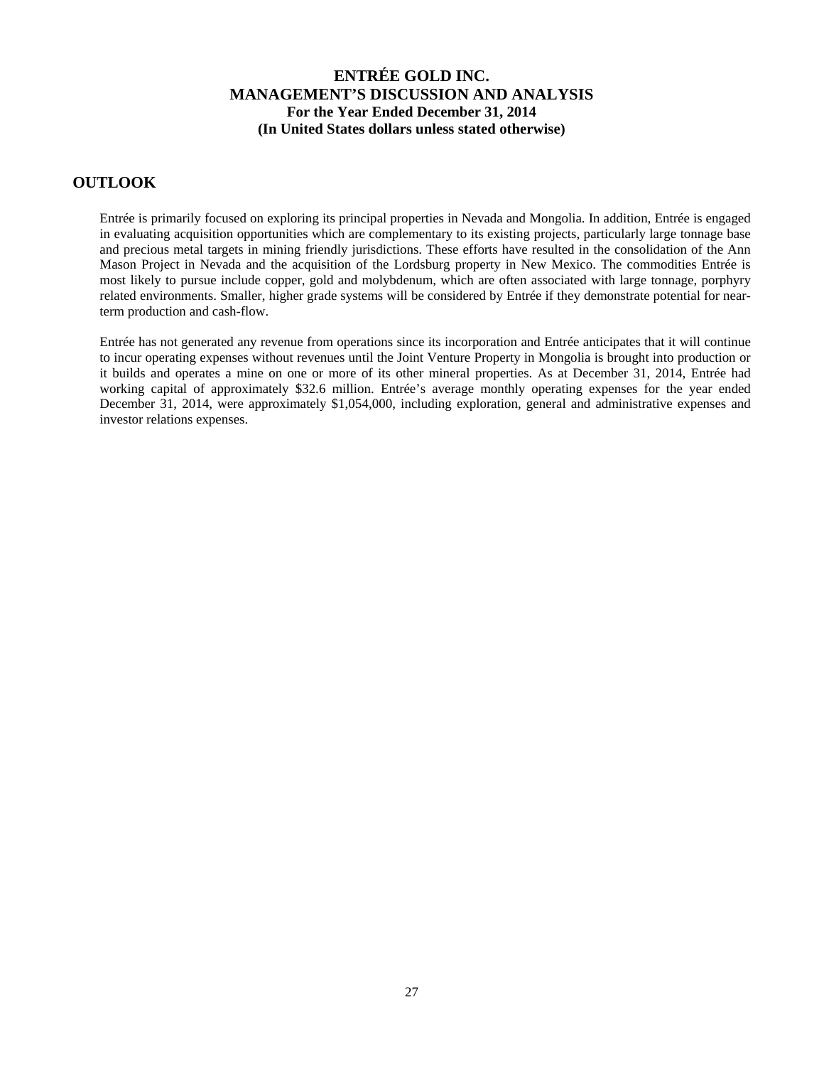## OUTLOOK

Entrée is primarily focused on exploring its principal properties in Nevada and Mongolia. In addition, Entrée is engaged in evaluating acquisition opportunities which are complementary to its existing projects, particularly large tonnage base and precious metal targets in mining friendly jurisdictions. These efforts have resulted in the consolidation of the Ann Mason Project in Nevada and the acquisition of the Lordsburg property in New Mexico. The commodities Entrée is most likely to pursue include copper, gold and molybdenum, which are often associated with large tonnage, porphyry related environments. Smaller, higher grade systems will be considered by Entrée if they demonstrate potential for near-term production and cash-flow.

Entrée has not generated any revenue from operations since its incorporation and Entrée anticipates that it will continue to incur operating expenses without revenues until the Joint Venture Property in Mongolia is brought into production or it builds and operates a mine on one or more of its other mineral properties. As at December 31, 2014, Entrée had working capital of approximately $32.6 million. Entrée's average monthly operating expenses for the year ended December 31, 2014, were approximately $1,054,000, including exploration, general and administrative expenses and investor relations expenses.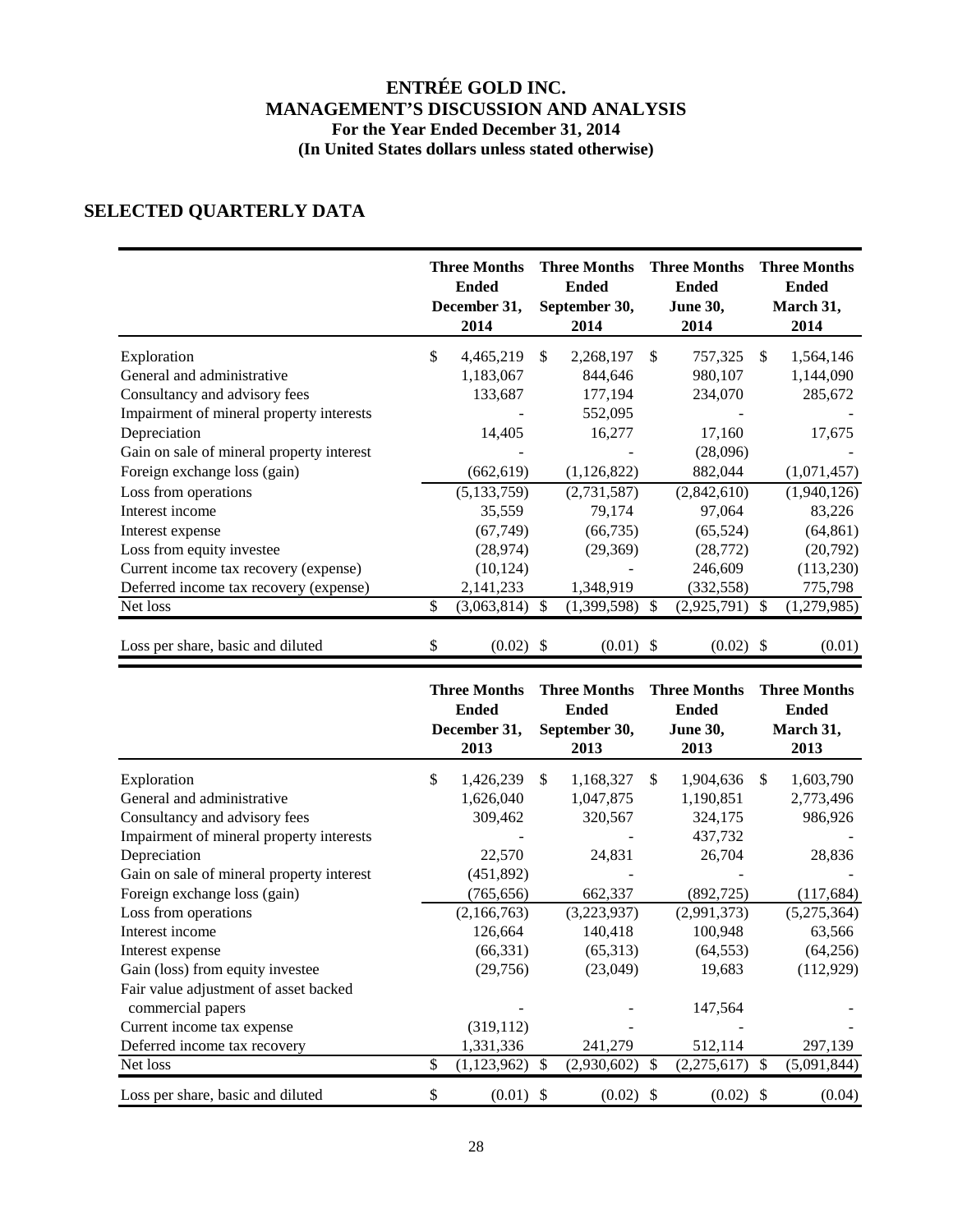# ENTRÉE GOLD INC.
# MANAGEMENT'S DISCUSSION AND ANALYSIS
## For the Year Ended December 31, 2014
## (In United States dollars unless stated otherwise)

## SELECTED QUARTERLY DATA

| | Three Months Ended December 31, 2014 | Three Months Ended September 30, 2014 | Three Months Ended June 30, 2014 | Three Months Ended March 31, 2014 |
|---|---|---|---|---|
| Exploration | $ 4,465,219 | $ 2,268,197 | $ 757,325 | $ 1,564,146 |
| General and administrative | 1,183,067 | 844,646 | 980,107 | 1,144,090 |
| Consultancy and advisory fees | 133,687 | 177,194 | 234,070 | 285,672 |
| Impairment of mineral property interests | - | 552,095 | - | - |
| Depreciation | 14,405 | 16,277 | 17,160 | 17,675 |
| Gain on sale of mineral property interest | - | - | (28,096) | - |
| Foreign exchange loss (gain) | (662,619) | (1,126,822) | 882,044 | (1,071,457) |
| Loss from operations | (5,133,759) | (2,731,587) | (2,842,610) | (1,940,126) |
| Interest income | 35,559 | 79,174 | 97,064 | 83,226 |
| Interest expense | (67,749) | (66,735) | (65,524) | (64,861) |
| Loss from equity investee | (28,974) | (29,369) | (28,772) | (20,792) |
| Current income tax recovery (expense) | (10,124) | - | 246,609 | (113,230) |
| Deferred income tax recovery (expense) | 2,141,233 | 1,348,919 | (332,558) | 775,798 |
| Net loss | $ (3,063,814) | $ (1,399,598) | $ (2,925,791) | $ (1,279,985) |
| Loss per share, basic and diluted | $ (0.02) | $ (0.01) | $ (0.02) | $ (0.01) |

| | Three Months Ended December 31, 2013 | Three Months Ended September 30, 2013 | Three Months Ended June 30, 2013 | Three Months Ended March 31, 2013 |
|---|---|---|---|---|
| Exploration | $ 1,426,239 | $ 1,168,327 | $ 1,904,636 | $ 1,603,790 |
| General and administrative | 1,626,040 | 1,047,875 | 1,190,851 | 2,773,496 |
| Consultancy and advisory fees | 309,462 | 320,567 | 324,175 | 986,926 |
| Impairment of mineral property interests | - | - | 437,732 | - |
| Depreciation | 22,570 | 24,831 | 26,704 | 28,836 |
| Gain on sale of mineral property interest | (451,892) | - | - | - |
| Foreign exchange loss (gain) | (765,656) | 662,337 | (892,725) | (117,684) |
| Loss from operations | (2,166,763) | (3,223,937) | (2,991,373) | (5,275,364) |
| Interest income | 126,664 | 140,418 | 100,948 | 63,566 |
| Interest expense | (66,331) | (65,313) | (64,553) | (64,256) |
| Gain (loss) from equity investee | (29,756) | (23,049) | 19,683 | (112,929) |
| Fair value adjustment of asset backed commercial papers | - | - | 147,564 | - |
| Current income tax expense | (319,112) | - | - | - |
| Deferred income tax recovery | 1,331,336 | 241,279 | 512,114 | 297,139 |
| Net loss | $ (1,123,962) | $ (2,930,602) | $ (2,275,617) | $ (5,091,844) |
| Loss per share, basic and diluted | $ (0.01) | $ (0.02) | $ (0.02) | $ (0.04) |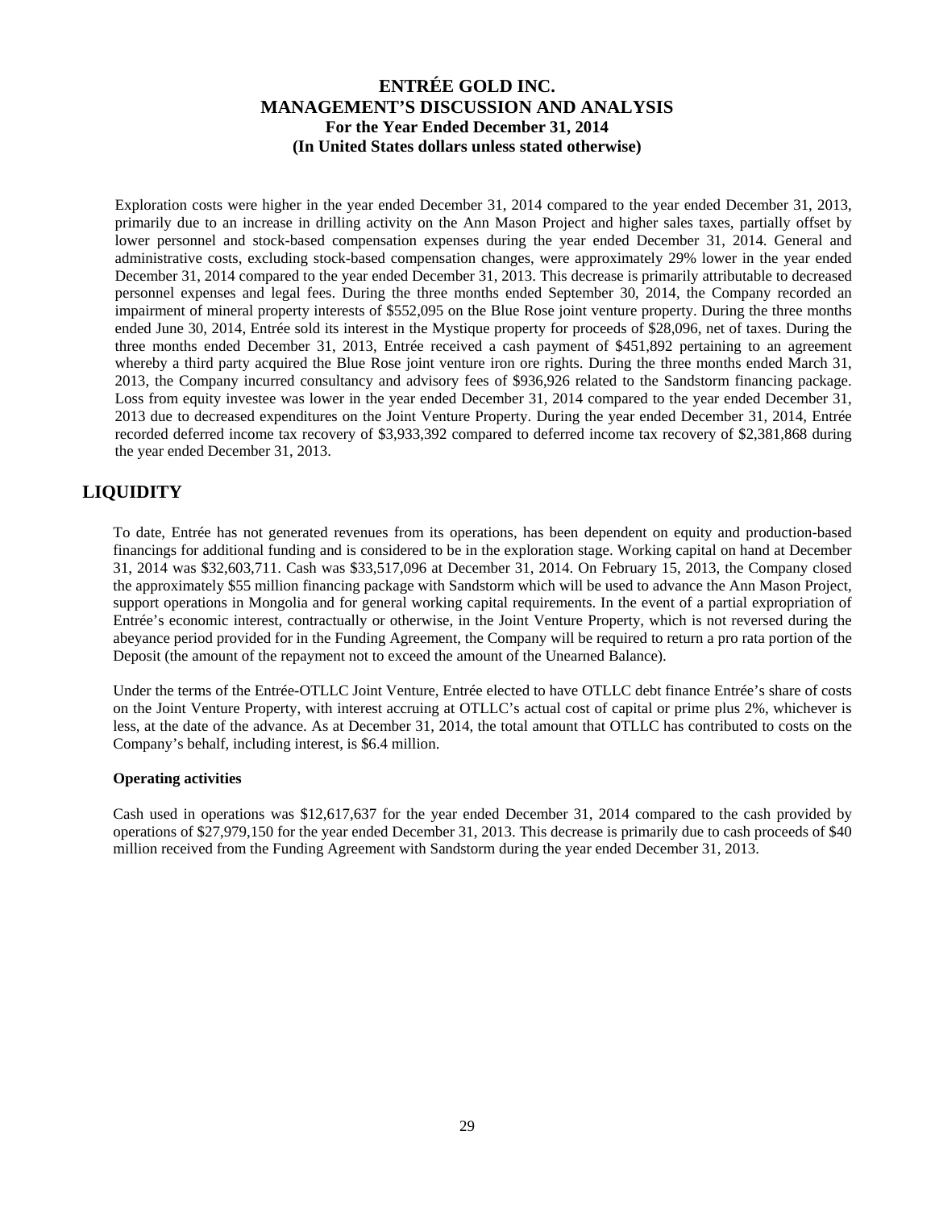Exploration costs were higher in the year ended December 31, 2014 compared to the year ended December 31, 2013, primarily due to an increase in drilling activity on the Ann Mason Project and higher sales taxes, partially offset by lower personnel and stock-based compensation expenses during the year ended December 31, 2014. General and administrative costs, excluding stock-based compensation changes, were approximately 29% lower in the year ended December 31, 2014 compared to the year ended December 31, 2013. This decrease is primarily attributable to decreased personnel expenses and legal fees. During the three months ended September 30, 2014, the Company recorded an impairment of mineral property interests of $552,095 on the Blue Rose joint venture property. During the three months ended June 30, 2014, Entrée sold its interest in the Mystique property for proceeds of $28,096, net of taxes. During the three months ended December 31, 2013, Entrée received a cash payment of $451,892 pertaining to an agreement whereby a third party acquired the Blue Rose joint venture iron ore rights. During the three months ended March 31, 2013, the Company incurred consultancy and advisory fees of $936,926 related to the Sandstorm financing package. Loss from equity investee was lower in the year ended December 31, 2014 compared to the year ended December 31, 2013 due to decreased expenditures on the Joint Venture Property. During the year ended December 31, 2014, Entrée recorded deferred income tax recovery of $3,933,392 compared to deferred income tax recovery of $2,381,868 during the year ended December 31, 2013.

## LIQUIDITY

To date, Entrée has not generated revenues from its operations, has been dependent on equity and production-based financings for additional funding and is considered to be in the exploration stage. Working capital on hand at December 31, 2014 was $32,603,711. Cash was $33,517,096 at December 31, 2014. On February 15, 2013, the Company closed the approximately $55 million financing package with Sandstorm which will be used to advance the Ann Mason Project, support operations in Mongolia and for general working capital requirements. In the event of a partial expropriation of Entrée's economic interest, contractually or otherwise, in the Joint Venture Property, which is not reversed during the abeyance period provided for in the Funding Agreement, the Company will be required to return a pro rata portion of the Deposit (the amount of the repayment not to exceed the amount of the Unearned Balance).

Under the terms of the Entrée-OTLLC Joint Venture, Entrée elected to have OTLLC debt finance Entrée's share of costs on the Joint Venture Property, with interest accruing at OTLLC's actual cost of capital or prime plus 2%, whichever is less, at the date of the advance. As at December 31, 2014, the total amount that OTLLC has contributed to costs on the Company's behalf, including interest, is $6.4 million.

### Operating activities

Cash used in operations was $12,617,637 for the year ended December 31, 2014 compared to the cash provided by operations of $27,979,150 for the year ended December 31, 2013. This decrease is primarily due to cash proceeds of $40 million received from the Funding Agreement with Sandstorm during the year ended December 31, 2013.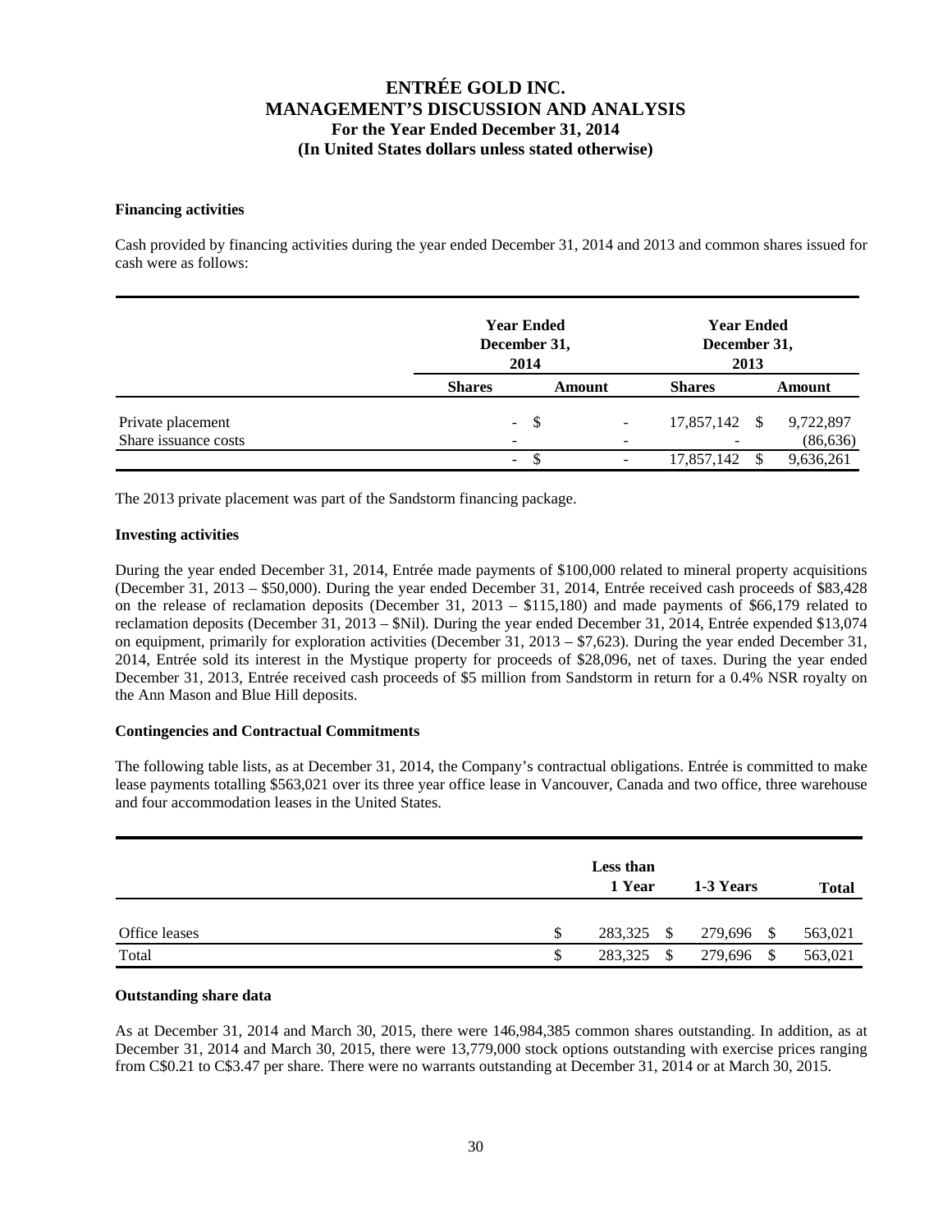### Financing activities

Cash provided by financing activities during the year ended December 31, 2014 and 2013 and common shares issued for cash were as follows:

| | Year Ended December 31, 2014 | | Year Ended December 31, 2013 | |
|---|---|---|---|---|
| | Shares | Amount | Shares | Amount |
| Private placement | - | $ - | 17,857,142 | $ 9,722,897 |
| Share issuance costs | - | - | - | (86,636) |
| | - | $ - | 17,857,142 | $ 9,636,261 |

The 2013 private placement was part of the Sandstorm financing package.

### Investing activities

During the year ended December 31, 2014, Entrée made payments of $100,000 related to mineral property acquisitions (December 31, 2013 – $50,000). During the year ended December 31, 2014, Entrée received cash proceeds of $83,428 on the release of reclamation deposits (December 31, 2013 – $115,180) and made payments of $66,179 related to reclamation deposits (December 31, 2013 – $Nil). During the year ended December 31, 2014, Entrée expended $13,074 on equipment, primarily for exploration activities (December 31, 2013 – $7,623). During the year ended December 31, 2014, Entrée sold its interest in the Mystique property for proceeds of $28,096, net of taxes. During the year ended December 31, 2013, Entrée received cash proceeds of $5 million from Sandstorm in return for a 0.4% NSR royalty on the Ann Mason and Blue Hill deposits.

### Contingencies and Contractual Commitments

The following table lists, as at December 31, 2014, the Company's contractual obligations. Entrée is committed to make lease payments totalling $563,021 over its three year office lease in Vancouver, Canada and two office, three warehouse and four accommodation leases in the United States.

| | Less than 1 Year | 1-3 Years | Total |
|---|---|---|---|
| Office leases | $ 283,325 | $ 279,696 | $ 563,021 |
| Total | $ 283,325 | $ 279,696 | $ 563,021 |

### Outstanding share data

As at December 31, 2014 and March 30, 2015, there were 146,984,385 common shares outstanding. In addition, as at December 31, 2014 and March 30, 2015, there were 13,779,000 stock options outstanding with exercise prices ranging from C$0.21 to C$3.47 per share. There were no warrants outstanding at December 31, 2014 or at March 30, 2015.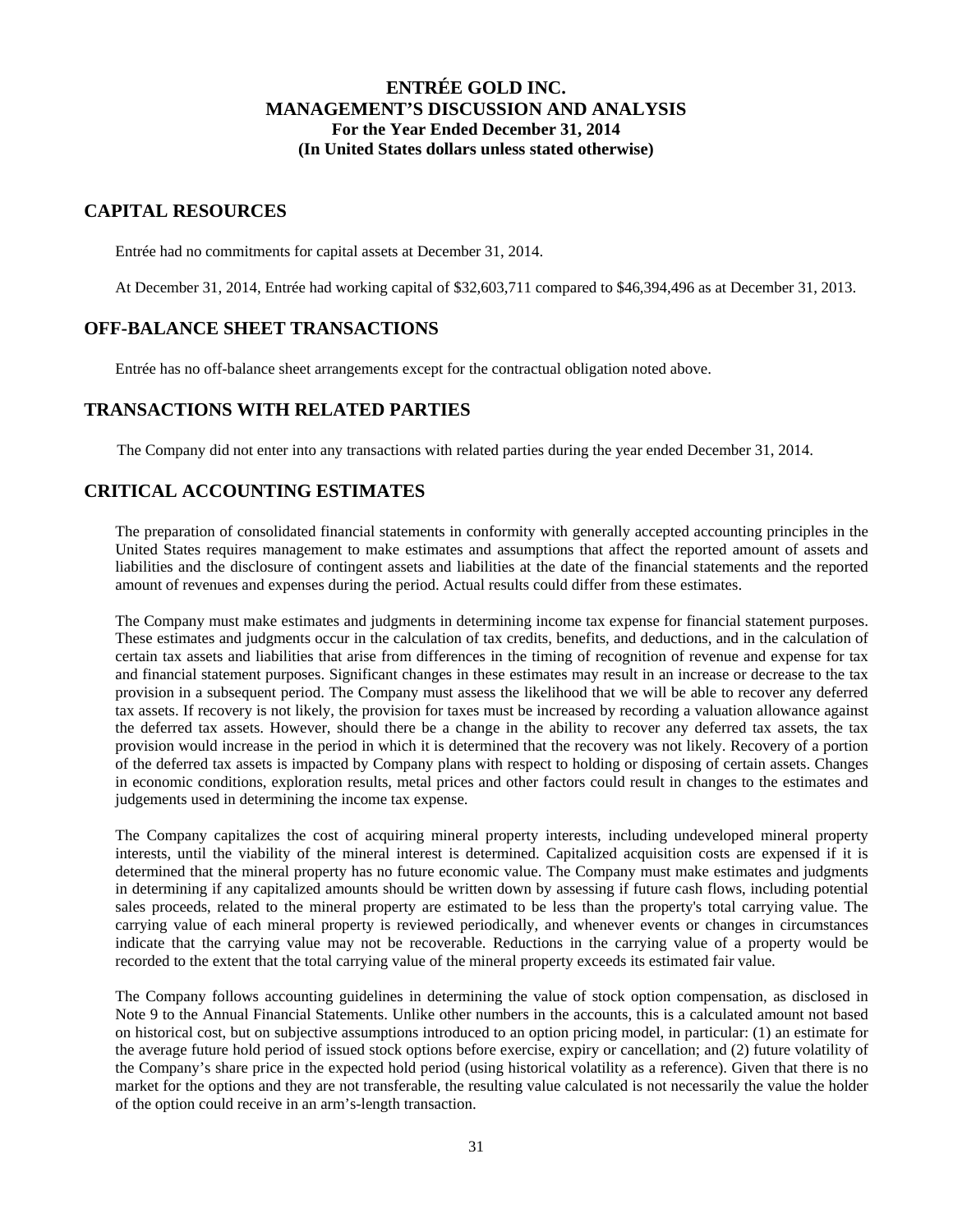## CAPITAL RESOURCES

Entrée had no commitments for capital assets at December 31, 2014.

At December 31, 2014, Entrée had working capital of $32,603,711 compared to $46,394,496 as at December 31, 2013.

## OFF-BALANCE SHEET TRANSACTIONS

Entrée has no off-balance sheet arrangements except for the contractual obligation noted above.

## TRANSACTIONS WITH RELATED PARTIES

The Company did not enter into any transactions with related parties during the year ended December 31, 2014.

## CRITICAL ACCOUNTING ESTIMATES

The preparation of consolidated financial statements in conformity with generally accepted accounting principles in the United States requires management to make estimates and assumptions that affect the reported amount of assets and liabilities and the disclosure of contingent assets and liabilities at the date of the financial statements and the reported amount of revenues and expenses during the period. Actual results could differ from these estimates.

The Company must make estimates and judgments in determining income tax expense for financial statement purposes. These estimates and judgments occur in the calculation of tax credits, benefits, and deductions, and in the calculation of certain tax assets and liabilities that arise from differences in the timing of recognition of revenue and expense for tax and financial statement purposes. Significant changes in these estimates may result in an increase or decrease to the tax provision in a subsequent period. The Company must assess the likelihood that we will be able to recover any deferred tax assets. If recovery is not likely, the provision for taxes must be increased by recording a valuation allowance against the deferred tax assets. However, should there be a change in the ability to recover any deferred tax assets, the tax provision would increase in the period in which it is determined that the recovery was not likely. Recovery of a portion of the deferred tax assets is impacted by Company plans with respect to holding or disposing of certain assets. Changes in economic conditions, exploration results, metal prices and other factors could result in changes to the estimates and judgements used in determining the income tax expense.

The Company capitalizes the cost of acquiring mineral property interests, including undeveloped mineral property interests, until the viability of the mineral interest is determined. Capitalized acquisition costs are expensed if it is determined that the mineral property has no future economic value. The Company must make estimates and judgments in determining if any capitalized amounts should be written down by assessing if future cash flows, including potential sales proceeds, related to the mineral property are estimated to be less than the property's total carrying value. The carrying value of each mineral property is reviewed periodically, and whenever events or changes in circumstances indicate that the carrying value may not be recoverable. Reductions in the carrying value of a property would be recorded to the extent that the total carrying value of the mineral property exceeds its estimated fair value.

The Company follows accounting guidelines in determining the value of stock option compensation, as disclosed in Note 9 to the Annual Financial Statements. Unlike other numbers in the accounts, this is a calculated amount not based on historical cost, but on subjective assumptions introduced to an option pricing model, in particular: (1) an estimate for the average future hold period of issued stock options before exercise, expiry or cancellation; and (2) future volatility of the Company's share price in the expected hold period (using historical volatility as a reference). Given that there is no market for the options and they are not transferable, the resulting value calculated is not necessarily the value the holder of the option could receive in an arm's-length transaction.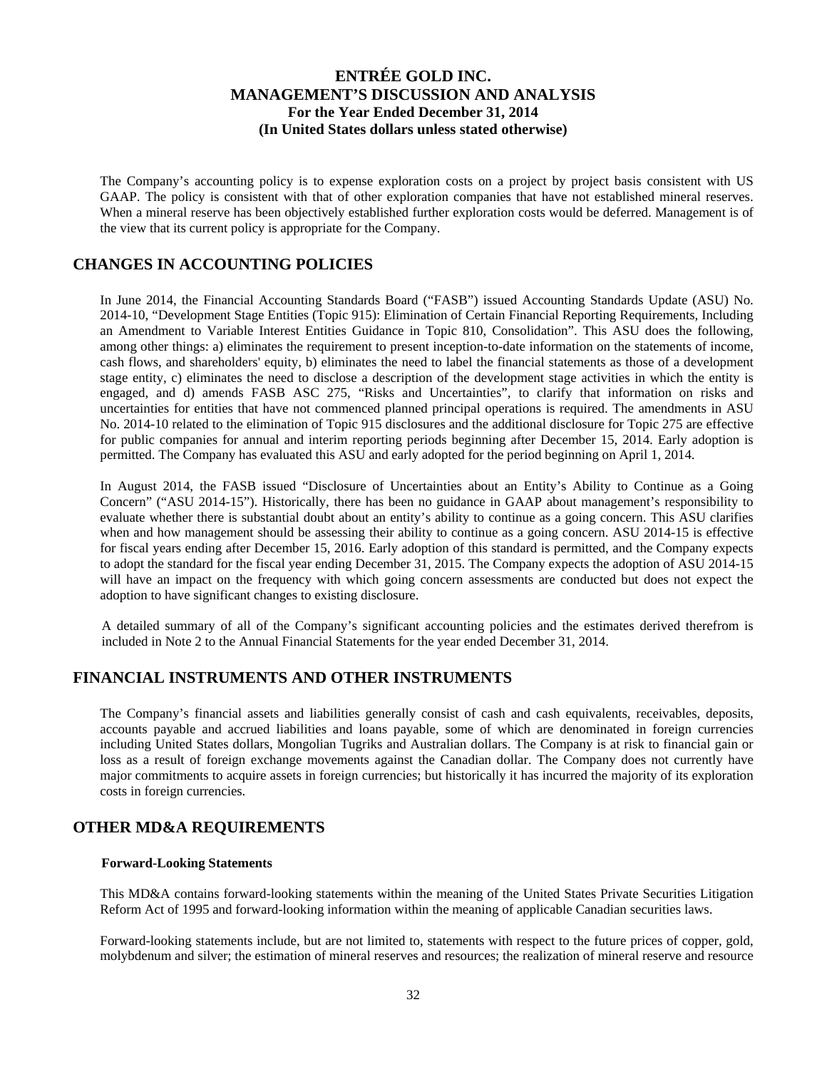The Company's accounting policy is to expense exploration costs on a project by project basis consistent with US GAAP. The policy is consistent with that of other exploration companies that have not established mineral reserves. When a mineral reserve has been objectively established further exploration costs would be deferred. Management is of the view that its current policy is appropriate for the Company.

## CHANGES IN ACCOUNTING POLICIES

In June 2014, the Financial Accounting Standards Board ("FASB") issued Accounting Standards Update (ASU) No. 2014-10, "Development Stage Entities (Topic 915): Elimination of Certain Financial Reporting Requirements, Including an Amendment to Variable Interest Entities Guidance in Topic 810, Consolidation". This ASU does the following, among other things: a) eliminates the requirement to present inception-to-date information on the statements of income, cash flows, and shareholders' equity, b) eliminates the need to label the financial statements as those of a development stage entity, c) eliminates the need to disclose a description of the development stage activities in which the entity is engaged, and d) amends FASB ASC 275, "Risks and Uncertainties", to clarify that information on risks and uncertainties for entities that have not commenced planned principal operations is required. The amendments in ASU No. 2014-10 related to the elimination of Topic 915 disclosures and the additional disclosure for Topic 275 are effective for public companies for annual and interim reporting periods beginning after December 15, 2014. Early adoption is permitted. The Company has evaluated this ASU and early adopted for the period beginning on April 1, 2014.

In August 2014, the FASB issued "Disclosure of Uncertainties about an Entity's Ability to Continue as a Going Concern" ("ASU 2014-15"). Historically, there has been no guidance in GAAP about management's responsibility to evaluate whether there is substantial doubt about an entity's ability to continue as a going concern. This ASU clarifies when and how management should be assessing their ability to continue as a going concern. ASU 2014-15 is effective for fiscal years ending after December 15, 2016. Early adoption of this standard is permitted, and the Company expects to adopt the standard for the fiscal year ending December 31, 2015. The Company expects the adoption of ASU 2014-15 will have an impact on the frequency with which going concern assessments are conducted but does not expect the adoption to have significant changes to existing disclosure.

A detailed summary of all of the Company's significant accounting policies and the estimates derived therefrom is included in Note 2 to the Annual Financial Statements for the year ended December 31, 2014.

## FINANCIAL INSTRUMENTS AND OTHER INSTRUMENTS

The Company's financial assets and liabilities generally consist of cash and cash equivalents, receivables, deposits, accounts payable and accrued liabilities and loans payable, some of which are denominated in foreign currencies including United States dollars, Mongolian Tugriks and Australian dollars. The Company is at risk to financial gain or loss as a result of foreign exchange movements against the Canadian dollar. The Company does not currently have major commitments to acquire assets in foreign currencies; but historically it has incurred the majority of its exploration costs in foreign currencies.

## OTHER MD&A REQUIREMENTS

### Forward-Looking Statements

This MD&A contains forward-looking statements within the meaning of the United States Private Securities Litigation Reform Act of 1995 and forward-looking information within the meaning of applicable Canadian securities laws.

Forward-looking statements include, but are not limited to, statements with respect to the future prices of copper, gold, molybdenum and silver; the estimation of mineral reserves and resources; the realization of mineral reserve and resource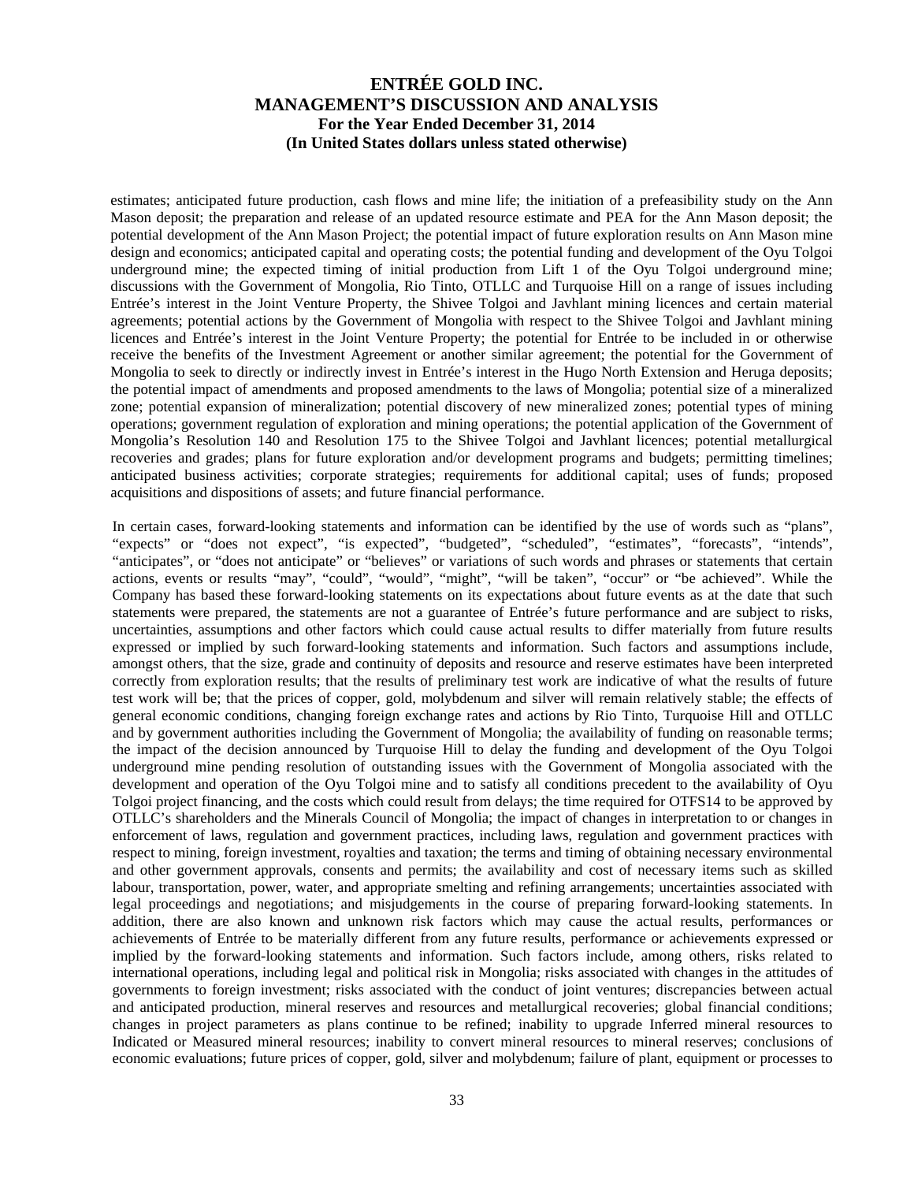estimates; anticipated future production, cash flows and mine life; the initiation of a prefeasibility study on the Ann Mason deposit; the preparation and release of an updated resource estimate and PEA for the Ann Mason deposit; the potential development of the Ann Mason Project; the potential impact of future exploration results on Ann Mason mine design and economics; anticipated capital and operating costs; the potential funding and development of the Oyu Tolgoi underground mine; the expected timing of initial production from Lift 1 of the Oyu Tolgoi underground mine; discussions with the Government of Mongolia, Rio Tinto, OTLLC and Turquoise Hill on a range of issues including Entrée's interest in the Joint Venture Property, the Shivee Tolgoi and Javhlant mining licences and certain material agreements; potential actions by the Government of Mongolia with respect to the Shivee Tolgoi and Javhlant mining licences and Entrée's interest in the Joint Venture Property; the potential for Entrée to be included in or otherwise receive the benefits of the Investment Agreement or another similar agreement; the potential for the Government of Mongolia to seek to directly or indirectly invest in Entrée's interest in the Hugo North Extension and Heruga deposits; the potential impact of amendments and proposed amendments to the laws of Mongolia; potential size of a mineralized zone; potential expansion of mineralization; potential discovery of new mineralized zones; potential types of mining operations; government regulation of exploration and mining operations; the potential application of the Government of Mongolia's Resolution 140 and Resolution 175 to the Shivee Tolgoi and Javhlant licences; potential metallurgical recoveries and grades; plans for future exploration and/or development programs and budgets; permitting timelines; anticipated business activities; corporate strategies; requirements for additional capital; uses of funds; proposed acquisitions and dispositions of assets; and future financial performance.

In certain cases, forward-looking statements and information can be identified by the use of words such as "plans", "expects" or "does not expect", "is expected", "budgeted", "scheduled", "estimates", "forecasts", "intends", "anticipates", or "does not anticipate" or "believes" or variations of such words and phrases or statements that certain actions, events or results "may", "could", "would", "might", "will be taken", "occur" or "be achieved". While the Company has based these forward-looking statements on its expectations about future events as at the date that such statements were prepared, the statements are not a guarantee of Entrée's future performance and are subject to risks, uncertainties, assumptions and other factors which could cause actual results to differ materially from future results expressed or implied by such forward-looking statements and information. Such factors and assumptions include, amongst others, that the size, grade and continuity of deposits and resource and reserve estimates have been interpreted correctly from exploration results; that the results of preliminary test work are indicative of what the results of future test work will be; that the prices of copper, gold, molybdenum and silver will remain relatively stable; the effects of general economic conditions, changing foreign exchange rates and actions by Rio Tinto, Turquoise Hill and OTLLC and by government authorities including the Government of Mongolia; the availability of funding on reasonable terms; the impact of the decision announced by Turquoise Hill to delay the funding and development of the Oyu Tolgoi underground mine pending resolution of outstanding issues with the Government of Mongolia associated with the development and operation of the Oyu Tolgoi mine and to satisfy all conditions precedent to the availability of Oyu Tolgoi project financing, and the costs which could result from delays; the time required for OTFS14 to be approved by OTLLC's shareholders and the Minerals Council of Mongolia; the impact of changes in interpretation to or changes in enforcement of laws, regulation and government practices, including laws, regulation and government practices with respect to mining, foreign investment, royalties and taxation; the terms and timing of obtaining necessary environmental and other government approvals, consents and permits; the availability and cost of necessary items such as skilled labour, transportation, power, water, and appropriate smelting and refining arrangements; uncertainties associated with legal proceedings and negotiations; and misjudgements in the course of preparing forward-looking statements. In addition, there are also known and unknown risk factors which may cause the actual results, performances or achievements of Entrée to be materially different from any future results, performance or achievements expressed or implied by the forward-looking statements and information. Such factors include, among others, risks related to international operations, including legal and political risk in Mongolia; risks associated with changes in the attitudes of governments to foreign investment; risks associated with the conduct of joint ventures; discrepancies between actual and anticipated production, mineral reserves and resources and metallurgical recoveries; global financial conditions; changes in project parameters as plans continue to be refined; inability to upgrade Inferred mineral resources to Indicated or Measured mineral resources; inability to convert mineral resources to mineral reserves; conclusions of economic evaluations; future prices of copper, gold, silver and molybdenum; failure of plant, equipment or processes to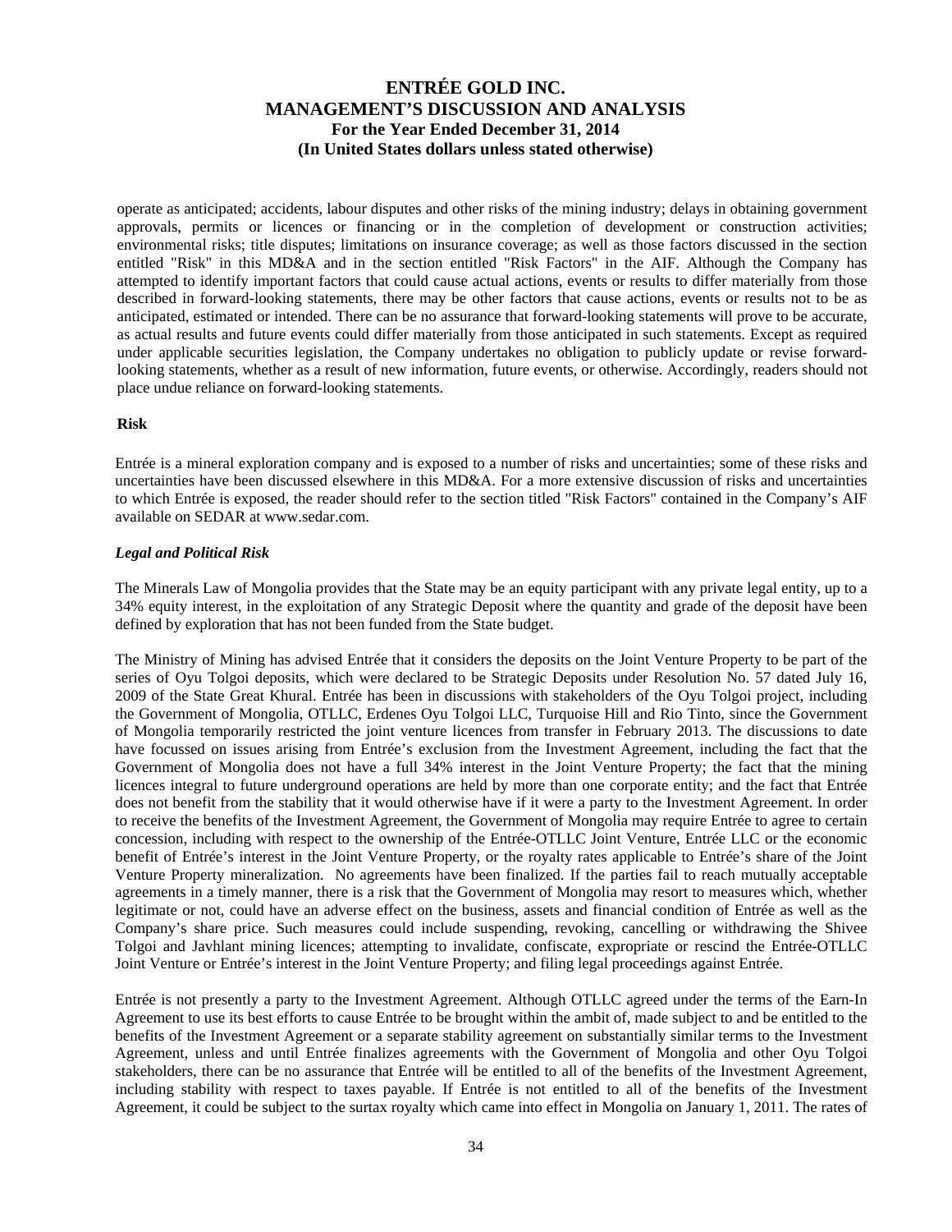operate as anticipated; accidents, labour disputes and other risks of the mining industry; delays in obtaining government approvals, permits or licences or financing or in the completion of development or construction activities; environmental risks; title disputes; limitations on insurance coverage; as well as those factors discussed in the section entitled "Risk" in this MD&A and in the section entitled "Risk Factors" in the AIF. Although the Company has attempted to identify important factors that could cause actual actions, events or results to differ materially from those described in forward-looking statements, there may be other factors that cause actions, events or results not to be as anticipated, estimated or intended. There can be no assurance that forward-looking statements will prove to be accurate, as actual results and future events could differ materially from those anticipated in such statements. Except as required under applicable securities legislation, the Company undertakes no obligation to publicly update or revise forward-looking statements, whether as a result of new information, future events, or otherwise. Accordingly, readers should not place undue reliance on forward-looking statements.

**Risk**

Entrée is a mineral exploration company and is exposed to a number of risks and uncertainties; some of these risks and uncertainties have been discussed elsewhere in this MD&A. For a more extensive discussion of risks and uncertainties to which Entrée is exposed, the reader should refer to the section titled "Risk Factors" contained in the Company's AIF available on SEDAR at www.sedar.com.

***Legal and Political Risk***

The Minerals Law of Mongolia provides that the State may be an equity participant with any private legal entity, up to a 34% equity interest, in the exploitation of any Strategic Deposit where the quantity and grade of the deposit have been defined by exploration that has not been funded from the State budget.

The Ministry of Mining has advised Entrée that it considers the deposits on the Joint Venture Property to be part of the series of Oyu Tolgoi deposits, which were declared to be Strategic Deposits under Resolution No. 57 dated July 16, 2009 of the State Great Khural. Entrée has been in discussions with stakeholders of the Oyu Tolgoi project, including the Government of Mongolia, OTLLC, Erdenes Oyu Tolgoi LLC, Turquoise Hill and Rio Tinto, since the Government of Mongolia temporarily restricted the joint venture licences from transfer in February 2013. The discussions to date have focussed on issues arising from Entrée's exclusion from the Investment Agreement, including the fact that the Government of Mongolia does not have a full 34% interest in the Joint Venture Property; the fact that the mining licences integral to future underground operations are held by more than one corporate entity; and the fact that Entrée does not benefit from the stability that it would otherwise have if it were a party to the Investment Agreement. In order to receive the benefits of the Investment Agreement, the Government of Mongolia may require Entrée to agree to certain concession, including with respect to the ownership of the Entrée-OTLLC Joint Venture, Entrée LLC or the economic benefit of Entrée's interest in the Joint Venture Property, or the royalty rates applicable to Entrée's share of the Joint Venture Property mineralization. No agreements have been finalized. If the parties fail to reach mutually acceptable agreements in a timely manner, there is a risk that the Government of Mongolia may resort to measures which, whether legitimate or not, could have an adverse effect on the business, assets and financial condition of Entrée as well as the Company's share price. Such measures could include suspending, revoking, cancelling or withdrawing the Shivee Tolgoi and Javhlant mining licences; attempting to invalidate, confiscate, expropriate or rescind the Entrée-OTLLC Joint Venture or Entrée's interest in the Joint Venture Property; and filing legal proceedings against Entrée.

Entrée is not presently a party to the Investment Agreement. Although OTLLC agreed under the terms of the Earn-In Agreement to use its best efforts to cause Entrée to be brought within the ambit of, made subject to and be entitled to the benefits of the Investment Agreement or a separate stability agreement on substantially similar terms to the Investment Agreement, unless and until Entrée finalizes agreements with the Government of Mongolia and other Oyu Tolgoi stakeholders, there can be no assurance that Entrée will be entitled to all of the benefits of the Investment Agreement, including stability with respect to taxes payable. If Entrée is not entitled to all of the benefits of the Investment Agreement, it could be subject to the surtax royalty which came into effect in Mongolia on January 1, 2011. The rates of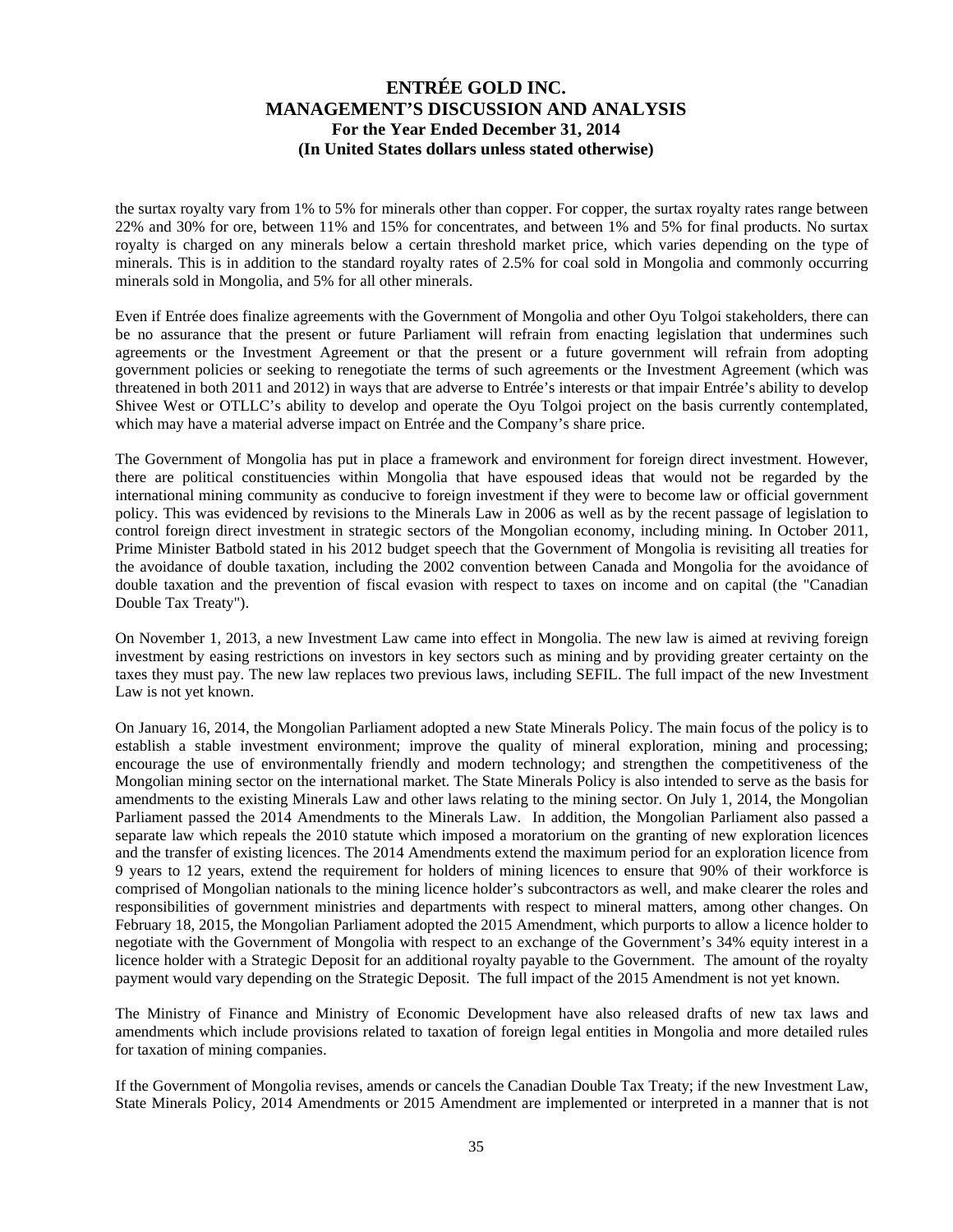the surtax royalty vary from 1% to 5% for minerals other than copper. For copper, the surtax royalty rates range between 22% and 30% for ore, between 11% and 15% for concentrates, and between 1% and 5% for final products. No surtax royalty is charged on any minerals below a certain threshold market price, which varies depending on the type of minerals. This is in addition to the standard royalty rates of 2.5% for coal sold in Mongolia and commonly occurring minerals sold in Mongolia, and 5% for all other minerals.

Even if Entrée does finalize agreements with the Government of Mongolia and other Oyu Tolgoi stakeholders, there can be no assurance that the present or future Parliament will refrain from enacting legislation that undermines such agreements or the Investment Agreement or that the present or a future government will refrain from adopting government policies or seeking to renegotiate the terms of such agreements or the Investment Agreement (which was threatened in both 2011 and 2012) in ways that are adverse to Entrée's interests or that impair Entrée's ability to develop Shivee West or OTLLC's ability to develop and operate the Oyu Tolgoi project on the basis currently contemplated, which may have a material adverse impact on Entrée and the Company's share price.

The Government of Mongolia has put in place a framework and environment for foreign direct investment. However, there are political constituencies within Mongolia that have espoused ideas that would not be regarded by the international mining community as conducive to foreign investment if they were to become law or official government policy. This was evidenced by revisions to the Minerals Law in 2006 as well as by the recent passage of legislation to control foreign direct investment in strategic sectors of the Mongolian economy, including mining. In October 2011, Prime Minister Batbold stated in his 2012 budget speech that the Government of Mongolia is revisiting all treaties for the avoidance of double taxation, including the 2002 convention between Canada and Mongolia for the avoidance of double taxation and the prevention of fiscal evasion with respect to taxes on income and on capital (the "Canadian Double Tax Treaty").

On November 1, 2013, a new Investment Law came into effect in Mongolia. The new law is aimed at reviving foreign investment by easing restrictions on investors in key sectors such as mining and by providing greater certainty on the taxes they must pay. The new law replaces two previous laws, including SEFIL. The full impact of the new Investment Law is not yet known.

On January 16, 2014, the Mongolian Parliament adopted a new State Minerals Policy. The main focus of the policy is to establish a stable investment environment; improve the quality of mineral exploration, mining and processing; encourage the use of environmentally friendly and modern technology; and strengthen the competitiveness of the Mongolian mining sector on the international market. The State Minerals Policy is also intended to serve as the basis for amendments to the existing Minerals Law and other laws relating to the mining sector. On July 1, 2014, the Mongolian Parliament passed the 2014 Amendments to the Minerals Law. In addition, the Mongolian Parliament also passed a separate law which repeals the 2010 statute which imposed a moratorium on the granting of new exploration licences and the transfer of existing licences. The 2014 Amendments extend the maximum period for an exploration licence from 9 years to 12 years, extend the requirement for holders of mining licences to ensure that 90% of their workforce is comprised of Mongolian nationals to the mining licence holder's subcontractors as well, and make clearer the roles and responsibilities of government ministries and departments with respect to mineral matters, among other changes. On February 18, 2015, the Mongolian Parliament adopted the 2015 Amendment, which purports to allow a licence holder to negotiate with the Government of Mongolia with respect to an exchange of the Government's 34% equity interest in a licence holder with a Strategic Deposit for an additional royalty payable to the Government. The amount of the royalty payment would vary depending on the Strategic Deposit. The full impact of the 2015 Amendment is not yet known.

The Ministry of Finance and Ministry of Economic Development have also released drafts of new tax laws and amendments which include provisions related to taxation of foreign legal entities in Mongolia and more detailed rules for taxation of mining companies.

If the Government of Mongolia revises, amends or cancels the Canadian Double Tax Treaty; if the new Investment Law, State Minerals Policy, 2014 Amendments or 2015 Amendment are implemented or interpreted in a manner that is not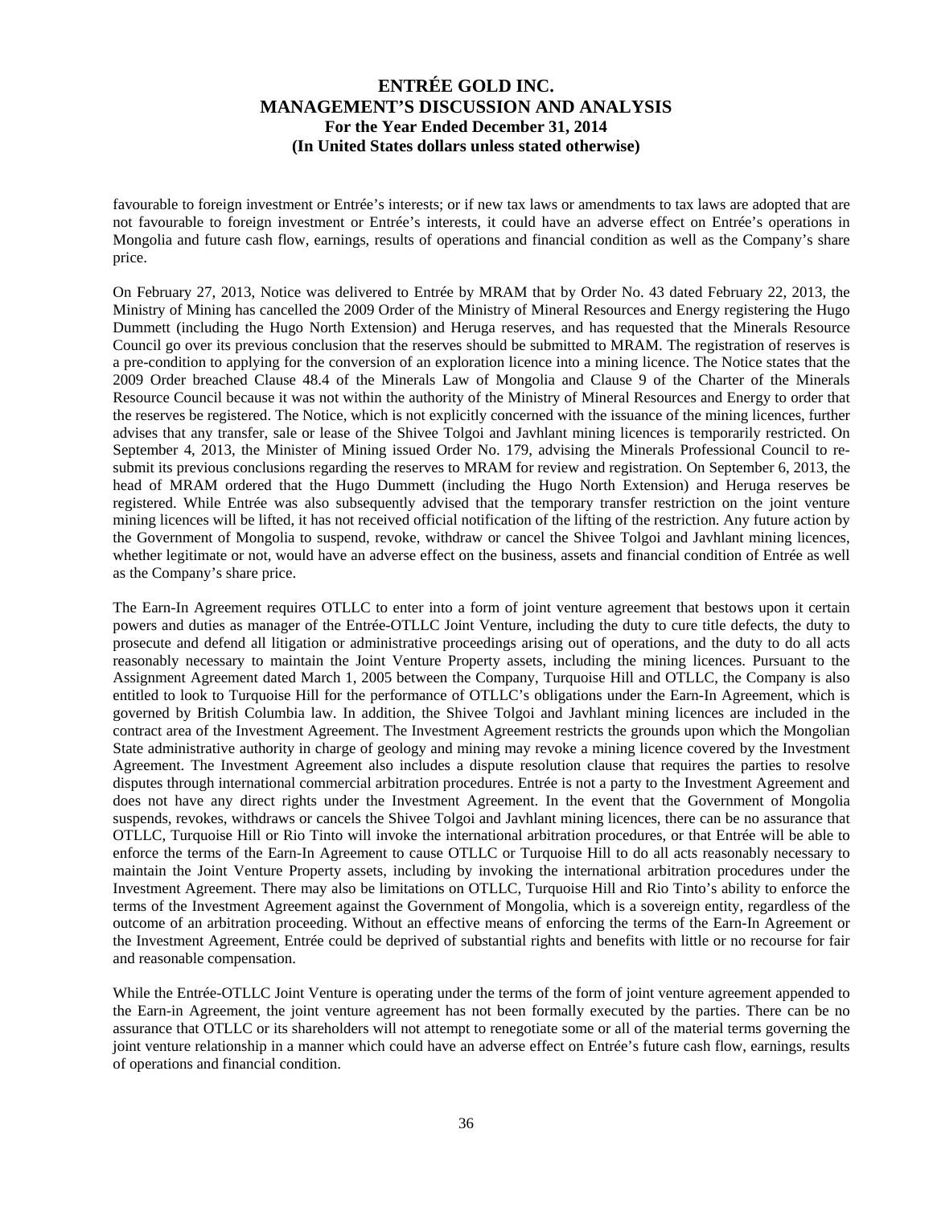favourable to foreign investment or Entrée's interests; or if new tax laws or amendments to tax laws are adopted that are not favourable to foreign investment or Entrée's interests, it could have an adverse effect on Entrée's operations in Mongolia and future cash flow, earnings, results of operations and financial condition as well as the Company's share price.

On February 27, 2013, Notice was delivered to Entrée by MRAM that by Order No. 43 dated February 22, 2013, the Ministry of Mining has cancelled the 2009 Order of the Ministry of Mineral Resources and Energy registering the Hugo Dummett (including the Hugo North Extension) and Heruga reserves, and has requested that the Minerals Resource Council go over its previous conclusion that the reserves should be submitted to MRAM. The registration of reserves is a pre-condition to applying for the conversion of an exploration licence into a mining licence. The Notice states that the 2009 Order breached Clause 48.4 of the Minerals Law of Mongolia and Clause 9 of the Charter of the Minerals Resource Council because it was not within the authority of the Ministry of Mineral Resources and Energy to order that the reserves be registered. The Notice, which is not explicitly concerned with the issuance of the mining licences, further advises that any transfer, sale or lease of the Shivee Tolgoi and Javhlant mining licences is temporarily restricted. On September 4, 2013, the Minister of Mining issued Order No. 179, advising the Minerals Professional Council to re-submit its previous conclusions regarding the reserves to MRAM for review and registration. On September 6, 2013, the head of MRAM ordered that the Hugo Dummett (including the Hugo North Extension) and Heruga reserves be registered. While Entrée was also subsequently advised that the temporary transfer restriction on the joint venture mining licences will be lifted, it has not received official notification of the lifting of the restriction. Any future action by the Government of Mongolia to suspend, revoke, withdraw or cancel the Shivee Tolgoi and Javhlant mining licences, whether legitimate or not, would have an adverse effect on the business, assets and financial condition of Entrée as well as the Company's share price.

The Earn-In Agreement requires OTLLC to enter into a form of joint venture agreement that bestows upon it certain powers and duties as manager of the Entrée-OTLLC Joint Venture, including the duty to cure title defects, the duty to prosecute and defend all litigation or administrative proceedings arising out of operations, and the duty to do all acts reasonably necessary to maintain the Joint Venture Property assets, including the mining licences. Pursuant to the Assignment Agreement dated March 1, 2005 between the Company, Turquoise Hill and OTLLC, the Company is also entitled to look to Turquoise Hill for the performance of OTLLC's obligations under the Earn-In Agreement, which is governed by British Columbia law. In addition, the Shivee Tolgoi and Javhlant mining licences are included in the contract area of the Investment Agreement. The Investment Agreement restricts the grounds upon which the Mongolian State administrative authority in charge of geology and mining may revoke a mining licence covered by the Investment Agreement. The Investment Agreement also includes a dispute resolution clause that requires the parties to resolve disputes through international commercial arbitration procedures. Entrée is not a party to the Investment Agreement and does not have any direct rights under the Investment Agreement. In the event that the Government of Mongolia suspends, revokes, withdraws or cancels the Shivee Tolgoi and Javhlant mining licences, there can be no assurance that OTLLC, Turquoise Hill or Rio Tinto will invoke the international arbitration procedures, or that Entrée will be able to enforce the terms of the Earn-In Agreement to cause OTLLC or Turquoise Hill to do all acts reasonably necessary to maintain the Joint Venture Property assets, including by invoking the international arbitration procedures under the Investment Agreement. There may also be limitations on OTLLC, Turquoise Hill and Rio Tinto's ability to enforce the terms of the Investment Agreement against the Government of Mongolia, which is a sovereign entity, regardless of the outcome of an arbitration proceeding. Without an effective means of enforcing the terms of the Earn-In Agreement or the Investment Agreement, Entrée could be deprived of substantial rights and benefits with little or no recourse for fair and reasonable compensation.

While the Entrée-OTLLC Joint Venture is operating under the terms of the form of joint venture agreement appended to the Earn-in Agreement, the joint venture agreement has not been formally executed by the parties. There can be no assurance that OTLLC or its shareholders will not attempt to renegotiate some or all of the material terms governing the joint venture relationship in a manner which could have an adverse effect on Entrée's future cash flow, earnings, results of operations and financial condition.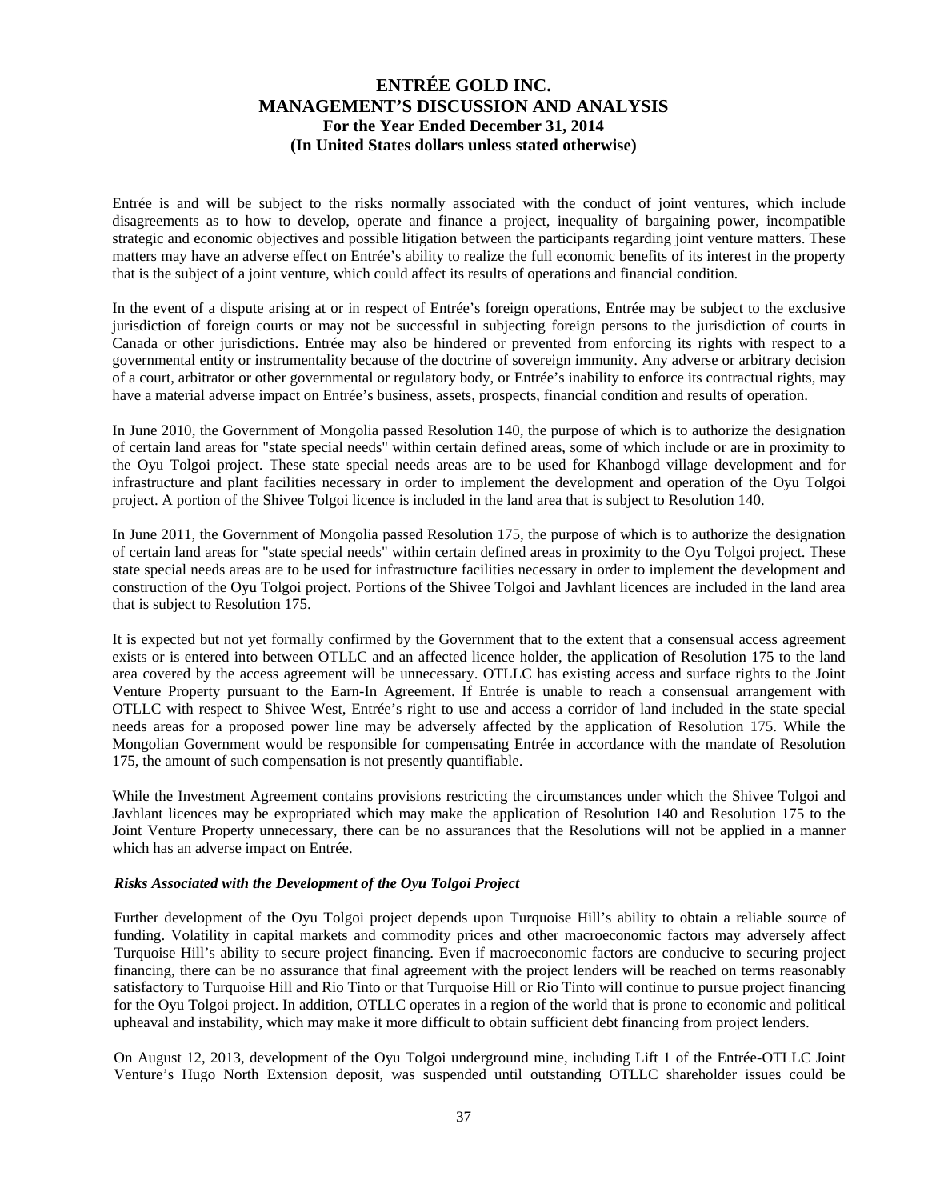Entrée is and will be subject to the risks normally associated with the conduct of joint ventures, which include disagreements as to how to develop, operate and finance a project, inequality of bargaining power, incompatible strategic and economic objectives and possible litigation between the participants regarding joint venture matters. These matters may have an adverse effect on Entrée's ability to realize the full economic benefits of its interest in the property that is the subject of a joint venture, which could affect its results of operations and financial condition.

In the event of a dispute arising at or in respect of Entrée's foreign operations, Entrée may be subject to the exclusive jurisdiction of foreign courts or may not be successful in subjecting foreign persons to the jurisdiction of courts in Canada or other jurisdictions. Entrée may also be hindered or prevented from enforcing its rights with respect to a governmental entity or instrumentality because of the doctrine of sovereign immunity. Any adverse or arbitrary decision of a court, arbitrator or other governmental or regulatory body, or Entrée's inability to enforce its contractual rights, may have a material adverse impact on Entrée's business, assets, prospects, financial condition and results of operation.

In June 2010, the Government of Mongolia passed Resolution 140, the purpose of which is to authorize the designation of certain land areas for "state special needs" within certain defined areas, some of which include or are in proximity to the Oyu Tolgoi project. These state special needs areas are to be used for Khanbogd village development and for infrastructure and plant facilities necessary in order to implement the development and operation of the Oyu Tolgoi project. A portion of the Shivee Tolgoi licence is included in the land area that is subject to Resolution 140.

In June 2011, the Government of Mongolia passed Resolution 175, the purpose of which is to authorize the designation of certain land areas for "state special needs" within certain defined areas in proximity to the Oyu Tolgoi project. These state special needs areas are to be used for infrastructure facilities necessary in order to implement the development and construction of the Oyu Tolgoi project. Portions of the Shivee Tolgoi and Javhlant licences are included in the land area that is subject to Resolution 175.

It is expected but not yet formally confirmed by the Government that to the extent that a consensual access agreement exists or is entered into between OTLLC and an affected licence holder, the application of Resolution 175 to the land area covered by the access agreement will be unnecessary. OTLLC has existing access and surface rights to the Joint Venture Property pursuant to the Earn-In Agreement. If Entrée is unable to reach a consensual arrangement with OTLLC with respect to Shivee West, Entrée's right to use and access a corridor of land included in the state special needs areas for a proposed power line may be adversely affected by the application of Resolution 175. While the Mongolian Government would be responsible for compensating Entrée in accordance with the mandate of Resolution 175, the amount of such compensation is not presently quantifiable.

While the Investment Agreement contains provisions restricting the circumstances under which the Shivee Tolgoi and Javhlant licences may be expropriated which may make the application of Resolution 140 and Resolution 175 to the Joint Venture Property unnecessary, there can be no assurances that the Resolutions will not be applied in a manner which has an adverse impact on Entrée.

***Risks Associated with the Development of the Oyu Tolgoi Project***

Further development of the Oyu Tolgoi project depends upon Turquoise Hill's ability to obtain a reliable source of funding. Volatility in capital markets and commodity prices and other macroeconomic factors may adversely affect Turquoise Hill's ability to secure project financing. Even if macroeconomic factors are conducive to securing project financing, there can be no assurance that final agreement with the project lenders will be reached on terms reasonably satisfactory to Turquoise Hill and Rio Tinto or that Turquoise Hill or Rio Tinto will continue to pursue project financing for the Oyu Tolgoi project. In addition, OTLLC operates in a region of the world that is prone to economic and political upheaval and instability, which may make it more difficult to obtain sufficient debt financing from project lenders.

On August 12, 2013, development of the Oyu Tolgoi underground mine, including Lift 1 of the Entrée-OTLLC Joint Venture's Hugo North Extension deposit, was suspended until outstanding OTLLC shareholder issues could be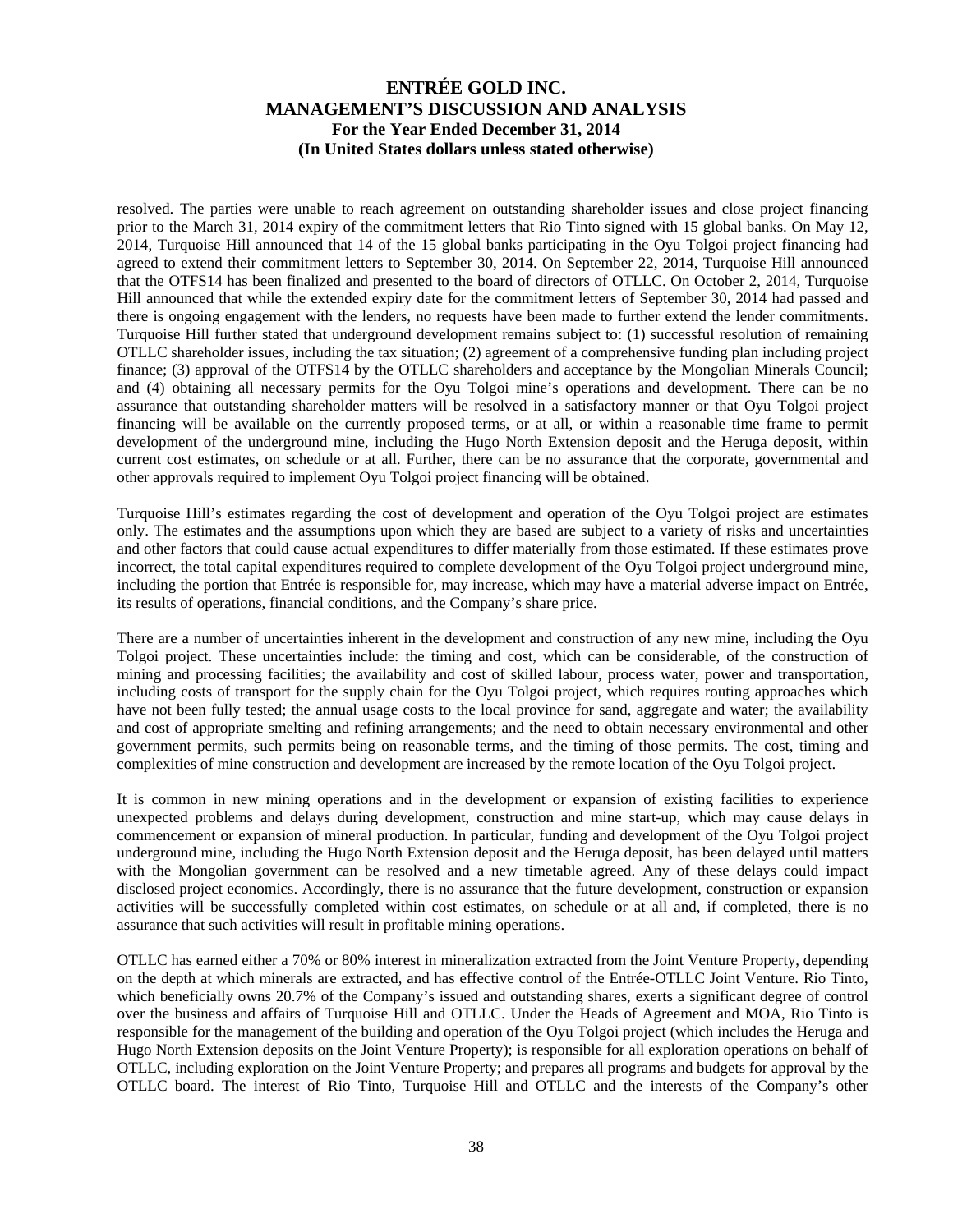resolved. The parties were unable to reach agreement on outstanding shareholder issues and close project financing prior to the March 31, 2014 expiry of the commitment letters that Rio Tinto signed with 15 global banks. On May 12, 2014, Turquoise Hill announced that 14 of the 15 global banks participating in the Oyu Tolgoi project financing had agreed to extend their commitment letters to September 30, 2014. On September 22, 2014, Turquoise Hill announced that the OTFS14 has been finalized and presented to the board of directors of OTLLC. On October 2, 2014, Turquoise Hill announced that while the extended expiry date for the commitment letters of September 30, 2014 had passed and there is ongoing engagement with the lenders, no requests have been made to further extend the lender commitments. Turquoise Hill further stated that underground development remains subject to: (1) successful resolution of remaining OTLLC shareholder issues, including the tax situation; (2) agreement of a comprehensive funding plan including project finance; (3) approval of the OTFS14 by the OTLLC shareholders and acceptance by the Mongolian Minerals Council; and (4) obtaining all necessary permits for the Oyu Tolgoi mine's operations and development. There can be no assurance that outstanding shareholder matters will be resolved in a satisfactory manner or that Oyu Tolgoi project financing will be available on the currently proposed terms, or at all, or within a reasonable time frame to permit development of the underground mine, including the Hugo North Extension deposit and the Heruga deposit, within current cost estimates, on schedule or at all. Further, there can be no assurance that the corporate, governmental and other approvals required to implement Oyu Tolgoi project financing will be obtained.

Turquoise Hill's estimates regarding the cost of development and operation of the Oyu Tolgoi project are estimates only. The estimates and the assumptions upon which they are based are subject to a variety of risks and uncertainties and other factors that could cause actual expenditures to differ materially from those estimated. If these estimates prove incorrect, the total capital expenditures required to complete development of the Oyu Tolgoi project underground mine, including the portion that Entrée is responsible for, may increase, which may have a material adverse impact on Entrée, its results of operations, financial conditions, and the Company's share price.

There are a number of uncertainties inherent in the development and construction of any new mine, including the Oyu Tolgoi project. These uncertainties include: the timing and cost, which can be considerable, of the construction of mining and processing facilities; the availability and cost of skilled labour, process water, power and transportation, including costs of transport for the supply chain for the Oyu Tolgoi project, which requires routing approaches which have not been fully tested; the annual usage costs to the local province for sand, aggregate and water; the availability and cost of appropriate smelting and refining arrangements; and the need to obtain necessary environmental and other government permits, such permits being on reasonable terms, and the timing of those permits. The cost, timing and complexities of mine construction and development are increased by the remote location of the Oyu Tolgoi project.

It is common in new mining operations and in the development or expansion of existing facilities to experience unexpected problems and delays during development, construction and mine start-up, which may cause delays in commencement or expansion of mineral production. In particular, funding and development of the Oyu Tolgoi project underground mine, including the Hugo North Extension deposit and the Heruga deposit, has been delayed until matters with the Mongolian government can be resolved and a new timetable agreed. Any of these delays could impact disclosed project economics. Accordingly, there is no assurance that the future development, construction or expansion activities will be successfully completed within cost estimates, on schedule or at all and, if completed, there is no assurance that such activities will result in profitable mining operations.

OTLLC has earned either a 70% or 80% interest in mineralization extracted from the Joint Venture Property, depending on the depth at which minerals are extracted, and has effective control of the Entrée-OTLLC Joint Venture. Rio Tinto, which beneficially owns 20.7% of the Company's issued and outstanding shares, exerts a significant degree of control over the business and affairs of Turquoise Hill and OTLLC. Under the Heads of Agreement and MOA, Rio Tinto is responsible for the management of the building and operation of the Oyu Tolgoi project (which includes the Heruga and Hugo North Extension deposits on the Joint Venture Property); is responsible for all exploration operations on behalf of OTLLC, including exploration on the Joint Venture Property; and prepares all programs and budgets for approval by the OTLLC board. The interest of Rio Tinto, Turquoise Hill and OTLLC and the interests of the Company's other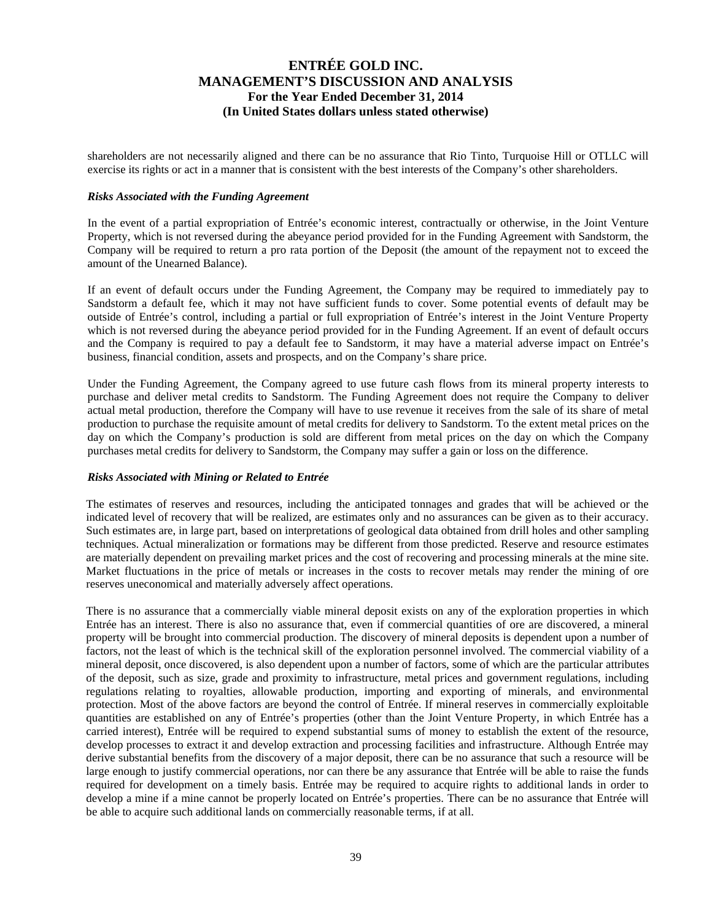shareholders are not necessarily aligned and there can be no assurance that Rio Tinto, Turquoise Hill or OTLLC will exercise its rights or act in a manner that is consistent with the best interests of the Company's other shareholders.

***Risks Associated with the Funding Agreement***

In the event of a partial expropriation of Entrée's economic interest, contractually or otherwise, in the Joint Venture Property, which is not reversed during the abeyance period provided for in the Funding Agreement with Sandstorm, the Company will be required to return a pro rata portion of the Deposit (the amount of the repayment not to exceed the amount of the Unearned Balance).

If an event of default occurs under the Funding Agreement, the Company may be required to immediately pay to Sandstorm a default fee, which it may not have sufficient funds to cover. Some potential events of default may be outside of Entrée's control, including a partial or full expropriation of Entrée's interest in the Joint Venture Property which is not reversed during the abeyance period provided for in the Funding Agreement. If an event of default occurs and the Company is required to pay a default fee to Sandstorm, it may have a material adverse impact on Entrée's business, financial condition, assets and prospects, and on the Company's share price.

Under the Funding Agreement, the Company agreed to use future cash flows from its mineral property interests to purchase and deliver metal credits to Sandstorm. The Funding Agreement does not require the Company to deliver actual metal production, therefore the Company will have to use revenue it receives from the sale of its share of metal production to purchase the requisite amount of metal credits for delivery to Sandstorm. To the extent metal prices on the day on which the Company's production is sold are different from metal prices on the day on which the Company purchases metal credits for delivery to Sandstorm, the Company may suffer a gain or loss on the difference.

***Risks Associated with Mining or Related to Entrée***

The estimates of reserves and resources, including the anticipated tonnages and grades that will be achieved or the indicated level of recovery that will be realized, are estimates only and no assurances can be given as to their accuracy. Such estimates are, in large part, based on interpretations of geological data obtained from drill holes and other sampling techniques. Actual mineralization or formations may be different from those predicted. Reserve and resource estimates are materially dependent on prevailing market prices and the cost of recovering and processing minerals at the mine site. Market fluctuations in the price of metals or increases in the costs to recover metals may render the mining of ore reserves uneconomical and materially adversely affect operations.

There is no assurance that a commercially viable mineral deposit exists on any of the exploration properties in which Entrée has an interest. There is also no assurance that, even if commercial quantities of ore are discovered, a mineral property will be brought into commercial production. The discovery of mineral deposits is dependent upon a number of factors, not the least of which is the technical skill of the exploration personnel involved. The commercial viability of a mineral deposit, once discovered, is also dependent upon a number of factors, some of which are the particular attributes of the deposit, such as size, grade and proximity to infrastructure, metal prices and government regulations, including regulations relating to royalties, allowable production, importing and exporting of minerals, and environmental protection. Most of the above factors are beyond the control of Entrée. If mineral reserves in commercially exploitable quantities are established on any of Entrée's properties (other than the Joint Venture Property, in which Entrée has a carried interest), Entrée will be required to expend substantial sums of money to establish the extent of the resource, develop processes to extract it and develop extraction and processing facilities and infrastructure. Although Entrée may derive substantial benefits from the discovery of a major deposit, there can be no assurance that such a resource will be large enough to justify commercial operations, nor can there be any assurance that Entrée will be able to raise the funds required for development on a timely basis. Entrée may be required to acquire rights to additional lands in order to develop a mine if a mine cannot be properly located on Entrée's properties. There can be no assurance that Entrée will be able to acquire such additional lands on commercially reasonable terms, if at all.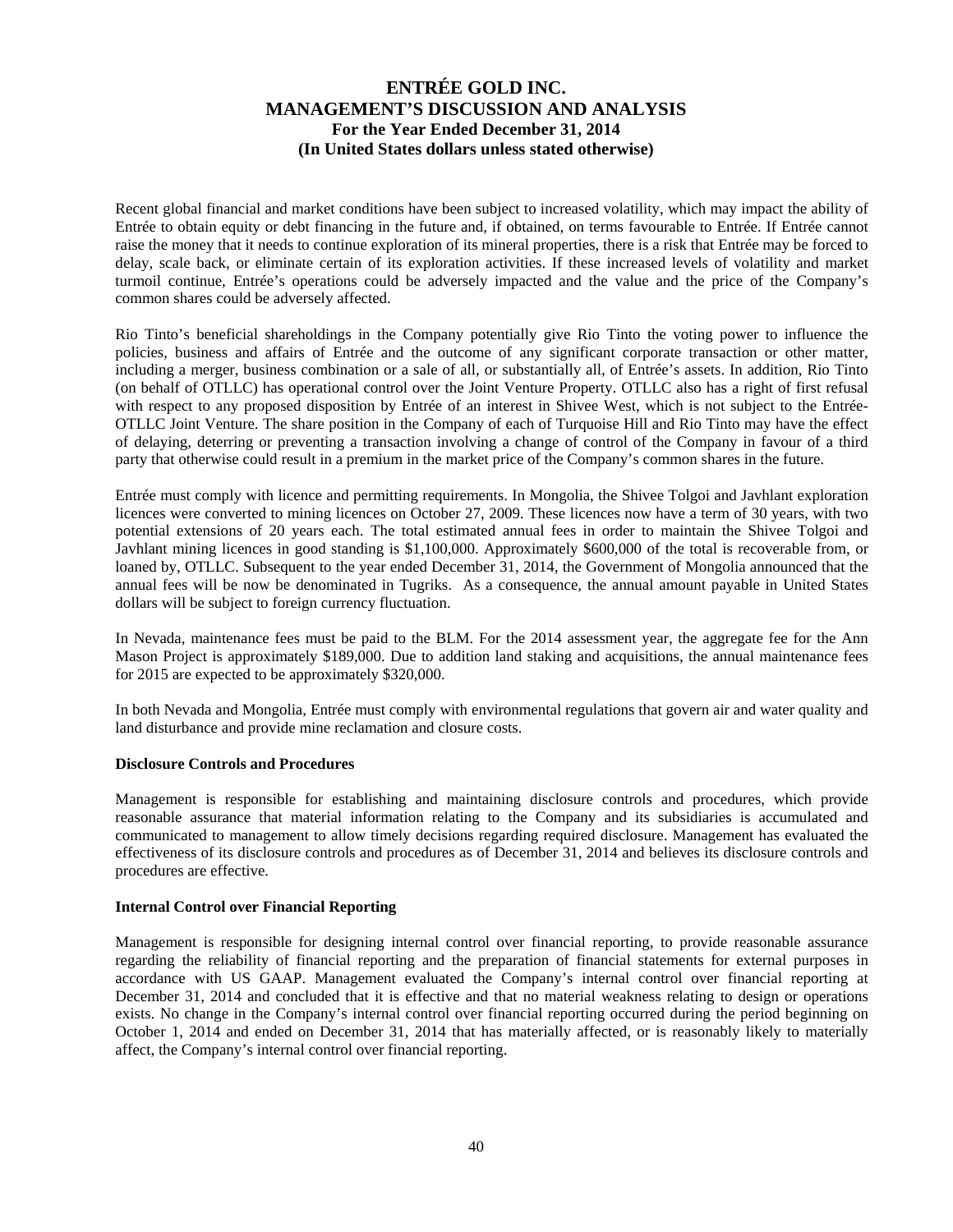Recent global financial and market conditions have been subject to increased volatility, which may impact the ability of Entrée to obtain equity or debt financing in the future and, if obtained, on terms favourable to Entrée. If Entrée cannot raise the money that it needs to continue exploration of its mineral properties, there is a risk that Entrée may be forced to delay, scale back, or eliminate certain of its exploration activities. If these increased levels of volatility and market turmoil continue, Entrée's operations could be adversely impacted and the value and the price of the Company's common shares could be adversely affected.

Rio Tinto's beneficial shareholdings in the Company potentially give Rio Tinto the voting power to influence the policies, business and affairs of Entrée and the outcome of any significant corporate transaction or other matter, including a merger, business combination or a sale of all, or substantially all, of Entrée's assets. In addition, Rio Tinto (on behalf of OTLLC) has operational control over the Joint Venture Property. OTLLC also has a right of first refusal with respect to any proposed disposition by Entrée of an interest in Shivee West, which is not subject to the Entrée-OTLLC Joint Venture. The share position in the Company of each of Turquoise Hill and Rio Tinto may have the effect of delaying, deterring or preventing a transaction involving a change of control of the Company in favour of a third party that otherwise could result in a premium in the market price of the Company's common shares in the future.

Entrée must comply with licence and permitting requirements. In Mongolia, the Shivee Tolgoi and Javhlant exploration licences were converted to mining licences on October 27, 2009. These licences now have a term of 30 years, with two potential extensions of 20 years each. The total estimated annual fees in order to maintain the Shivee Tolgoi and Javhlant mining licences in good standing is $1,100,000. Approximately $600,000 of the total is recoverable from, or loaned by, OTLLC. Subsequent to the year ended December 31, 2014, the Government of Mongolia announced that the annual fees will be now be denominated in Tugriks. As a consequence, the annual amount payable in United States dollars will be subject to foreign currency fluctuation.

In Nevada, maintenance fees must be paid to the BLM. For the 2014 assessment year, the aggregate fee for the Ann Mason Project is approximately $189,000. Due to addition land staking and acquisitions, the annual maintenance fees for 2015 are expected to be approximately $320,000.

In both Nevada and Mongolia, Entrée must comply with environmental regulations that govern air and water quality and land disturbance and provide mine reclamation and closure costs.

**Disclosure Controls and Procedures**

Management is responsible for establishing and maintaining disclosure controls and procedures, which provide reasonable assurance that material information relating to the Company and its subsidiaries is accumulated and communicated to management to allow timely decisions regarding required disclosure. Management has evaluated the effectiveness of its disclosure controls and procedures as of December 31, 2014 and believes its disclosure controls and procedures are effective.

**Internal Control over Financial Reporting**

Management is responsible for designing internal control over financial reporting, to provide reasonable assurance regarding the reliability of financial reporting and the preparation of financial statements for external purposes in accordance with US GAAP. Management evaluated the Company's internal control over financial reporting at December 31, 2014 and concluded that it is effective and that no material weakness relating to design or operations exists. No change in the Company's internal control over financial reporting occurred during the period beginning on October 1, 2014 and ended on December 31, 2014 that has materially affected, or is reasonably likely to materially affect, the Company's internal control over financial reporting.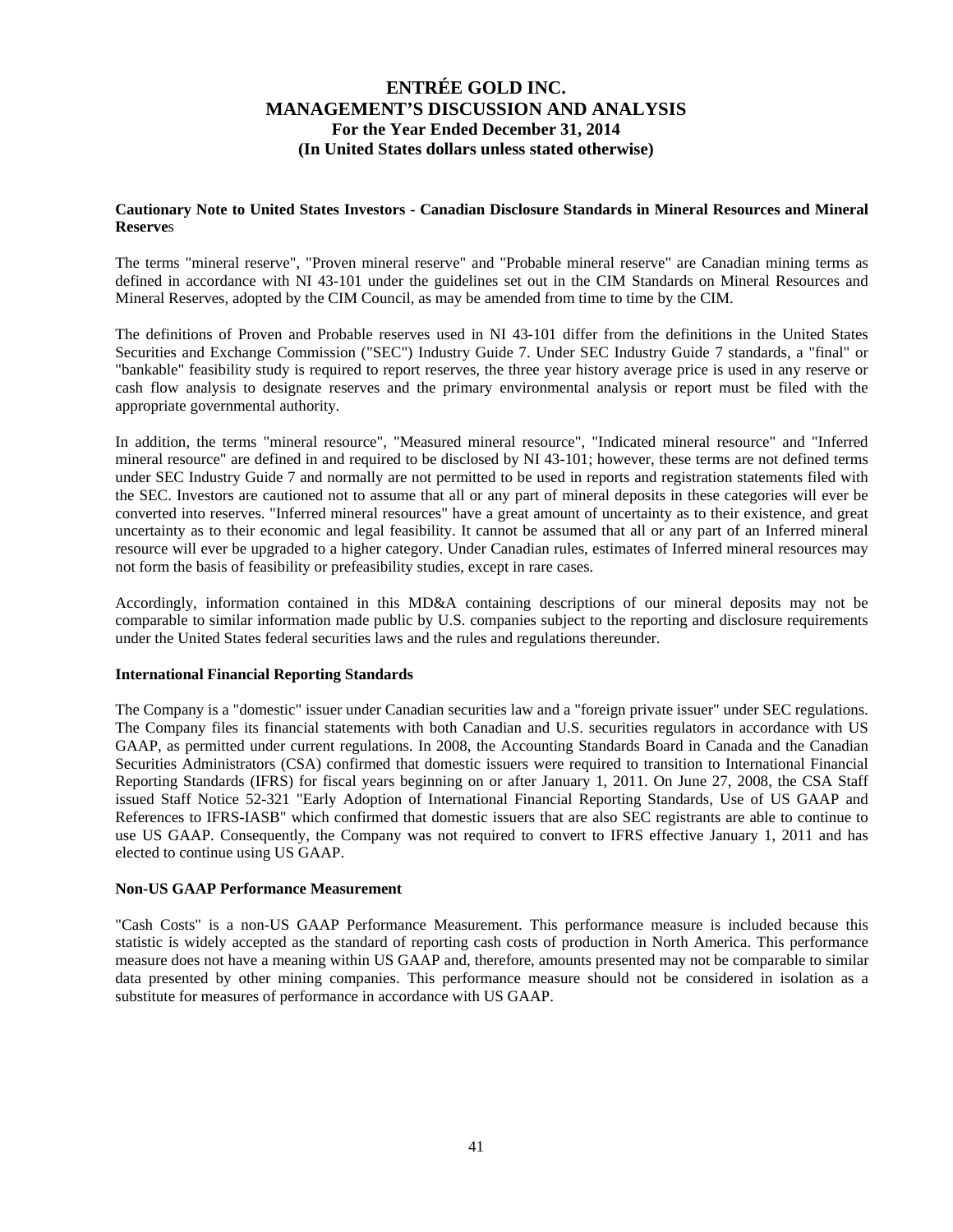**Cautionary Note to United States Investors - Canadian Disclosure Standards in Mineral Resources and Mineral Reserves**

The terms "mineral reserve", "Proven mineral reserve" and "Probable mineral reserve" are Canadian mining terms as defined in accordance with NI 43-101 under the guidelines set out in the CIM Standards on Mineral Resources and Mineral Reserves, adopted by the CIM Council, as may be amended from time to time by the CIM.

The definitions of Proven and Probable reserves used in NI 43-101 differ from the definitions in the United States Securities and Exchange Commission ("SEC") Industry Guide 7. Under SEC Industry Guide 7 standards, a "final" or "bankable" feasibility study is required to report reserves, the three year history average price is used in any reserve or cash flow analysis to designate reserves and the primary environmental analysis or report must be filed with the appropriate governmental authority.

In addition, the terms "mineral resource", "Measured mineral resource", "Indicated mineral resource" and "Inferred mineral resource" are defined in and required to be disclosed by NI 43-101; however, these terms are not defined terms under SEC Industry Guide 7 and normally are not permitted to be used in reports and registration statements filed with the SEC. Investors are cautioned not to assume that all or any part of mineral deposits in these categories will ever be converted into reserves. "Inferred mineral resources" have a great amount of uncertainty as to their existence, and great uncertainty as to their economic and legal feasibility. It cannot be assumed that all or any part of an Inferred mineral resource will ever be upgraded to a higher category. Under Canadian rules, estimates of Inferred mineral resources may not form the basis of feasibility or prefeasibility studies, except in rare cases.

Accordingly, information contained in this MD&A containing descriptions of our mineral deposits may not be comparable to similar information made public by U.S. companies subject to the reporting and disclosure requirements under the United States federal securities laws and the rules and regulations thereunder.

**International Financial Reporting Standards**

The Company is a "domestic" issuer under Canadian securities law and a "foreign private issuer" under SEC regulations. The Company files its financial statements with both Canadian and U.S. securities regulators in accordance with US GAAP, as permitted under current regulations. In 2008, the Accounting Standards Board in Canada and the Canadian Securities Administrators (CSA) confirmed that domestic issuers were required to transition to International Financial Reporting Standards (IFRS) for fiscal years beginning on or after January 1, 2011. On June 27, 2008, the CSA Staff issued Staff Notice 52-321 "Early Adoption of International Financial Reporting Standards, Use of US GAAP and References to IFRS-IASB" which confirmed that domestic issuers that are also SEC registrants are able to continue to use US GAAP. Consequently, the Company was not required to convert to IFRS effective January 1, 2011 and has elected to continue using US GAAP.

**Non-US GAAP Performance Measurement**

"Cash Costs" is a non-US GAAP Performance Measurement. This performance measure is included because this statistic is widely accepted as the standard of reporting cash costs of production in North America. This performance measure does not have a meaning within US GAAP and, therefore, amounts presented may not be comparable to similar data presented by other mining companies. This performance measure should not be considered in isolation as a substitute for measures of performance in accordance with US GAAP.